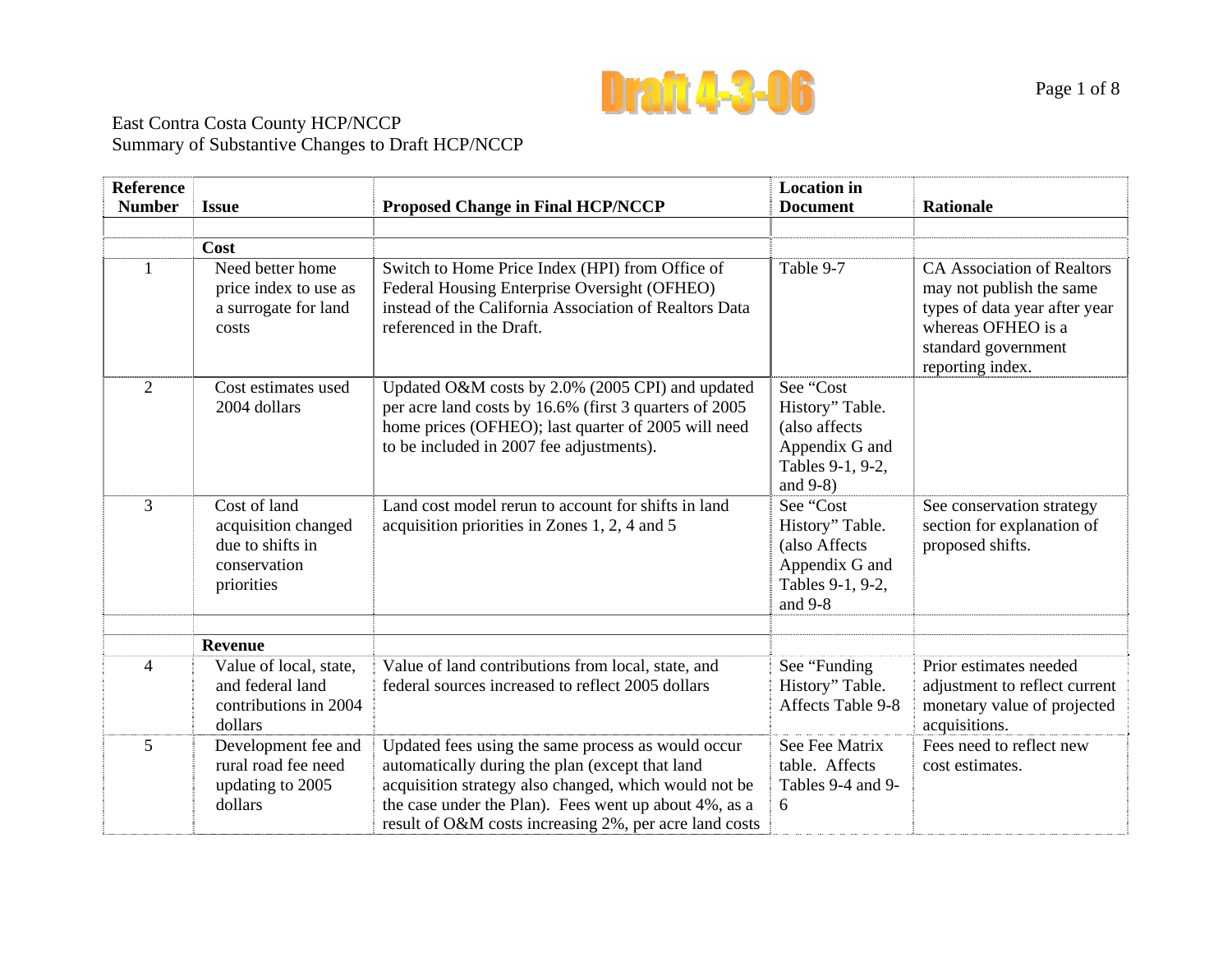Draft 4-3-06

East Contra Costa County HCP/NCCP
Summary of Substantive Changes to Draft HCP/NCCP

| Reference Number | Issue | Proposed Change in Final HCP/NCCP | Location in Document | Rationale |
|---|---|---|---|---|
| | | | | |
| | **Cost** | | | |
| 1 | Need better home price index to use as a surrogate for land costs | Switch to Home Price Index (HPI) from Office of Federal Housing Enterprise Oversight (OFHEO) instead of the California Association of Realtors Data referenced in the Draft. | Table 9-7 | CA Association of Realtors may not publish the same types of data year after year whereas OFHEO is a standard government reporting index. |
| 2 | Cost estimates used 2004 dollars | Updated O&M costs by 2.0% (2005 CPI) and updated per acre land costs by 16.6% (first 3 quarters of 2005 home prices (OFHEO); last quarter of 2005 will need to be included in 2007 fee adjustments). | See "Cost History" Table. (also affects Appendix G and Tables 9-1, 9-2, and 9-8) | |
| 3 | Cost of land acquisition changed due to shifts in conservation priorities | Land cost model rerun to account for shifts in land acquisition priorities in Zones 1, 2, 4 and 5 | See "Cost History" Table. (also Affects Appendix G and Tables 9-1, 9-2, and 9-8 | See conservation strategy section for explanation of proposed shifts. |
| | | | | |
| | **Revenue** | | | |
| 4 | Value of local, state, and federal land contributions in 2004 dollars | Value of land contributions from local, state, and federal sources increased to reflect 2005 dollars | See "Funding History" Table. Affects Table 9-8 | Prior estimates needed adjustment to reflect current monetary value of projected acquisitions. |
| 5 | Development fee and rural road fee need updating to 2005 dollars | Updated fees using the same process as would occur automatically during the plan (except that land acquisition strategy also changed, which would not be the case under the Plan). Fees went up about 4%, as a result of O&M costs increasing 2%, per acre land costs | See Fee Matrix table. Affects Tables 9-4 and 9-6 | Fees need to reflect new cost estimates. |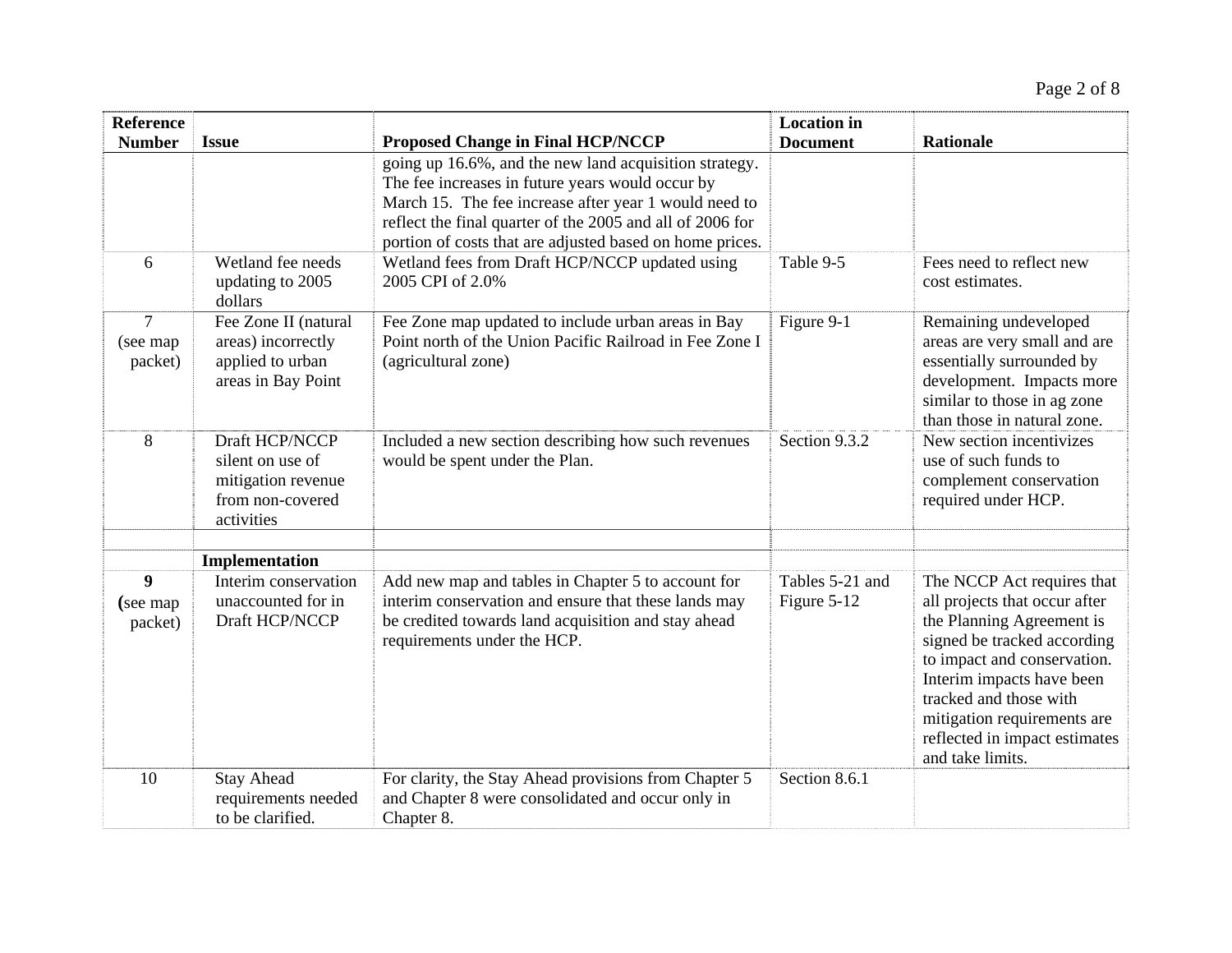| Reference Number | Issue | Proposed Change in Final HCP/NCCP | Location in Document | Rationale |
|---|---|---|---|---|
| | | going up 16.6%, and the new land acquisition strategy. The fee increases in future years would occur by March 15. The fee increase after year 1 would need to reflect the final quarter of the 2005 and all of 2006 for portion of costs that are adjusted based on home prices. | | |
| 6 | Wetland fee needs updating to 2005 dollars | Wetland fees from Draft HCP/NCCP updated using 2005 CPI of 2.0% | Table 9-5 | Fees need to reflect new cost estimates. |
| 7 (see map packet) | Fee Zone II (natural areas) incorrectly applied to urban areas in Bay Point | Fee Zone map updated to include urban areas in Bay Point north of the Union Pacific Railroad in Fee Zone I (agricultural zone) | Figure 9-1 | Remaining undeveloped areas are very small and are essentially surrounded by development. Impacts more similar to those in ag zone than those in natural zone. |
| 8 | Draft HCP/NCCP silent on use of mitigation revenue from non-covered activities | Included a new section describing how such revenues would be spent under the Plan. | Section 9.3.2 | New section incentivizes use of such funds to complement conservation required under HCP. |
| | | | | |
| | **Implementation** | | | |
| **9** (see map packet) | Interim conservation unaccounted for in Draft HCP/NCCP | Add new map and tables in Chapter 5 to account for interim conservation and ensure that these lands may be credited towards land acquisition and stay ahead requirements under the HCP. | Tables 5-21 and Figure 5-12 | The NCCP Act requires that all projects that occur after the Planning Agreement is signed be tracked according to impact and conservation. Interim impacts have been tracked and those with mitigation requirements are reflected in impact estimates and take limits. |
| 10 | Stay Ahead requirements needed to be clarified. | For clarity, the Stay Ahead provisions from Chapter 5 and Chapter 8 were consolidated and occur only in Chapter 8. | Section 8.6.1 | |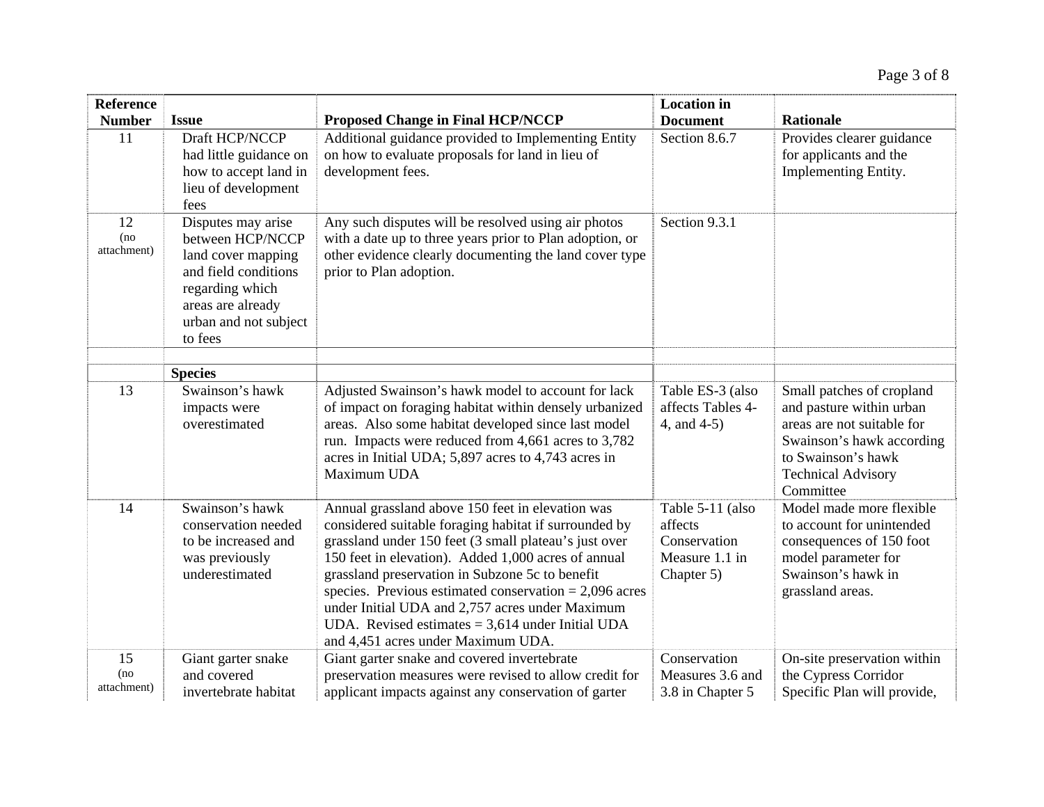| Reference Number | Issue | Proposed Change in Final HCP/NCCP | Location in Document | Rationale |
|---|---|---|---|---|
| 11 | Draft HCP/NCCP had little guidance on how to accept land in lieu of development fees | Additional guidance provided to Implementing Entity on how to evaluate proposals for land in lieu of development fees. | Section 8.6.7 | Provides clearer guidance for applicants and the Implementing Entity. |
| 12 (no attachment) | Disputes may arise between HCP/NCCP land cover mapping and field conditions regarding which areas are already urban and not subject to fees | Any such disputes will be resolved using air photos with a date up to three years prior to Plan adoption, or other evidence clearly documenting the land cover type prior to Plan adoption. | Section 9.3.1 | |
| | | | | |
| | **Species** | | | |
| 13 | Swainson's hawk impacts were overestimated | Adjusted Swainson's hawk model to account for lack of impact on foraging habitat within densely urbanized areas. Also some habitat developed since last model run. Impacts were reduced from 4,661 acres to 3,782 acres in Initial UDA; 5,897 acres to 4,743 acres in Maximum UDA | Table ES-3 (also affects Tables 4-4, and 4-5) | Small patches of cropland and pasture within urban areas are not suitable for Swainson's hawk according to Swainson's hawk Technical Advisory Committee |
| 14 | Swainson's hawk conservation needed to be increased and was previously underestimated | Annual grassland above 150 feet in elevation was considered suitable foraging habitat if surrounded by grassland under 150 feet (3 small plateau's just over 150 feet in elevation). Added 1,000 acres of annual grassland preservation in Subzone 5c to benefit species. Previous estimated conservation = 2,096 acres under Initial UDA and 2,757 acres under Maximum UDA. Revised estimates = 3,614 under Initial UDA and 4,451 acres under Maximum UDA. | Table 5-11 (also affects Conservation Measure 1.1 in Chapter 5) | Model made more flexible to account for unintended consequences of 150 foot model parameter for Swainson's hawk in grassland areas. |
| 15 (no attachment) | Giant garter snake and covered invertebrate habitat | Giant garter snake and covered invertebrate preservation measures were revised to allow credit for applicant impacts against any conservation of garter | Conservation Measures 3.6 and 3.8 in Chapter 5 | On-site preservation within the Cypress Corridor Specific Plan will provide, |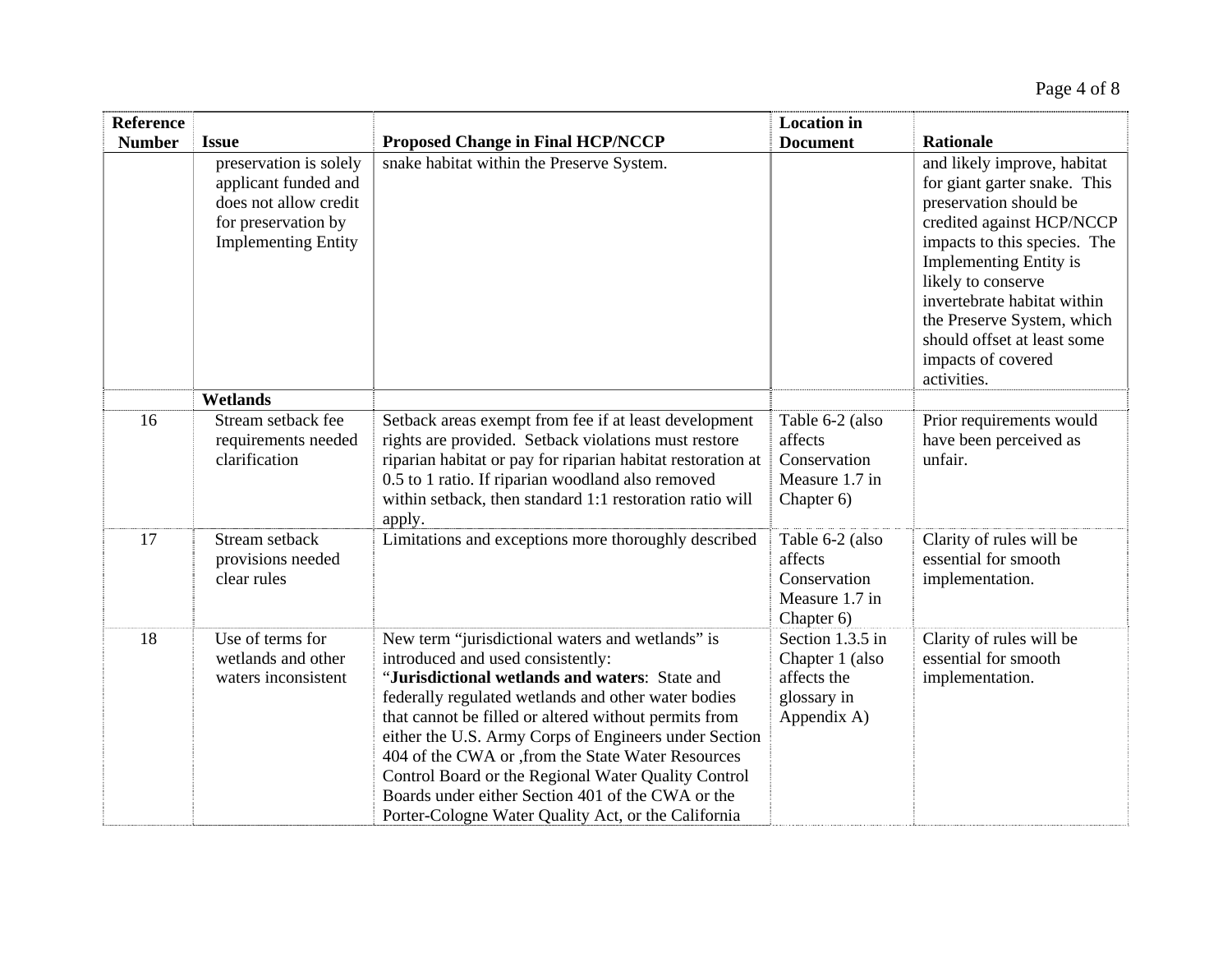| Reference Number | Issue | Proposed Change in Final HCP/NCCP | Location in Document | Rationale |
|---|---|---|---|---|
| | preservation is solely applicant funded and does not allow credit for preservation by Implementing Entity | snake habitat within the Preserve System. | | and likely improve, habitat for giant garter snake. This preservation should be credited against HCP/NCCP impacts to this species. The Implementing Entity is likely to conserve invertebrate habitat within the Preserve System, which should offset at least some impacts of covered activities. |
| | **Wetlands** | | | |
| 16 | Stream setback fee requirements needed clarification | Setback areas exempt from fee if at least development rights are provided. Setback violations must restore riparian habitat or pay for riparian habitat restoration at 0.5 to 1 ratio. If riparian woodland also removed within setback, then standard 1:1 restoration ratio will apply. | Table 6-2 (also affects Conservation Measure 1.7 in Chapter 6) | Prior requirements would have been perceived as unfair. |
| 17 | Stream setback provisions needed clear rules | Limitations and exceptions more thoroughly described | Table 6-2 (also affects Conservation Measure 1.7 in Chapter 6) | Clarity of rules will be essential for smooth implementation. |
| 18 | Use of terms for wetlands and other waters inconsistent | New term "jurisdictional waters and wetlands" is introduced and used consistently: "**Jurisdictional wetlands and waters**: State and federally regulated wetlands and other water bodies that cannot be filled or altered without permits from either the U.S. Army Corps of Engineers under Section 404 of the CWA or ,from the State Water Resources Control Board or the Regional Water Quality Control Boards under either Section 401 of the CWA or the Porter-Cologne Water Quality Act, or the California | Section 1.3.5 in Chapter 1 (also affects the glossary in Appendix A) | Clarity of rules will be essential for smooth implementation. |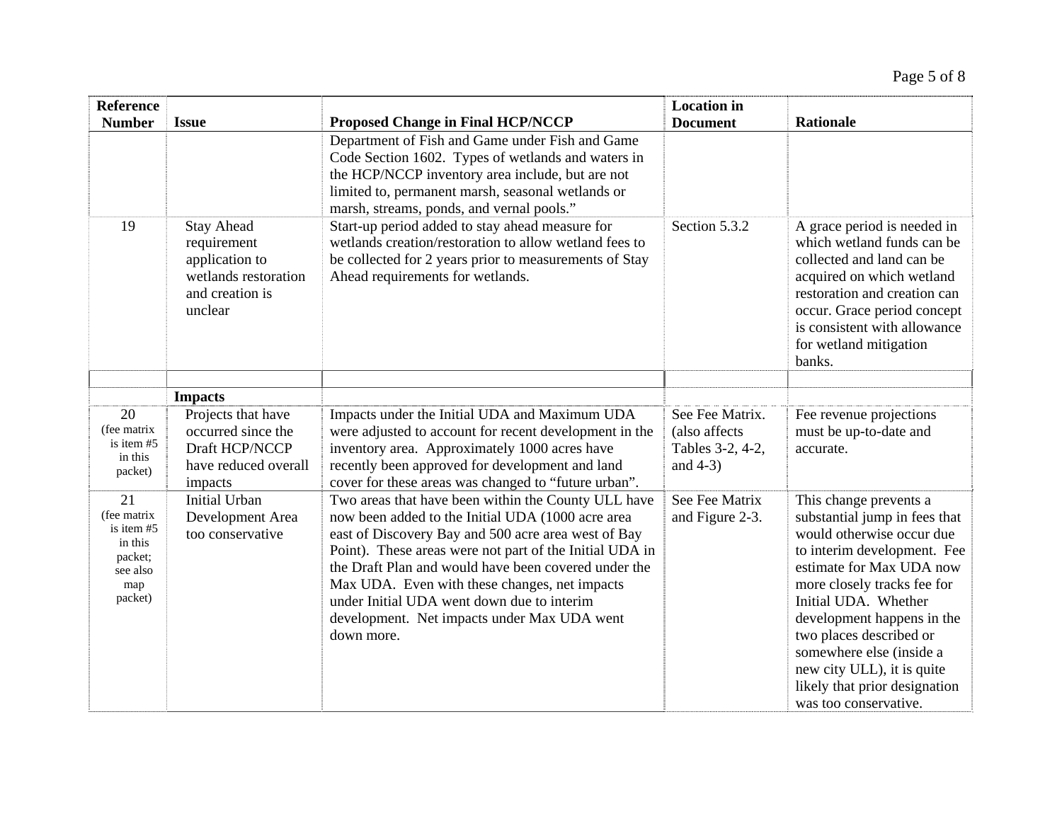| Reference Number | Issue | Proposed Change in Final HCP/NCCP | Location in Document | Rationale |
|---|---|---|---|---|
| | | Department of Fish and Game under Fish and Game Code Section 1602. Types of wetlands and waters in the HCP/NCCP inventory area include, but are not limited to, permanent marsh, seasonal wetlands or marsh, streams, ponds, and vernal pools." | | |
| 19 | Stay Ahead requirement application to wetlands restoration and creation is unclear | Start-up period added to stay ahead measure for wetlands creation/restoration to allow wetland fees to be collected for 2 years prior to measurements of Stay Ahead requirements for wetlands. | Section 5.3.2 | A grace period is needed in which wetland funds can be collected and land can be acquired on which wetland restoration and creation can occur. Grace period concept is consistent with allowance for wetland mitigation banks. |
| | | | | |
| | **Impacts** | | | |
| 20 (fee matrix is item #5 in this packet) | Projects that have occurred since the Draft HCP/NCCP have reduced overall impacts | Impacts under the Initial UDA and Maximum UDA were adjusted to account for recent development in the inventory area. Approximately 1000 acres have recently been approved for development and land cover for these areas was changed to "future urban". | See Fee Matrix. (also affects Tables 3-2, 4-2, and 4-3) | Fee revenue projections must be up-to-date and accurate. |
| 21 (fee matrix is item #5 in this packet; see also map packet) | Initial Urban Development Area too conservative | Two areas that have been within the County ULL have now been added to the Initial UDA (1000 acre area east of Discovery Bay and 500 acre area west of Bay Point). These areas were not part of the Initial UDA in the Draft Plan and would have been covered under the Max UDA. Even with these changes, net impacts under Initial UDA went down due to interim development. Net impacts under Max UDA went down more. | See Fee Matrix and Figure 2-3. | This change prevents a substantial jump in fees that would otherwise occur due to interim development. Fee estimate for Max UDA now more closely tracks fee for Initial UDA. Whether development happens in the two places described or somewhere else (inside a new city ULL), it is quite likely that prior designation was too conservative. |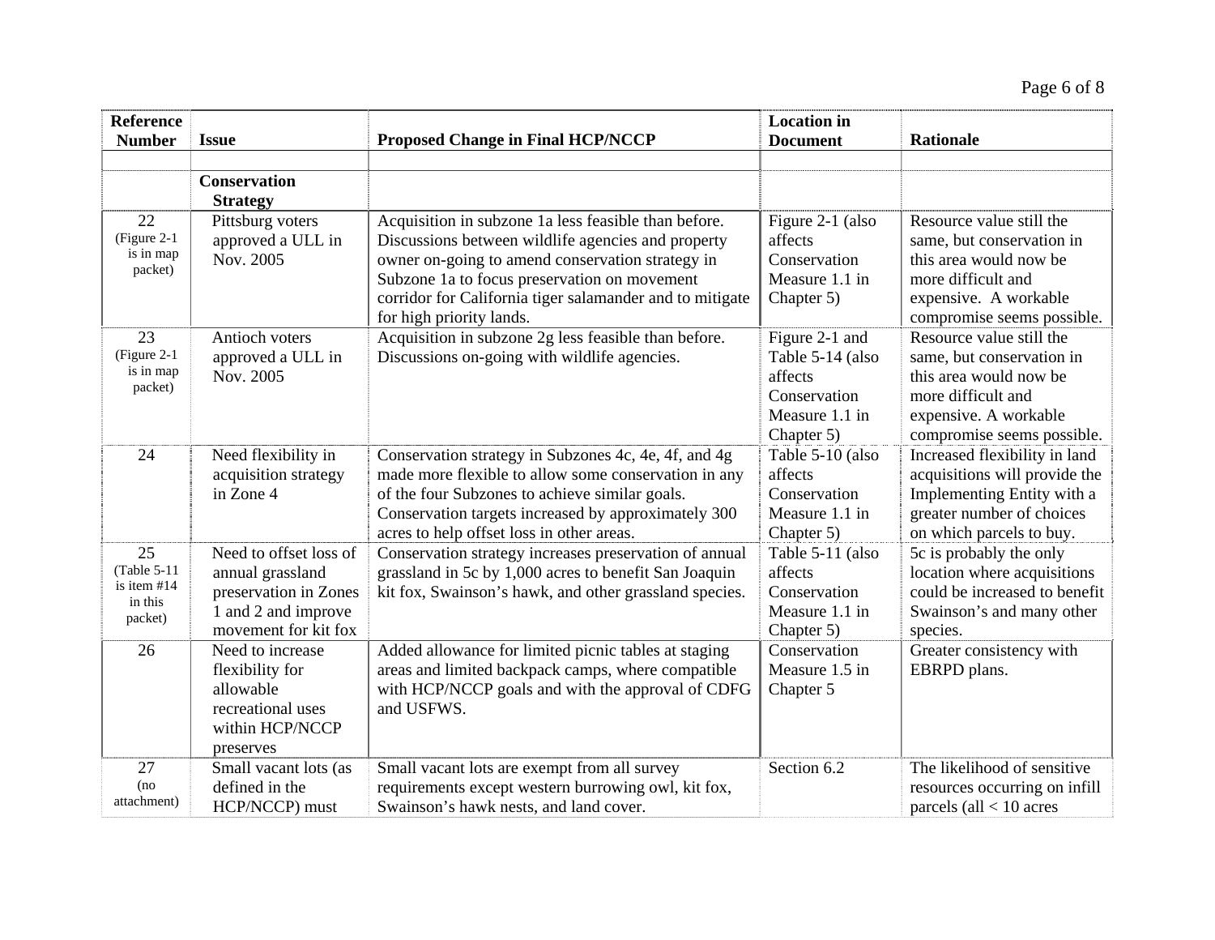| Reference Number | Issue | Proposed Change in Final HCP/NCCP | Location in Document | Rationale |
|---|---|---|---|---|
| | | | | |
| | **Conservation Strategy** | | | |
| 22 (Figure 2-1 is in map packet) | Pittsburg voters approved a ULL in Nov. 2005 | Acquisition in subzone 1a less feasible than before. Discussions between wildlife agencies and property owner on-going to amend conservation strategy in Subzone 1a to focus preservation on movement corridor for California tiger salamander and to mitigate for high priority lands. | Figure 2-1 (also affects Conservation Measure 1.1 in Chapter 5) | Resource value still the same, but conservation in this area would now be more difficult and expensive. A workable compromise seems possible. |
| 23 (Figure 2-1 is in map packet) | Antioch voters approved a ULL in Nov. 2005 | Acquisition in subzone 2g less feasible than before. Discussions on-going with wildlife agencies. | Figure 2-1 and Table 5-14 (also affects Conservation Measure 1.1 in Chapter 5) | Resource value still the same, but conservation in this area would now be more difficult and expensive. A workable compromise seems possible. |
| 24 | Need flexibility in acquisition strategy in Zone 4 | Conservation strategy in Subzones 4c, 4e, 4f, and 4g made more flexible to allow some conservation in any of the four Subzones to achieve similar goals. Conservation targets increased by approximately 300 acres to help offset loss in other areas. | Table 5-10 (also affects Conservation Measure 1.1 in Chapter 5) | Increased flexibility in land acquisitions will provide the Implementing Entity with a greater number of choices on which parcels to buy. |
| 25 (Table 5-11 is item #14 in this packet) | Need to offset loss of annual grassland preservation in Zones 1 and 2 and improve movement for kit fox | Conservation strategy increases preservation of annual grassland in 5c by 1,000 acres to benefit San Joaquin kit fox, Swainson's hawk, and other grassland species. | Table 5-11 (also affects Conservation Measure 1.1 in Chapter 5) | 5c is probably the only location where acquisitions could be increased to benefit Swainson's and many other species. |
| 26 | Need to increase flexibility for allowable recreational uses within HCP/NCCP preserves | Added allowance for limited picnic tables at staging areas and limited backpack camps, where compatible with HCP/NCCP goals and with the approval of CDFG and USFWS. | Conservation Measure 1.5 in Chapter 5 | Greater consistency with EBRPD plans. |
| 27 (no attachment) | Small vacant lots (as defined in the HCP/NCCP) must | Small vacant lots are exempt from all survey requirements except western burrowing owl, kit fox, Swainson's hawk nests, and land cover. | Section 6.2 | The likelihood of sensitive resources occurring on infill parcels (all < 10 acres |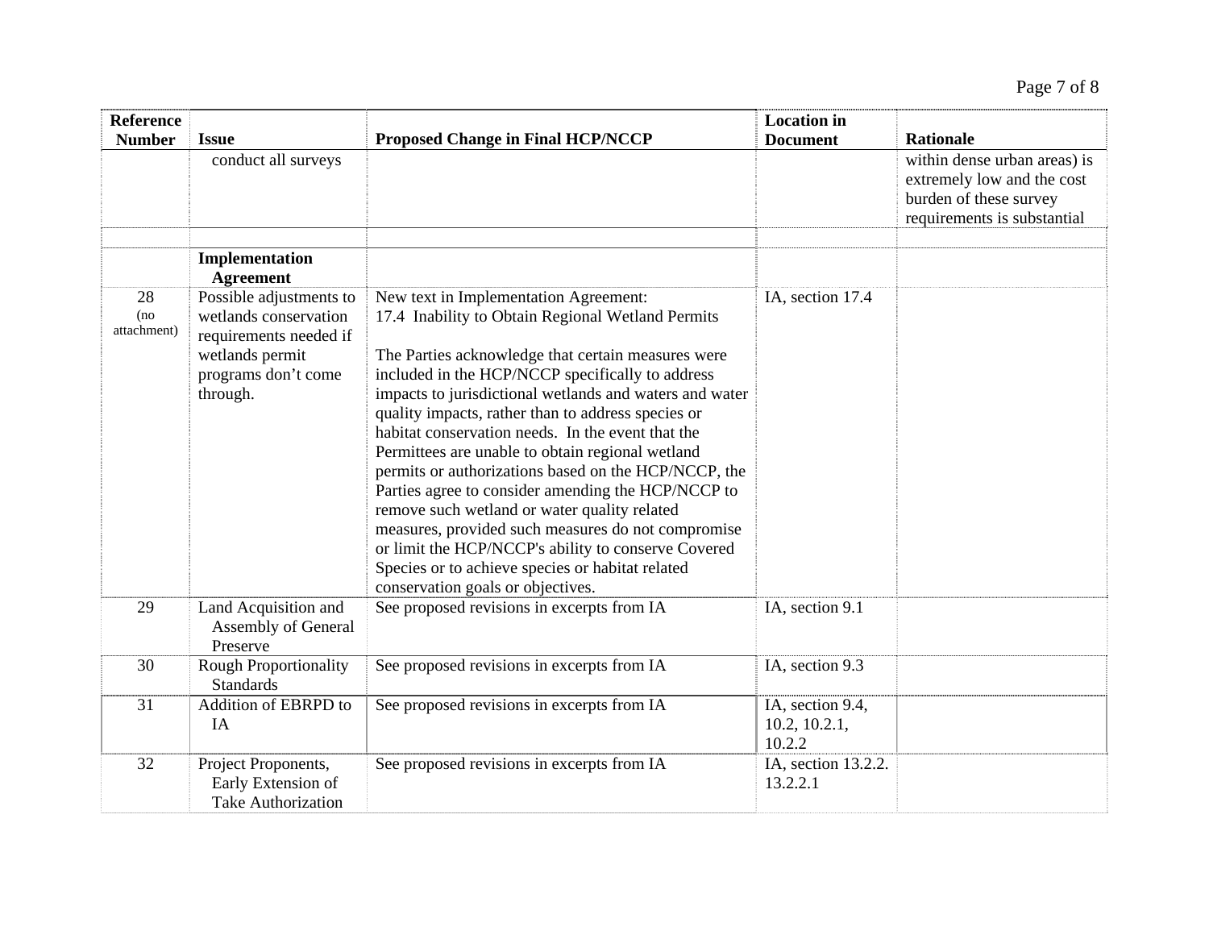| Reference Number | Issue | Proposed Change in Final HCP/NCCP | Location in Document | Rationale |
|---|---|---|---|---|
| | conduct all surveys | | | within dense urban areas) is extremely low and the cost burden of these survey requirements is substantial |
| | | | | |
| | **Implementation Agreement** | | | |
| 28 (no attachment) | Possible adjustments to wetlands conservation requirements needed if wetlands permit programs don't come through. | New text in Implementation Agreement: 17.4 Inability to Obtain Regional Wetland Permits<br><br>The Parties acknowledge that certain measures were included in the HCP/NCCP specifically to address impacts to jurisdictional wetlands and waters and water quality impacts, rather than to address species or habitat conservation needs. In the event that the Permittees are unable to obtain regional wetland permits or authorizations based on the HCP/NCCP, the Parties agree to consider amending the HCP/NCCP to remove such wetland or water quality related measures, provided such measures do not compromise or limit the HCP/NCCP's ability to conserve Covered Species or to achieve species or habitat related conservation goals or objectives. | IA, section 17.4 | |
| 29 | Land Acquisition and Assembly of General Preserve | See proposed revisions in excerpts from IA | IA, section 9.1 | |
| 30 | Rough Proportionality Standards | See proposed revisions in excerpts from IA | IA, section 9.3 | |
| 31 | Addition of EBRPD to IA | See proposed revisions in excerpts from IA | IA, section 9.4, 10.2, 10.2.1, 10.2.2 | |
| 32 | Project Proponents, Early Extension of Take Authorization | See proposed revisions in excerpts from IA | IA, section 13.2.2. 13.2.2.1 | |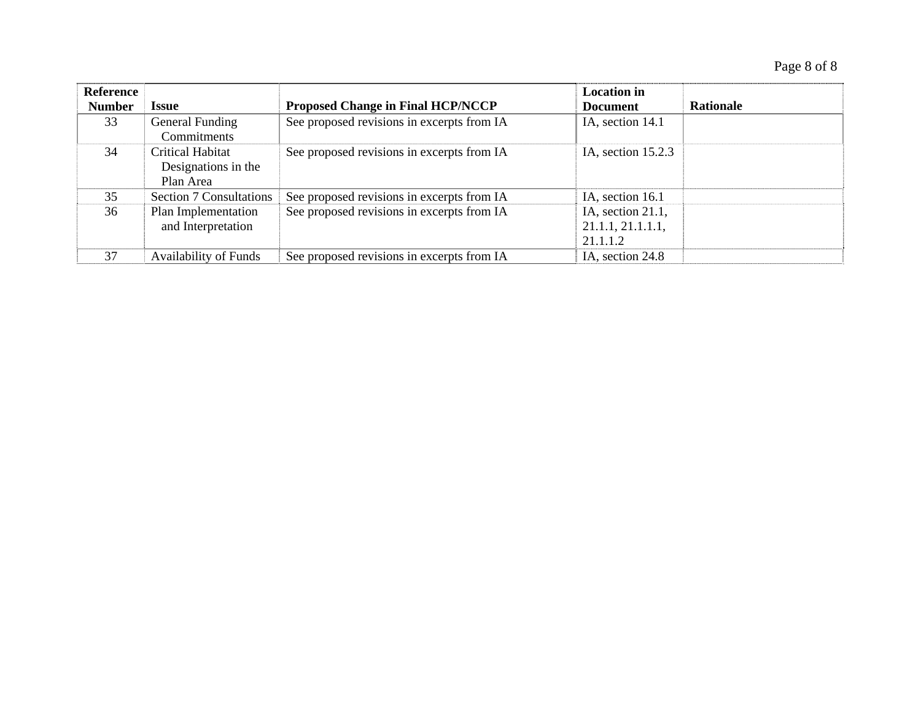| Reference Number | Issue | Proposed Change in Final HCP/NCCP | Location in Document | Rationale |
|---|---|---|---|---|
| 33 | General Funding Commitments | See proposed revisions in excerpts from IA | IA, section 14.1 | |
| 34 | Critical Habitat Designations in the Plan Area | See proposed revisions in excerpts from IA | IA, section 15.2.3 | |
| 35 | Section 7 Consultations | See proposed revisions in excerpts from IA | IA, section 16.1 | |
| 36 | Plan Implementation and Interpretation | See proposed revisions in excerpts from IA | IA, section 21.1, 21.1.1, 21.1.1.1, 21.1.1.2 | |
| 37 | Availability of Funds | See proposed revisions in excerpts from IA | IA, section 24.8 | |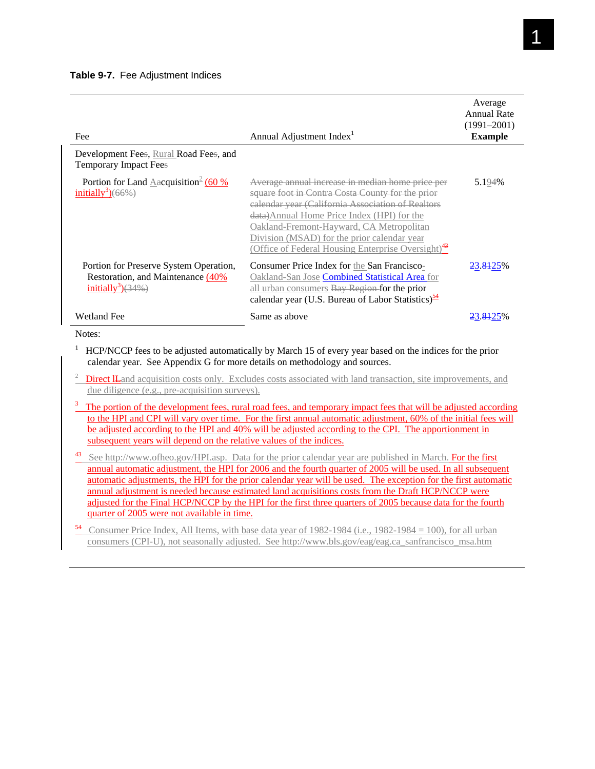**Table 9-7.** Fee Adjustment Indices

| Fee | Annual Adjustment Index[1] | Average Annual Rate (1991–2001) **Example** |
|---|---|---|
| Development Fees, Rural Road Fees, and Temporary Impact Fees | | |
| Portion for Land Aacquisition[2] (60 % initially[3])(66%) | Average annual increase in median home price per square foot in Contra Costa County for the prior calendar year (California Association of Realtors data)Annual Home Price Index (HPI) for the Oakland-Fremont-Hayward, CA Metropolitan Division (MSAD) for the prior calendar year (Office of Federal Housing Enterprise Oversight)[43] | 5.194% |
| Portion for Preserve System Operation, Restoration, and Maintenance (40% initially[3])(34%) | Consumer Price Index for the San Francisco-Oakland-San Jose Combined Statistical Area for all urban consumers Bay Region for the prior calendar year (U.S. Bureau of Labor Statistics)[54] | 23.8125% |
| Wetland Fee | Same as above | 23.8125% |

Notes:

[1] HCP/NCCP fees to be adjusted automatically by March 15 of every year based on the indices for the prior calendar year. See Appendix G for more details on methodology and sources.

[2] Direct lLand acquisition costs only. Excludes costs associated with land transaction, site improvements, and due diligence (e.g., pre-acquisition surveys).

[3] The portion of the development fees, rural road fees, and temporary impact fees that will be adjusted according to the HPI and CPI will vary over time. For the first annual automatic adjustment, 60% of the initial fees will be adjusted according to the HPI and 40% will be adjusted according to the CPI. The apportionment in subsequent years will depend on the relative values of the indices.

[43] See http://www.ofheo.gov/HPI.asp. Data for the prior calendar year are published in March. For the first annual automatic adjustment, the HPI for 2006 and the fourth quarter of 2005 will be used. In all subsequent automatic adjustments, the HPI for the prior calendar year will be used. The exception for the first automatic annual adjustment is needed because estimated land acquisitions costs from the Draft HCP/NCCP were adjusted for the Final HCP/NCCP by the HPI for the first three quarters of 2005 because data for the fourth quarter of 2005 were not available in time.

[54] Consumer Price Index, All Items, with base data year of 1982-1984 (i.e., 1982-1984 = 100), for all urban consumers (CPI-U), not seasonally adjusted. See http://www.bls.gov/eag/eag.ca_sanfrancisco_msa.htm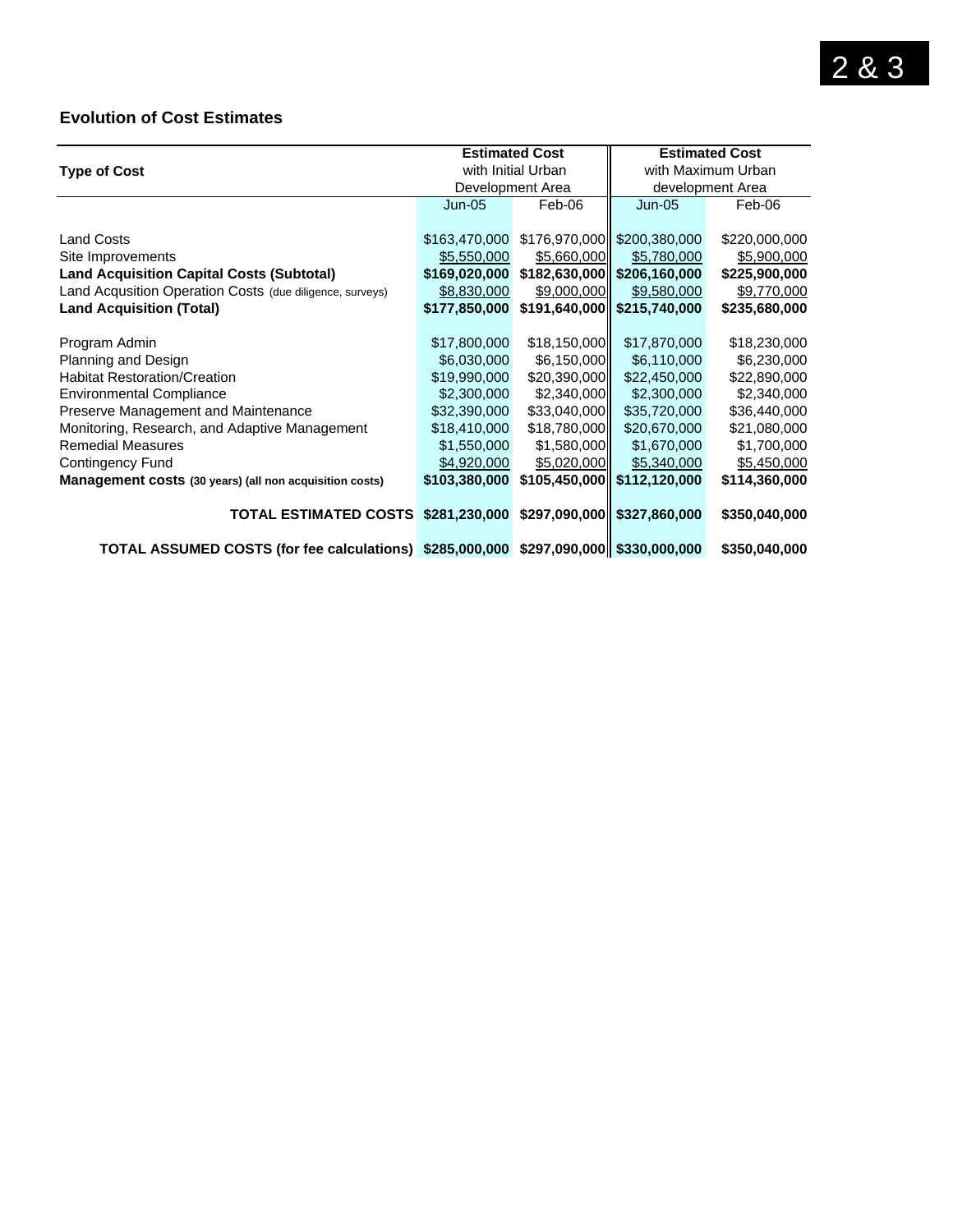2 & 3

## Evolution of Cost Estimates

| Type of Cost | Estimated Cost with Initial Urban Development Area | | Estimated Cost with Maximum Urban development Area | |
|---|---|---|---|---|
| | Jun-05 | Feb-06 | Jun-05 | Feb-06 |
| Land Costs | $163,470,000 | $176,970,000 | $200,380,000 | $220,000,000 |
| Site Improvements | $5,550,000 | $5,660,000 | $5,780,000 | $5,900,000 |
| **Land Acquisition Capital Costs (Subtotal)** | **$169,020,000** | **$182,630,000** | **$206,160,000** | **$225,900,000** |
| Land Acqusition Operation Costs (due diligence, surveys) | $8,830,000 | $9,000,000 | $9,580,000 | $9,770,000 |
| **Land Acquisition (Total)** | **$177,850,000** | **$191,640,000** | **$215,740,000** | **$235,680,000** |
| Program Admin | $17,800,000 | $18,150,000 | $17,870,000 | $18,230,000 |
| Planning and Design | $6,030,000 | $6,150,000 | $6,110,000 | $6,230,000 |
| Habitat Restoration/Creation | $19,990,000 | $20,390,000 | $22,450,000 | $22,890,000 |
| Environmental Compliance | $2,300,000 | $2,340,000 | $2,300,000 | $2,340,000 |
| Preserve Management and Maintenance | $32,390,000 | $33,040,000 | $35,720,000 | $36,440,000 |
| Monitoring, Research, and Adaptive Management | $18,410,000 | $18,780,000 | $20,670,000 | $21,080,000 |
| Remedial Measures | $1,550,000 | $1,580,000 | $1,670,000 | $1,700,000 |
| Contingency Fund | $4,920,000 | $5,020,000 | $5,340,000 | $5,450,000 |
| **Management costs (30 years) (all non acquisition costs)** | **$103,380,000** | **$105,450,000** | **$112,120,000** | **$114,360,000** |
| **TOTAL ESTIMATED COSTS** | **$281,230,000** | **$297,090,000** | **$327,860,000** | **$350,040,000** |
| **TOTAL ASSUMED COSTS (for fee calculations)** | **$285,000,000** | **$297,090,000** | **$330,000,000** | **$350,040,000** |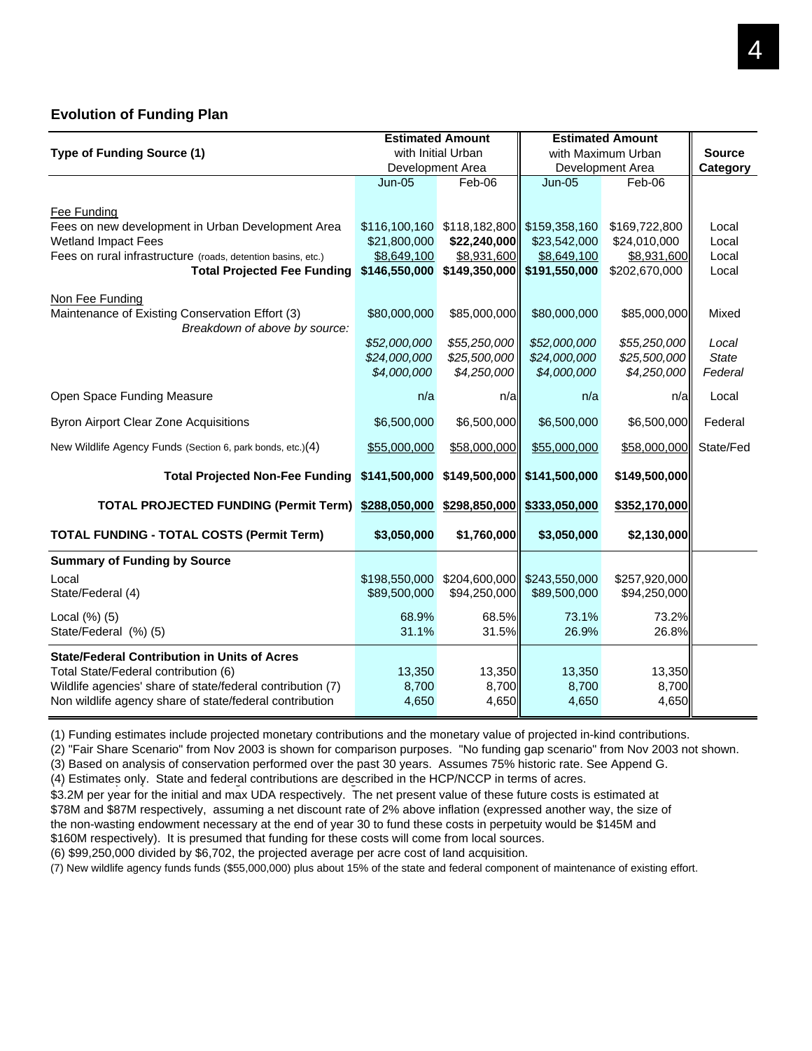## Evolution of Funding Plan

| Type of Funding Source (1) | Estimated Amount with Initial Urban Development Area | | Estimated Amount with Maximum Urban Development Area | | Source Category |
|---|---|---|---|---|---|
| | Jun-05 | Feb-06 | Jun-05 | Feb-06 | |
| Fee Funding | | | | | |
| Fees on new development in Urban Development Area | $116,100,160 | $118,182,800 | $159,358,160 | $169,722,800 | Local |
| Wetland Impact Fees | $21,800,000 | **$22,240,000** | $23,542,000 | $24,010,000 | Local |
| Fees on rural infrastructure (roads, detention basins, etc.) | $8,649,100 | $8,931,600 | $8,649,100 | $8,931,600 | Local |
| **Total Projected Fee Funding** | **$146,550,000** | **$149,350,000** | **$191,550,000** | $202,670,000 | Local |
| Non Fee Funding | | | | | |
| Maintenance of Existing Conservation Effort (3) | $80,000,000 | $85,000,000 | $80,000,000 | $85,000,000 | Mixed |
| *Breakdown of above by source:* | *$52,000,000* | *$55,250,000* | *$52,000,000* | *$55,250,000* | *Local* |
| | *$24,000,000* | *$25,500,000* | *$24,000,000* | *$25,500,000* | *State* |
| | *$4,000,000* | *$4,250,000* | *$4,000,000* | *$4,250,000* | *Federal* |
| Open Space Funding Measure | n/a | n/a | n/a | n/a | Local |
| Byron Airport Clear Zone Acquisitions | $6,500,000 | $6,500,000 | $6,500,000 | $6,500,000 | Federal |
| New Wildlife Agency Funds (Section 6, park bonds, etc.)(4) | $55,000,000 | $58,000,000 | $55,000,000 | $58,000,000 | State/Fed |
| **Total Projected Non-Fee Funding** | **$141,500,000** | **$149,500,000** | **$141,500,000** | **$149,500,000** | |
| **TOTAL PROJECTED FUNDING (Permit Term)** | **$288,050,000** | **$298,850,000** | **$333,050,000** | **$352,170,000** | |
| **TOTAL FUNDING - TOTAL COSTS (Permit Term)** | **$3,050,000** | **$1,760,000** | **$3,050,000** | **$2,130,000** | |
| **Summary of Funding by Source** | | | | | |
| Local | $198,550,000 | $204,600,000 | $243,550,000 | $257,920,000 | |
| State/Federal (4) | $89,500,000 | $94,250,000 | $89,500,000 | $94,250,000 | |
| Local (%) (5) | 68.9% | 68.5% | 73.1% | 73.2% | |
| State/Federal (%) (5) | 31.1% | 31.5% | 26.9% | 26.8% | |
| **State/Federal Contribution in Units of Acres** | | | | | |
| Total State/Federal contribution (6) | 13,350 | 13,350 | 13,350 | 13,350 | |
| Wildlife agencies' share of state/federal contribution (7) | 8,700 | 8,700 | 8,700 | 8,700 | |
| Non wildlife agency share of state/federal contribution | 4,650 | 4,650 | 4,650 | 4,650 | |

(1) Funding estimates include projected monetary contributions and the monetary value of projected in-kind contributions.
(2) "Fair Share Scenario" from Nov 2003 is shown for comparison purposes. "No funding gap scenario" from Nov 2003 not shown.
(3) Based on analysis of conservation performed over the past 30 years. Assumes 75% historic rate. See Append G.
(4) Estimates only. State and federal contributions are described in the HCP/NCCP in terms of acres.
$3.2M per year for the initial and max UDA respectively. The net present value of these future costs is estimated at $78M and $87M respectively, assuming a net discount rate of 2% above inflation (expressed another way, the size of the non-wasting endowment necessary at the end of year 30 to fund these costs in perpetuity would be $145M and $160M respectively). It is presumed that funding for these costs will come from local sources.
(6) $99,250,000 divided by $6,702, the projected average per acre cost of land acquisition.
(7) New wildlife agency funds funds ($55,000,000) plus about 15% of the state and federal component of maintenance of existing effort.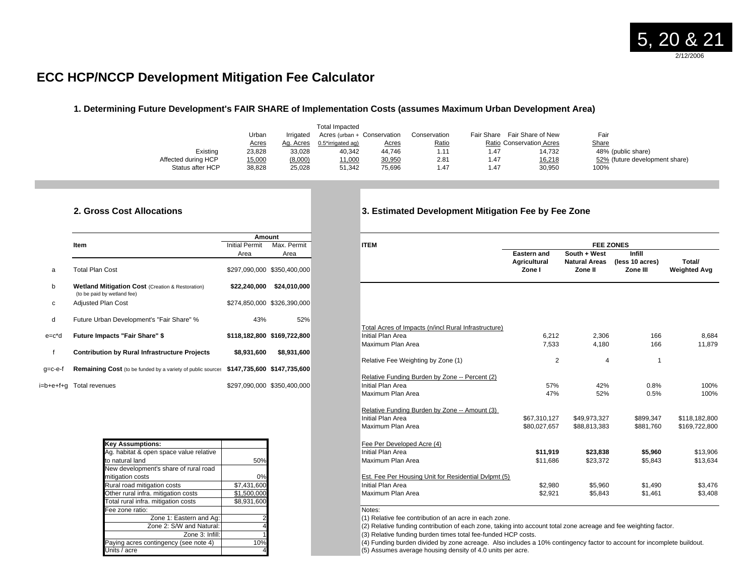5, 20 & 21

2/12/2006

# ECC HCP/NCCP Development Mitigation Fee Calculator

### 1. Determining Future Development's FAIR SHARE of Implementation Costs (assumes Maximum Urban Development Area)

| | Urban Acres | Irrigated Ag. Acres | Total Impacted Acres (urban + 0.5*irrigated ag) | Conservation Acres | Conservation Ratio | Fair Share Ratio | Fair Share of New Conservation Acres | Fair Share | |
|---|---|---|---|---|---|---|---|---|---|
| Existing | 23,828 | 33,028 | 40,342 | 44,746 | 1.11 | 1.47 | 14,732 | 48% | (public share) |
| Affected during HCP | 15,000 | (8,000) | 11,000 | 30,950 | 2.81 | 1.47 | 16,218 | 52% | (future development share) |
| Status after HCP | 38,828 | 25,028 | 51,342 | 75,696 | 1.47 | 1.47 | 30,950 | 100% | |

### 2. Gross Cost Allocations

| | Item | Amount: Initial Permit Area | Amount: Max. Permit Area |
|---|---|---|---|
| a | Total Plan Cost | $297,090,000 | $350,400,000 |
| b | **Wetland Mitigation Cost** (Creation & Restoration) (to be paid by wetland fee) | **$22,240,000** | **$24,010,000** |
| c | Adjusted Plan Cost | $274,850,000 | $326,390,000 |
| d | Future Urban Development's "Fair Share" % | 43% | 52% |
| e=c*d | **Future Impacts "Fair Share" $** | **$118,182,800** | **$169,722,800** |
| f | **Contribution by Rural Infrastructure Projects** | **$8,931,600** | **$8,931,600** |
| g=c-e-f | **Remaining Cost** (to be funded by a variety of public sources) | **$147,735,600** | **$147,735,600** |
| i=b+e+f+g | Total revenues | $297,090,000 | $350,400,000 |

| Key Assumptions: | |
|---|---|
| Ag. habitat & open space value relative to natural land | 50% |
| New development's share of rural road mitigation costs | 0% |
| Rural road mitigation costs | $7,431,600 |
| Other rural infra. mitigation costs | $1,500,000 |
| Total rural infra. mitigation costs | $8,931,600 |
| Fee zone ratio: | |
| Zone 1: Eastern and Ag: | 2 |
| Zone 2: S/W and Natural: | 4 |
| Zone 3: Infill: | 1 |
| Paying acres contingency (see note 4) | 10% |
| Units / acre | 4 |

### 3. Estimated Development Mitigation Fee by Fee Zone

| ITEM | Eastern and Agricultural Zone I | South + West Natural Areas Zone II | Infill (less 10 acres) Zone III | Total/ Weighted Avg |
|---|---|---|---|---|
| Total Acres of Impacts (n/incl Rural Infrastructure) | | | | |
| Initial Plan Area | 6,212 | 2,306 | 166 | 8,684 |
| Maximum Plan Area | 7,533 | 4,180 | 166 | 11,879 |
| Relative Fee Weighting by Zone (1) | 2 | 4 | 1 | |
| Relative Funding Burden by Zone -- Percent (2) | | | | |
| Initial Plan Area | 57% | 42% | 0.8% | 100% |
| Maximum Plan Area | 47% | 52% | 0.5% | 100% |
| Relative Funding Burden by Zone -- Amount (3) | | | | |
| Initial Plan Area | $67,310,127 | $49,973,327 | $899,347 | $118,182,800 |
| Maximum Plan Area | $80,027,657 | $88,813,383 | $881,760 | $169,722,800 |
| Fee Per Developed Acre (4) | | | | |
| Initial Plan Area | **$11,919** | **$23,838** | **$5,960** | $13,906 |
| Maximum Plan Area | $11,686 | $23,372 | $5,843 | $13,634 |
| Est. Fee Per Housing Unit for Residential Dvlpmt (5) | | | | |
| Initial Plan Area | $2,980 | $5,960 | $1,490 | $3,476 |
| Maximum Plan Area | $2,921 | $5,843 | $1,461 | $3,408 |

Notes:
(1) Relative fee contribution of an acre in each zone.
(2) Relative funding contribution of each zone, taking into account total zone acreage and fee weighting factor.
(3) Relative funding burden times total fee-funded HCP costs.
(4) Funding burden divided by zone acreage. Also includes a 10% contingency factor to account for incomplete buildout.
(5) Assumes average housing density of 4.0 units per acre.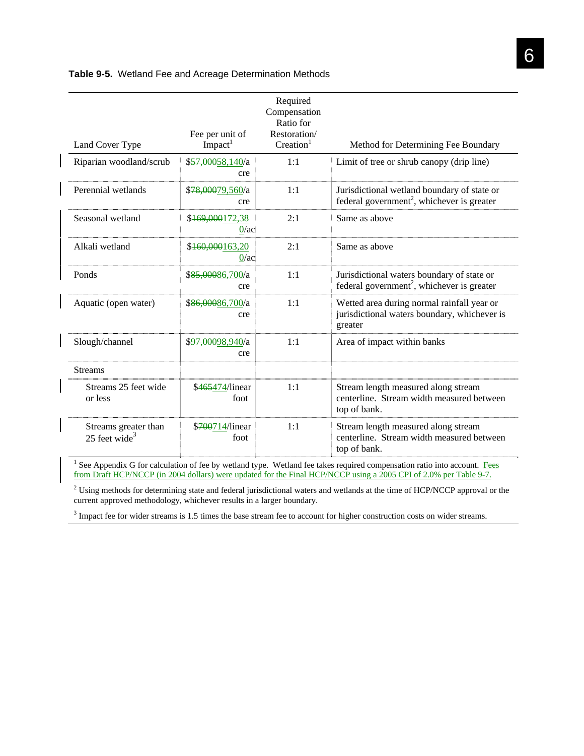**Table 9-5.** Wetland Fee and Acreage Determination Methods

| Land Cover Type | Fee per unit of Impact[1] | Required Compensation Ratio for Restoration/ Creation[1] | Method for Determining Fee Boundary |
|---|---|---|---|
| Riparian woodland/scrub | $~~57,000~~58,140/acre | 1:1 | Limit of tree or shrub canopy (drip line) |
| Perennial wetlands | $~~78,000~~79,560/acre | 1:1 | Jurisdictional wetland boundary of state or federal government[2], whichever is greater |
| Seasonal wetland | $~~169,000~~172,380/ac | 2:1 | Same as above |
| Alkali wetland | $~~160,000~~163,200/ac | 2:1 | Same as above |
| Ponds | $~~85,000~~86,700/acre | 1:1 | Jurisdictional waters boundary of state or federal government[2], whichever is greater |
| Aquatic (open water) | $~~86,000~~86,700/acre | 1:1 | Wetted area during normal rainfall year or jurisdictional waters boundary, whichever is greater |
| Slough/channel | $~~97,000~~98,940/acre | 1:1 | Area of impact within banks |
| Streams | | | |
| Streams 25 feet wide or less | $~~465~~474/linear foot | 1:1 | Stream length measured along stream centerline. Stream width measured between top of bank. |
| Streams greater than 25 feet wide[3] | $~~700~~714/linear foot | 1:1 | Stream length measured along stream centerline. Stream width measured between top of bank. |

[1] See Appendix G for calculation of fee by wetland type. Wetland fee takes required compensation ratio into account. Fees from Draft HCP/NCCP (in 2004 dollars) were updated for the Final HCP/NCCP using a 2005 CPI of 2.0% per Table 9-7.

[2] Using methods for determining state and federal jurisdictional waters and wetlands at the time of HCP/NCCP approval or the current approved methodology, whichever results in a larger boundary.

[3] Impact fee for wider streams is 1.5 times the base stream fee to account for higher construction costs on wider streams.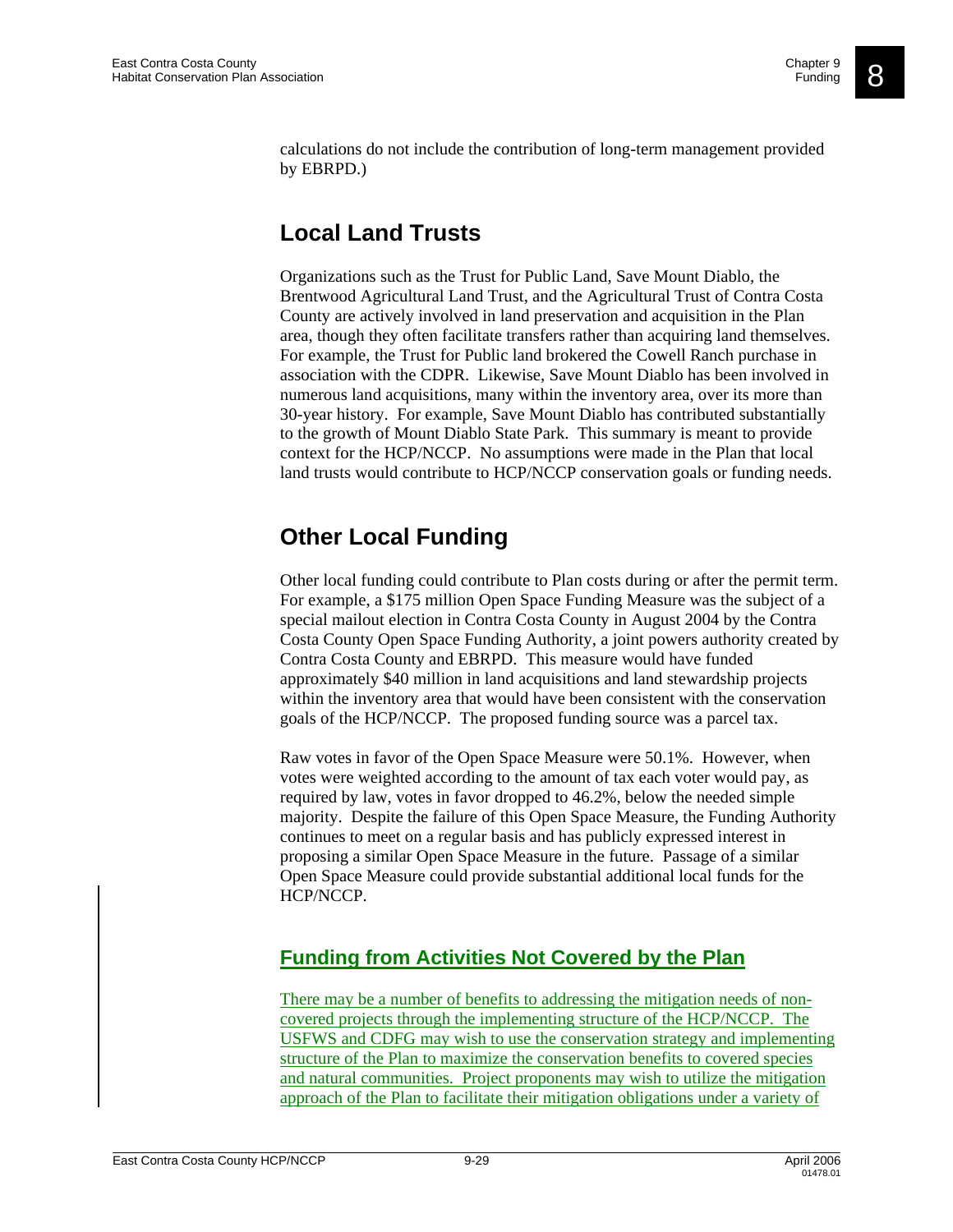calculations do not include the contribution of long-term management provided by EBRPD.)

## Local Land Trusts

Organizations such as the Trust for Public Land, Save Mount Diablo, the Brentwood Agricultural Land Trust, and the Agricultural Trust of Contra Costa County are actively involved in land preservation and acquisition in the Plan area, though they often facilitate transfers rather than acquiring land themselves. For example, the Trust for Public land brokered the Cowell Ranch purchase in association with the CDPR. Likewise, Save Mount Diablo has been involved in numerous land acquisitions, many within the inventory area, over its more than 30-year history. For example, Save Mount Diablo has contributed substantially to the growth of Mount Diablo State Park. This summary is meant to provide context for the HCP/NCCP. No assumptions were made in the Plan that local land trusts would contribute to HCP/NCCP conservation goals or funding needs.

## Other Local Funding

Other local funding could contribute to Plan costs during or after the permit term. For example, a $175 million Open Space Funding Measure was the subject of a special mailout election in Contra Costa County in August 2004 by the Contra Costa County Open Space Funding Authority, a joint powers authority created by Contra Costa County and EBRPD. This measure would have funded approximately $40 million in land acquisitions and land stewardship projects within the inventory area that would have been consistent with the conservation goals of the HCP/NCCP. The proposed funding source was a parcel tax.

Raw votes in favor of the Open Space Measure were 50.1%. However, when votes were weighted according to the amount of tax each voter would pay, as required by law, votes in favor dropped to 46.2%, below the needed simple majority. Despite the failure of this Open Space Measure, the Funding Authority continues to meet on a regular basis and has publicly expressed interest in proposing a similar Open Space Measure in the future. Passage of a similar Open Space Measure could provide substantial additional local funds for the HCP/NCCP.

### Funding from Activities Not Covered by the Plan

There may be a number of benefits to addressing the mitigation needs of non-covered projects through the implementing structure of the HCP/NCCP. The USFWS and CDFG may wish to use the conservation strategy and implementing structure of the Plan to maximize the conservation benefits to covered species and natural communities. Project proponents may wish to utilize the mitigation approach of the Plan to facilitate their mitigation obligations under a variety of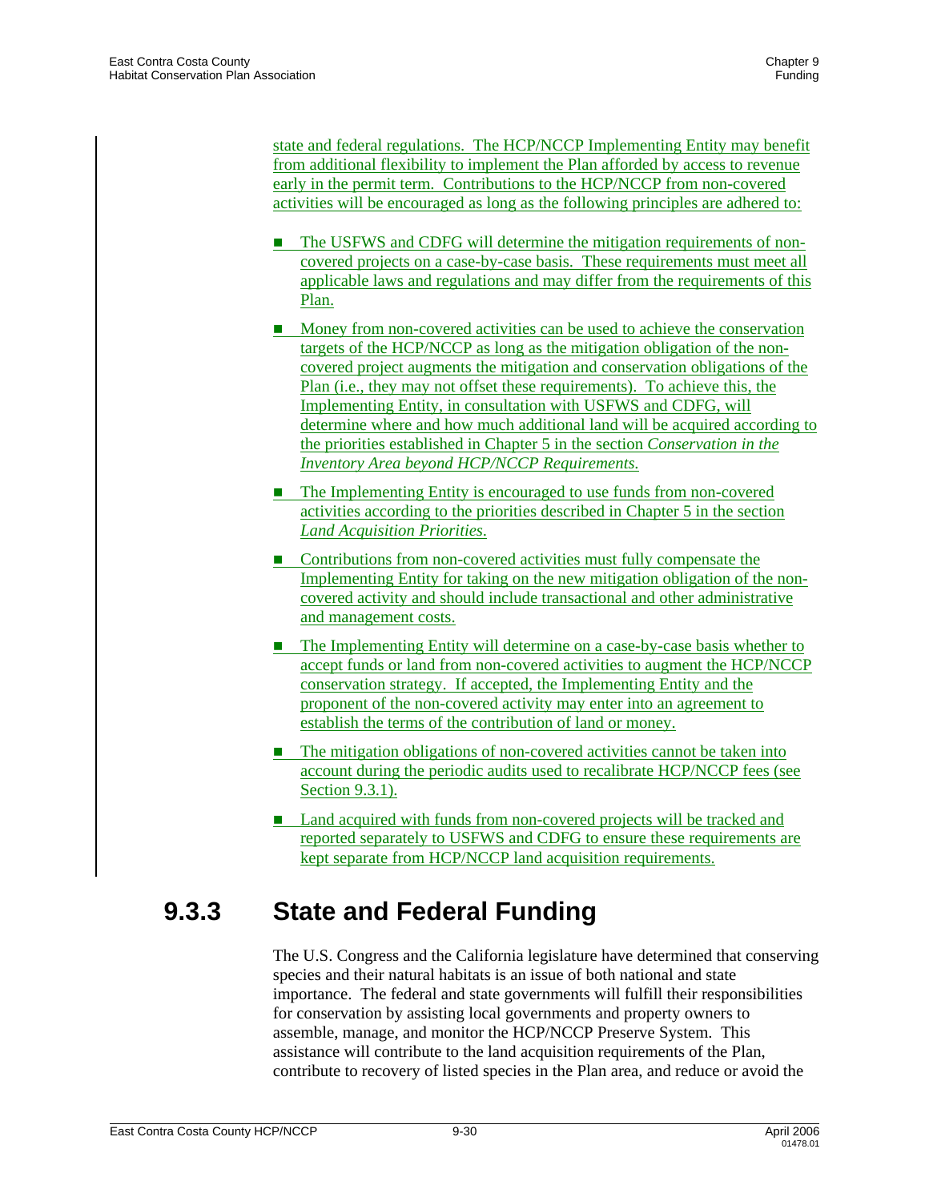state and federal regulations. The HCP/NCCP Implementing Entity may benefit from additional flexibility to implement the Plan afforded by access to revenue early in the permit term. Contributions to the HCP/NCCP from non-covered activities will be encouraged as long as the following principles are adhered to:

- The USFWS and CDFG will determine the mitigation requirements of non-covered projects on a case-by-case basis. These requirements must meet all applicable laws and regulations and may differ from the requirements of this Plan.
- Money from non-covered activities can be used to achieve the conservation targets of the HCP/NCCP as long as the mitigation obligation of the non-covered project augments the mitigation and conservation obligations of the Plan (i.e., they may not offset these requirements). To achieve this, the Implementing Entity, in consultation with USFWS and CDFG, will determine where and how much additional land will be acquired according to the priorities established in Chapter 5 in the section *Conservation in the Inventory Area beyond HCP/NCCP Requirements.*
- The Implementing Entity is encouraged to use funds from non-covered activities according to the priorities described in Chapter 5 in the section *Land Acquisition Priorities.*
- Contributions from non-covered activities must fully compensate the Implementing Entity for taking on the new mitigation obligation of the non-covered activity and should include transactional and other administrative and management costs.
- The Implementing Entity will determine on a case-by-case basis whether to accept funds or land from non-covered activities to augment the HCP/NCCP conservation strategy. If accepted, the Implementing Entity and the proponent of the non-covered activity may enter into an agreement to establish the terms of the contribution of land or money.
- The mitigation obligations of non-covered activities cannot be taken into account during the periodic audits used to recalibrate HCP/NCCP fees (see Section 9.3.1).
- Land acquired with funds from non-covered projects will be tracked and reported separately to USFWS and CDFG to ensure these requirements are kept separate from HCP/NCCP land acquisition requirements.

### 9.3.3 State and Federal Funding

The U.S. Congress and the California legislature have determined that conserving species and their natural habitats is an issue of both national and state importance. The federal and state governments will fulfill their responsibilities for conservation by assisting local governments and property owners to assemble, manage, and monitor the HCP/NCCP Preserve System. This assistance will contribute to the land acquisition requirements of the Plan, contribute to recovery of listed species in the Plan area, and reduce or avoid the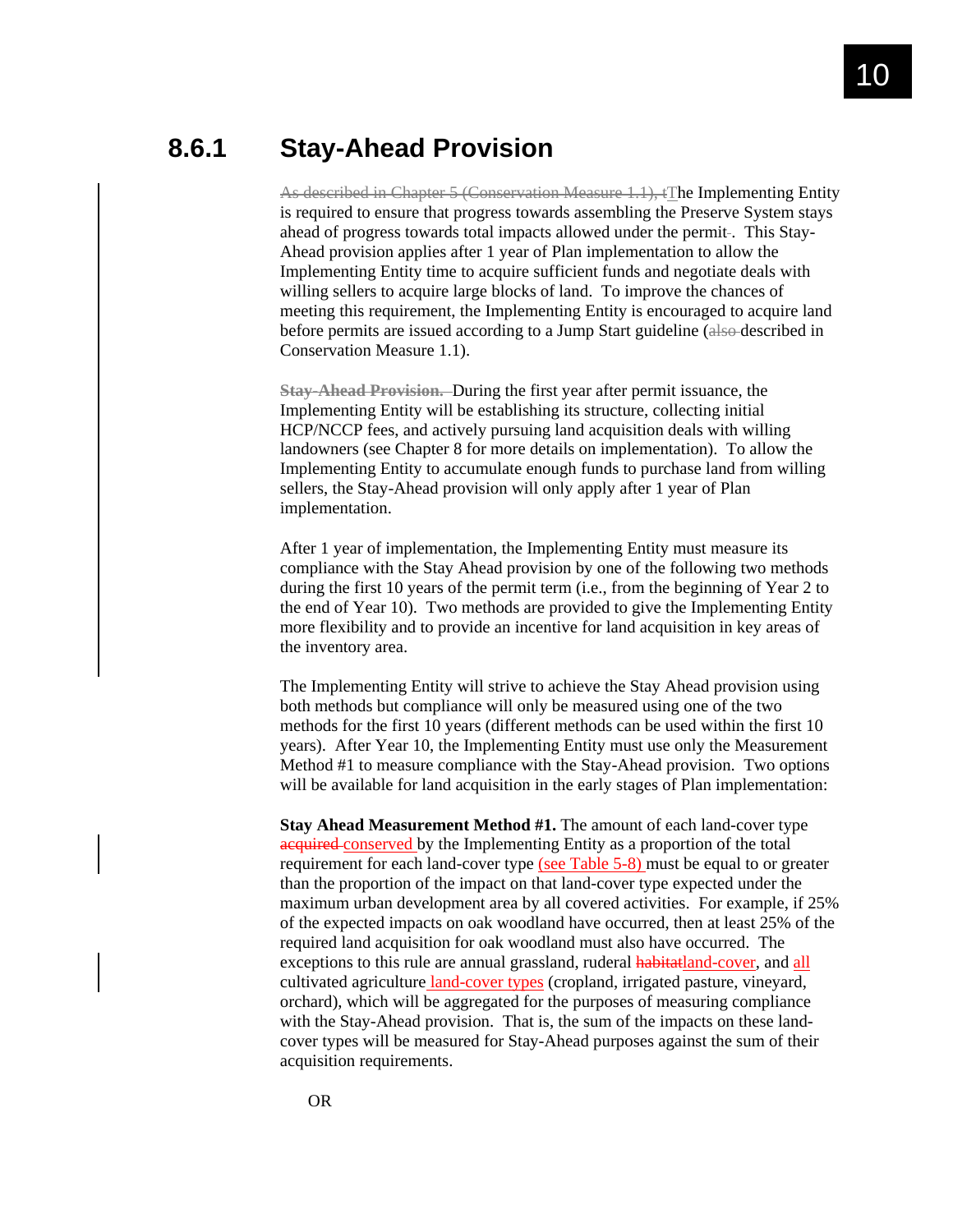## 8.6.1 Stay-Ahead Provision

~~As described in Chapter 5 (Conservation Measure 1.1), t~~The Implementing Entity is required to ensure that progress towards assembling the Preserve System stays ahead of progress towards total impacts allowed under the permit~~ ~~. This Stay-Ahead provision applies after 1 year of Plan implementation to allow the Implementing Entity time to acquire sufficient funds and negotiate deals with willing sellers to acquire large blocks of land. To improve the chances of meeting this requirement, the Implementing Entity is encouraged to acquire land before permits are issued according to a Jump Start guideline (~~also~~ described in Conservation Measure 1.1).

~~**Stay-Ahead Provision.**~~ During the first year after permit issuance, the Implementing Entity will be establishing its structure, collecting initial HCP/NCCP fees, and actively pursuing land acquisition deals with willing landowners (see Chapter 8 for more details on implementation). To allow the Implementing Entity to accumulate enough funds to purchase land from willing sellers, the Stay-Ahead provision will only apply after 1 year of Plan implementation.

After 1 year of implementation, the Implementing Entity must measure its compliance with the Stay Ahead provision by one of the following two methods during the first 10 years of the permit term (i.e., from the beginning of Year 2 to the end of Year 10). Two methods are provided to give the Implementing Entity more flexibility and to provide an incentive for land acquisition in key areas of the inventory area.

The Implementing Entity will strive to achieve the Stay Ahead provision using both methods but compliance will only be measured using one of the two methods for the first 10 years (different methods can be used within the first 10 years). After Year 10, the Implementing Entity must use only the Measurement Method #1 to measure compliance with the Stay-Ahead provision. Two options will be available for land acquisition in the early stages of Plan implementation:

**Stay Ahead Measurement Method #1.** The amount of each land-cover type ~~acquired~~ conserved by the Implementing Entity as a proportion of the total requirement for each land-cover type (see Table 5-8) must be equal to or greater than the proportion of the impact on that land-cover type expected under the maximum urban development area by all covered activities. For example, if 25% of the expected impacts on oak woodland have occurred, then at least 25% of the required land acquisition for oak woodland must also have occurred. The exceptions to this rule are annual grassland, ruderal ~~habitat~~land-cover, and all cultivated agriculture land-cover types (cropland, irrigated pasture, vineyard, orchard), which will be aggregated for the purposes of measuring compliance with the Stay-Ahead provision. That is, the sum of the impacts on these land-cover types will be measured for Stay-Ahead purposes against the sum of their acquisition requirements.

OR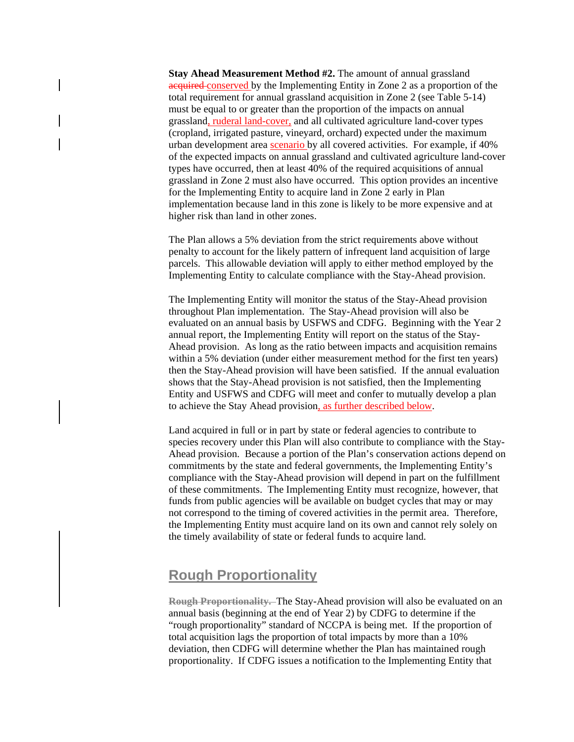**Stay Ahead Measurement Method #2.** The amount of annual grassland ~~acquired~~ conserved by the Implementing Entity in Zone 2 as a proportion of the total requirement for annual grassland acquisition in Zone 2 (see Table 5-14) must be equal to or greater than the proportion of the impacts on annual grassland, ruderal land-cover, and all cultivated agriculture land-cover types (cropland, irrigated pasture, vineyard, orchard) expected under the maximum urban development area scenario by all covered activities. For example, if 40% of the expected impacts on annual grassland and cultivated agriculture land-cover types have occurred, then at least 40% of the required acquisitions of annual grassland in Zone 2 must also have occurred. This option provides an incentive for the Implementing Entity to acquire land in Zone 2 early in Plan implementation because land in this zone is likely to be more expensive and at higher risk than land in other zones.

The Plan allows a 5% deviation from the strict requirements above without penalty to account for the likely pattern of infrequent land acquisition of large parcels. This allowable deviation will apply to either method employed by the Implementing Entity to calculate compliance with the Stay-Ahead provision.

The Implementing Entity will monitor the status of the Stay-Ahead provision throughout Plan implementation. The Stay-Ahead provision will also be evaluated on an annual basis by USFWS and CDFG. Beginning with the Year 2 annual report, the Implementing Entity will report on the status of the Stay-Ahead provision. As long as the ratio between impacts and acquisition remains within a 5% deviation (under either measurement method for the first ten years) then the Stay-Ahead provision will have been satisfied. If the annual evaluation shows that the Stay-Ahead provision is not satisfied, then the Implementing Entity and USFWS and CDFG will meet and confer to mutually develop a plan to achieve the Stay Ahead provision, as further described below.

Land acquired in full or in part by state or federal agencies to contribute to species recovery under this Plan will also contribute to compliance with the Stay-Ahead provision. Because a portion of the Plan's conservation actions depend on commitments by the state and federal governments, the Implementing Entity's compliance with the Stay-Ahead provision will depend in part on the fulfillment of these commitments. The Implementing Entity must recognize, however, that funds from public agencies will be available on budget cycles that may or may not correspond to the timing of covered activities in the permit area. Therefore, the Implementing Entity must acquire land on its own and cannot rely solely on the timely availability of state or federal funds to acquire land.

## Rough Proportionality

~~**Rough Proportionality.**~~ The Stay-Ahead provision will also be evaluated on an annual basis (beginning at the end of Year 2) by CDFG to determine if the "rough proportionality" standard of NCCPA is being met. If the proportion of total acquisition lags the proportion of total impacts by more than a 10% deviation, then CDFG will determine whether the Plan has maintained rough proportionality. If CDFG issues a notification to the Implementing Entity that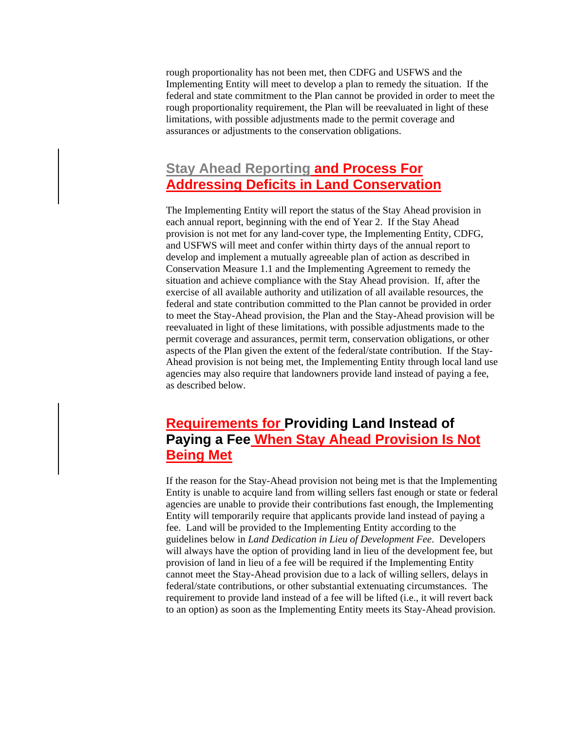rough proportionality has not been met, then CDFG and USFWS and the Implementing Entity will meet to develop a plan to remedy the situation. If the federal and state commitment to the Plan cannot be provided in order to meet the rough proportionality requirement, the Plan will be reevaluated in light of these limitations, with possible adjustments made to the permit coverage and assurances or adjustments to the conservation obligations.

## Stay Ahead Reporting and Process For Addressing Deficits in Land Conservation

The Implementing Entity will report the status of the Stay Ahead provision in each annual report, beginning with the end of Year 2. If the Stay Ahead provision is not met for any land-cover type, the Implementing Entity, CDFG, and USFWS will meet and confer within thirty days of the annual report to develop and implement a mutually agreeable plan of action as described in Conservation Measure 1.1 and the Implementing Agreement to remedy the situation and achieve compliance with the Stay Ahead provision. If, after the exercise of all available authority and utilization of all available resources, the federal and state contribution committed to the Plan cannot be provided in order to meet the Stay-Ahead provision, the Plan and the Stay-Ahead provision will be reevaluated in light of these limitations, with possible adjustments made to the permit coverage and assurances, permit term, conservation obligations, or other aspects of the Plan given the extent of the federal/state contribution. If the Stay-Ahead provision is not being met, the Implementing Entity through local land use agencies may also require that landowners provide land instead of paying a fee, as described below.

## Requirements for Providing Land Instead of Paying a Fee When Stay Ahead Provision Is Not Being Met

If the reason for the Stay-Ahead provision not being met is that the Implementing Entity is unable to acquire land from willing sellers fast enough or state or federal agencies are unable to provide their contributions fast enough, the Implementing Entity will temporarily require that applicants provide land instead of paying a fee. Land will be provided to the Implementing Entity according to the guidelines below in *Land Dedication in Lieu of Development Fee*. Developers will always have the option of providing land in lieu of the development fee, but provision of land in lieu of a fee will be required if the Implementing Entity cannot meet the Stay-Ahead provision due to a lack of willing sellers, delays in federal/state contributions, or other substantial extenuating circumstances. The requirement to provide land instead of a fee will be lifted (i.e., it will revert back to an option) as soon as the Implementing Entity meets its Stay-Ahead provision.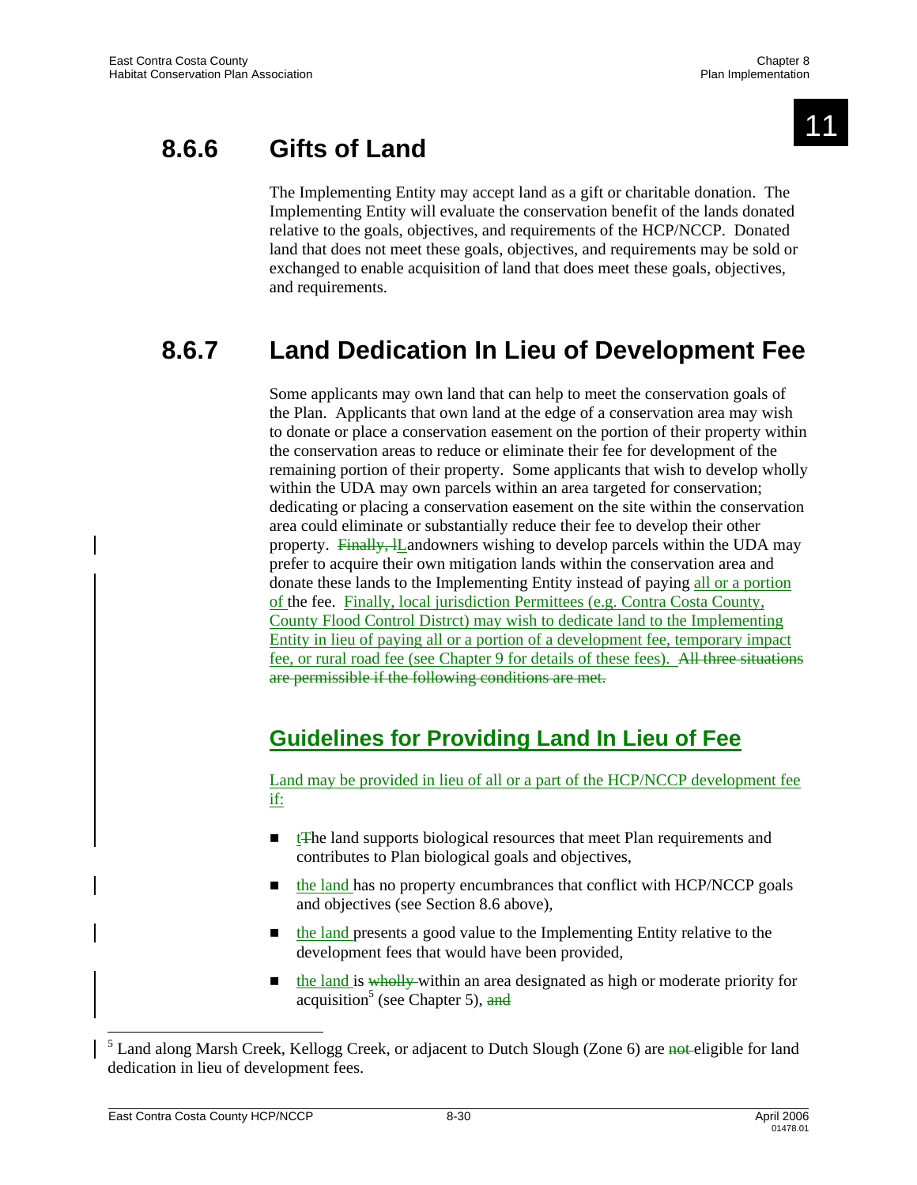## 8.6.6 Gifts of Land

The Implementing Entity may accept land as a gift or charitable donation. The Implementing Entity will evaluate the conservation benefit of the lands donated relative to the goals, objectives, and requirements of the HCP/NCCP. Donated land that does not meet these goals, objectives, and requirements may be sold or exchanged to enable acquisition of land that does meet these goals, objectives, and requirements.

## 8.6.7 Land Dedication In Lieu of Development Fee

Some applicants may own land that can help to meet the conservation goals of the Plan. Applicants that own land at the edge of a conservation area may wish to donate or place a conservation easement on the portion of their property within the conservation areas to reduce or eliminate their fee for development of the remaining portion of their property. Some applicants that wish to develop wholly within the UDA may own parcels within an area targeted for conservation; dedicating or placing a conservation easement on the site within the conservation area could eliminate or substantially reduce their fee to develop their other property. ~~Finally, l~~Landowners wishing to develop parcels within the UDA may prefer to acquire their own mitigation lands within the conservation area and donate these lands to the Implementing Entity instead of paying all or a portion of the fee. Finally, local jurisdiction Permittees (e.g. Contra Costa County, County Flood Control Distrct) may wish to dedicate land to the Implementing Entity in lieu of paying all or a portion of a development fee, temporary impact fee, or rural road fee (see Chapter 9 for details of these fees). ~~All three situations are permissible if the following conditions are met.~~

### Guidelines for Providing Land In Lieu of Fee

Land may be provided in lieu of all or a part of the HCP/NCCP development fee if:

- t~~T~~he land supports biological resources that meet Plan requirements and contributes to Plan biological goals and objectives,
- the land has no property encumbrances that conflict with HCP/NCCP goals and objectives (see Section 8.6 above),
- the land presents a good value to the Implementing Entity relative to the development fees that would have been provided,
- the land is ~~wholly~~ within an area designated as high or moderate priority for acquisition[5] (see Chapter 5), ~~and~~

[5] Land along Marsh Creek, Kellogg Creek, or adjacent to Dutch Slough (Zone 6) are ~~not~~ eligible for land dedication in lieu of development fees.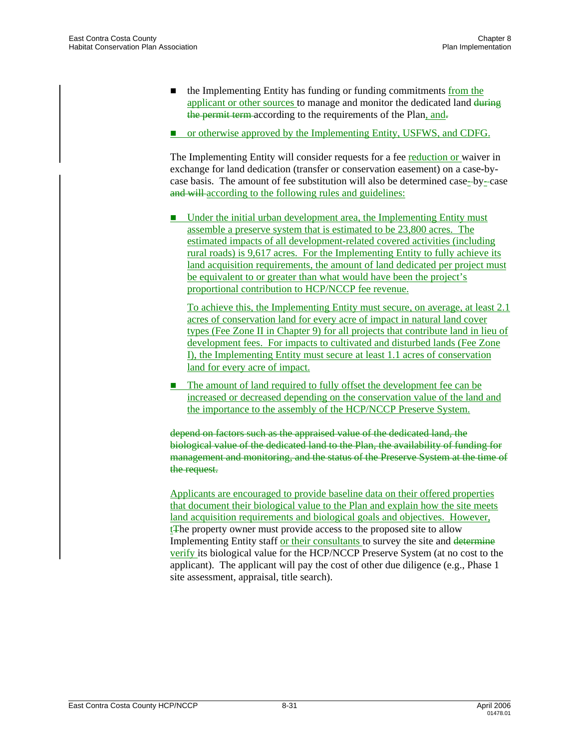- the Implementing Entity has funding or funding commitments from the applicant or other sources to manage and monitor the dedicated land ~~during the permit term~~ according to the requirements of the Plan, and~~.~~

- or otherwise approved by the Implementing Entity, USFWS, and CDFG.

The Implementing Entity will consider requests for a fee reduction or waiver in exchange for land dedication (transfer or conservation easement) on a case-by-case basis. The amount of fee substitution will also be determined case-~~-~~by-~~-~~case ~~and will~~ according to the following rules and guidelines:

- Under the initial urban development area, the Implementing Entity must assemble a preserve system that is estimated to be 23,800 acres. The estimated impacts of all development-related covered activities (including rural roads) is 9,617 acres. For the Implementing Entity to fully achieve its land acquisition requirements, the amount of land dedicated per project must be equivalent to or greater than what would have been the project's proportional contribution to HCP/NCCP fee revenue.

  To achieve this, the Implementing Entity must secure, on average, at least 2.1 acres of conservation land for every acre of impact in natural land cover types (Fee Zone II in Chapter 9) for all projects that contribute land in lieu of development fees. For impacts to cultivated and disturbed lands (Fee Zone I), the Implementing Entity must secure at least 1.1 acres of conservation land for every acre of impact.

- The amount of land required to fully offset the development fee can be increased or decreased depending on the conservation value of the land and the importance to the assembly of the HCP/NCCP Preserve System.

~~depend on factors such as the appraised value of the dedicated land, the biological value of the dedicated land to the Plan, the availability of funding for management and monitoring, and the status of the Preserve System at the time of the request.~~

Applicants are encouraged to provide baseline data on their offered properties that document their biological value to the Plan and explain how the site meets land acquisition requirements and biological goals and objectives. However, t~~T~~he property owner must provide access to the proposed site to allow Implementing Entity staff or their consultants to survey the site and ~~determine~~ verify its biological value for the HCP/NCCP Preserve System (at no cost to the applicant). The applicant will pay the cost of other due diligence (e.g., Phase 1 site assessment, appraisal, title search).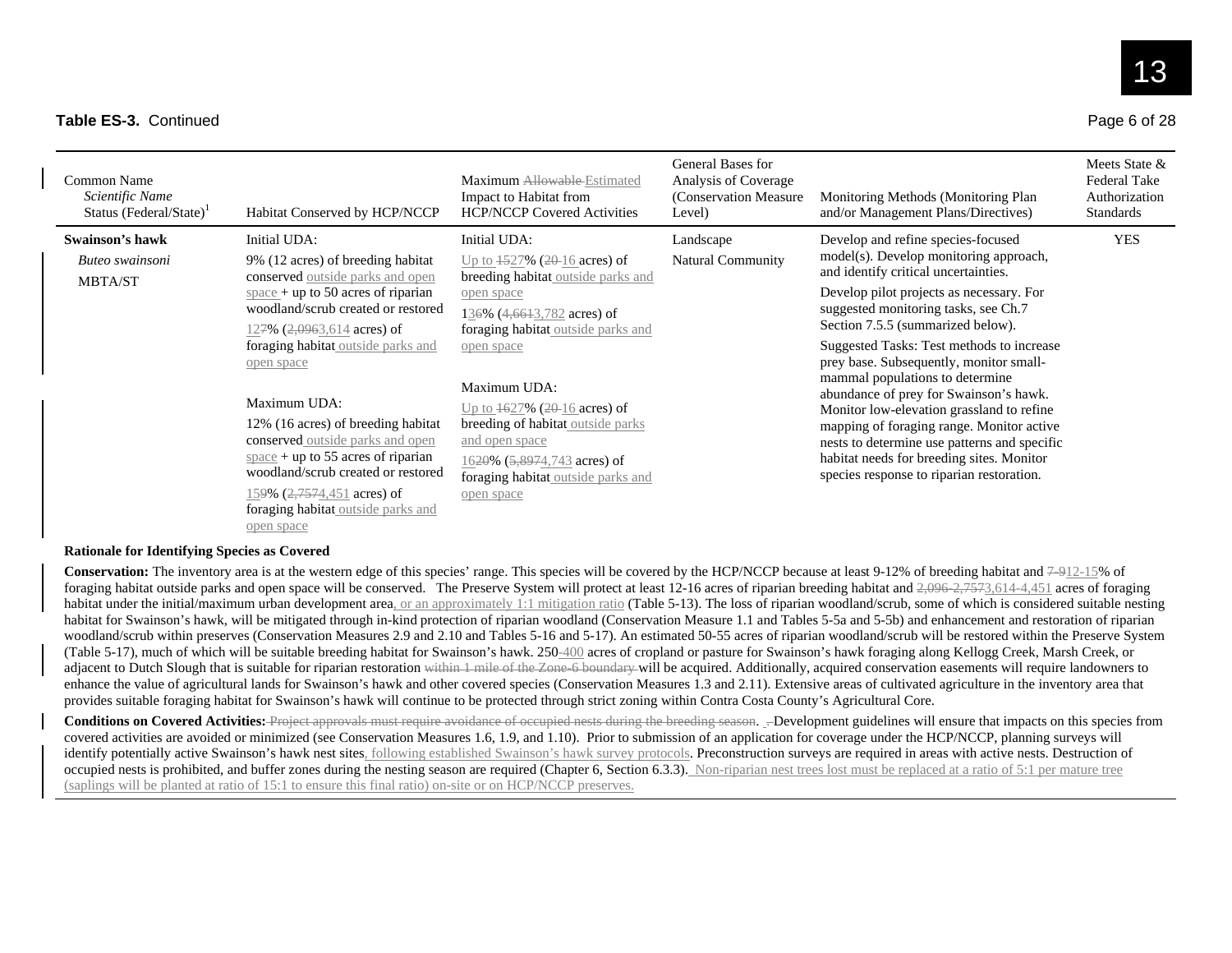**Table ES-3.** Continued

| Common Name *Scientific Name* Status (Federal/State)[1] | Habitat Conserved by HCP/NCCP | Maximum ~~Allowable~~ Estimated Impact to Habitat from HCP/NCCP Covered Activities | General Bases for Analysis of Coverage (Conservation Measure Level) | Monitoring Methods (Monitoring Plan and/or Management Plans/Directives) | Meets State & Federal Take Authorization Standards |
|---|---|---|---|---|---|
| **Swainson's hawk** *Buteo swainsoni* MBTA/ST | Initial UDA: 9% (12 acres) of breeding habitat conserved outside parks and open space + up to 50 acres of riparian woodland/scrub created or restored 12~~7~~% (~~2,096~~3,614 acres) of foraging habitat outside parks and open space. Maximum UDA: 12% (16 acres) of breeding habitat conserved outside parks and open space + up to 55 acres of riparian woodland/scrub created or restored 15~~9~~% (~~2,757~~4,451 acres) of foraging habitat outside parks and open space | Initial UDA: Up to ~~15~~27% (~~20~~ 16 acres) of breeding habitat outside parks and open space 1~~3~~6% (~~4,661~~3,782 acres) of foraging habitat outside parks and open space. Maximum UDA: Up to ~~16~~27% (~~20~~ 16 acres) of breeding of habitat outside parks and open space 16~~20~~% (~~5,897~~4,743 acres) of foraging habitat outside parks and open space | Landscape Natural Community | Develop and refine species-focused model(s). Develop monitoring approach, and identify critical uncertainties. Develop pilot projects as necessary. For suggested monitoring tasks, see Ch.7 Section 7.5.5 (summarized below). Suggested Tasks: Test methods to increase prey base. Subsequently, monitor small-mammal populations to determine abundance of prey for Swainson's hawk. Monitor low-elevation grassland to refine mapping of foraging range. Monitor active nests to determine use patterns and specific habitat needs for breeding sites. Monitor species response to riparian restoration. | YES |

**Rationale for Identifying Species as Covered**

**Conservation:** The inventory area is at the western edge of this species' range. This species will be covered by the HCP/NCCP because at least 9-12% of breeding habitat and ~~7-9~~12-15% of foraging habitat outside parks and open space will be conserved. The Preserve System will protect at least 12-16 acres of riparian breeding habitat and ~~2,096-2,757~~3,614-4,451 acres of foraging habitat under the initial/maximum urban development area, or an approximately 1:1 mitigation ratio (Table 5-13). The loss of riparian woodland/scrub, some of which is considered suitable nesting habitat for Swainson's hawk, will be mitigated through in-kind protection of riparian woodland (Conservation Measure 1.1 and Tables 5-5a and 5-5b) and enhancement and restoration of riparian woodland/scrub within preserves (Conservation Measures 2.9 and 2.10 and Tables 5-16 and 5-17). An estimated 50-55 acres of riparian woodland/scrub will be restored within the Preserve System (Table 5-17), much of which will be suitable breeding habitat for Swainson's hawk. 250-400 acres of cropland or pasture for Swainson's hawk foraging along Kellogg Creek, Marsh Creek, or adjacent to Dutch Slough that is suitable for riparian restoration ~~within 1 mile of the Zone-6 boundary~~ will be acquired. Additionally, acquired conservation easements will require landowners to enhance the value of agricultural lands for Swainson's hawk and other covered species (Conservation Measures 1.3 and 2.11). Extensive areas of cultivated agriculture in the inventory area that provides suitable foraging habitat for Swainson's hawk will continue to be protected through strict zoning within Contra Costa County's Agricultural Core.

**Conditions on Covered Activities:** ~~Project approvals must require avoidance of occupied nests during the breeding season.~~ Development guidelines will ensure that impacts on this species from covered activities are avoided or minimized (see Conservation Measures 1.6, 1.9, and 1.10). Prior to submission of an application for coverage under the HCP/NCCP, planning surveys will identify potentially active Swainson's hawk nest sites, following established Swainson's hawk survey protocols. Preconstruction surveys are required in areas with active nests. Destruction of occupied nests is prohibited, and buffer zones during the nesting season are required (Chapter 6, Section 6.3.3). Non-riparian nest trees lost must be replaced at a ratio of 5:1 per mature tree (saplings will be planted at ratio of 15:1 to ensure this final ratio) on-site or on HCP/NCCP preserves.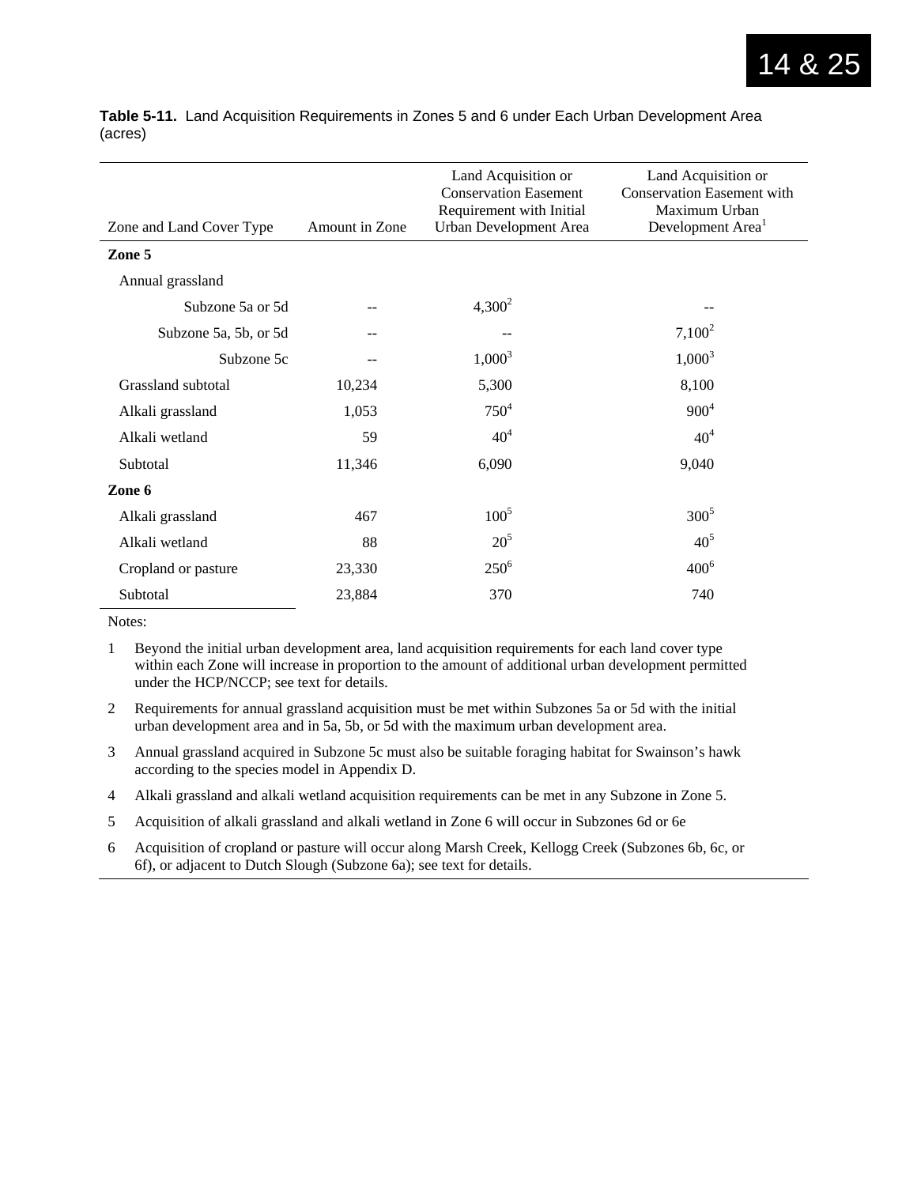14 & 25

**Table 5-11.** Land Acquisition Requirements in Zones 5 and 6 under Each Urban Development Area (acres)

| Zone and Land Cover Type | Amount in Zone | Land Acquisition or Conservation Easement Requirement with Initial Urban Development Area | Land Acquisition or Conservation Easement with Maximum Urban Development Area[1] |
|---|---|---|---|
| **Zone 5** | | | |
| Annual grassland | | | |
| Subzone 5a or 5d | -- | 4,300[2] | -- |
| Subzone 5a, 5b, or 5d | -- | -- | 7,100[2] |
| Subzone 5c | -- | 1,000[3] | 1,000[3] |
| Grassland subtotal | 10,234 | 5,300 | 8,100 |
| Alkali grassland | 1,053 | 750[4] | 900[4] |
| Alkali wetland | 59 | 40[4] | 40[4] |
| Subtotal | 11,346 | 6,090 | 9,040 |
| **Zone 6** | | | |
| Alkali grassland | 467 | 100[5] | 300[5] |
| Alkali wetland | 88 | 20[5] | 40[5] |
| Cropland or pasture | 23,330 | 250[6] | 400[6] |
| Subtotal | 23,884 | 370 | 740 |

Notes:

1 Beyond the initial urban development area, land acquisition requirements for each land cover type within each Zone will increase in proportion to the amount of additional urban development permitted under the HCP/NCCP; see text for details.

2 Requirements for annual grassland acquisition must be met within Subzones 5a or 5d with the initial urban development area and in 5a, 5b, or 5d with the maximum urban development area.

3 Annual grassland acquired in Subzone 5c must also be suitable foraging habitat for Swainson's hawk according to the species model in Appendix D.

4 Alkali grassland and alkali wetland acquisition requirements can be met in any Subzone in Zone 5.

5 Acquisition of alkali grassland and alkali wetland in Zone 6 will occur in Subzones 6d or 6e

6 Acquisition of cropland or pasture will occur along Marsh Creek, Kellogg Creek (Subzones 6b, 6c, or 6f), or adjacent to Dutch Slough (Subzone 6a); see text for details.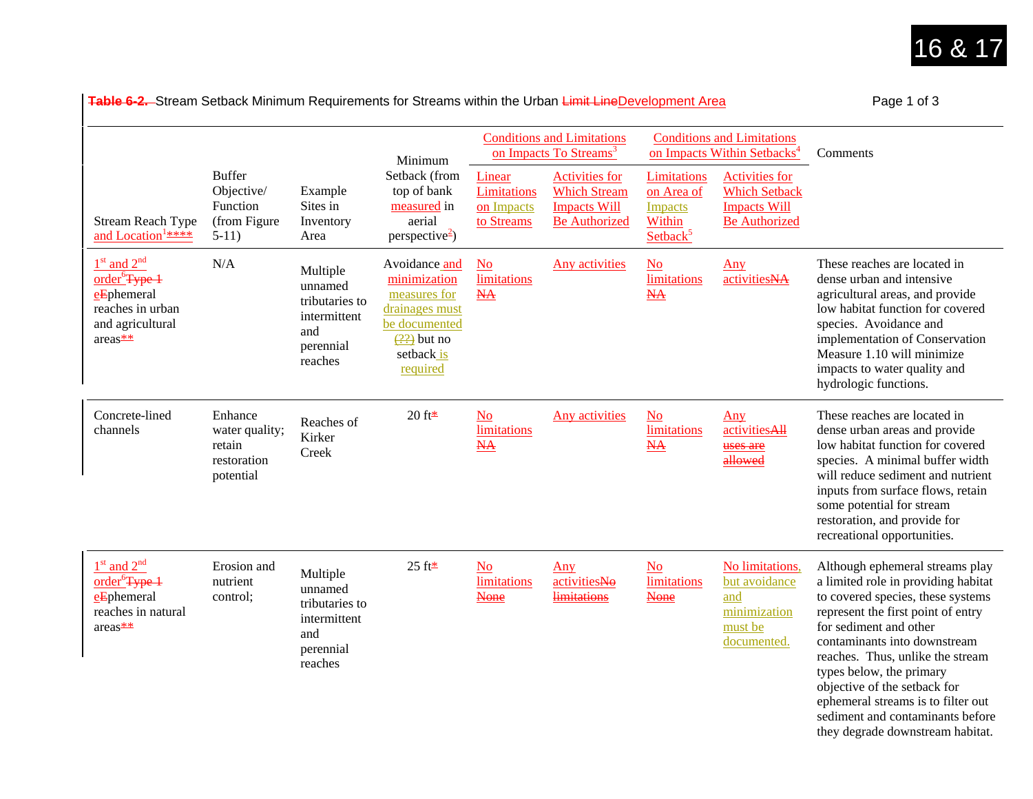**Table 6-2.** Stream Setback Minimum Requirements for Streams within the Urban Limit LineDevelopment Area

| Stream Reach Type and Location[1]**** | Buffer Objective/ Function (from Figure 5-11) | Example Sites in Inventory Area | Minimum Setback (from top of bank measured in aerial perspective[2]) | Conditions and Limitations on Impacts To Streams[3] | | Conditions and Limitations on Impacts Within Setbacks[4] | | Comments |
|---|---|---|---|---|---|---|---|---|
| | | | | Linear Limitations on Impacts to Streams | Activities for Which Stream Impacts Will Be Authorized | Limitations on Area of Impacts Within Setback[5] | Activities for Which Setback Impacts Will Be Authorized | |
| 1st and 2nd order[6]Type 1 eEphemeral reaches in urban and agricultural areas** | N/A | Multiple unnamed tributaries to intermittent and perennial reaches | Avoidance and minimization measures for drainages must be documented (??) but no setback is required | No limitations NA | Any activities | No limitations NA | Any activitiesNA | These reaches are located in dense urban and intensive agricultural areas, and provide low habitat function for covered species. Avoidance and implementation of Conservation Measure 1.10 will minimize impacts to water quality and hydrologic functions. |
| Concrete-lined channels | Enhance water quality; retain restoration potential | Reaches of Kirker Creek | 20 ft* | No limitations NA | Any activities | No limitations NA | Any activitiesAll uses are allowed | These reaches are located in dense urban areas and provide low habitat function for covered species. A minimal buffer width will reduce sediment and nutrient inputs from surface flows, retain some potential for stream restoration, and provide for recreational opportunities. |
| 1st and 2nd order[6]Type 1 eEphemeral reaches in natural areas** | Erosion and nutrient control; | Multiple unnamed tributaries to intermittent and perennial reaches | 25 ft* | No limitations None | Any activitiesNo limitations | No limitations None | No limitations, but avoidance and minimization must be documented. | Although ephemeral streams play a limited role in providing habitat to covered species, these systems represent the first point of entry for sediment and other contaminants into downstream reaches. Thus, unlike the stream types below, the primary objective of the setback for ephemeral streams is to filter out sediment and contaminants before they degrade downstream habitat. |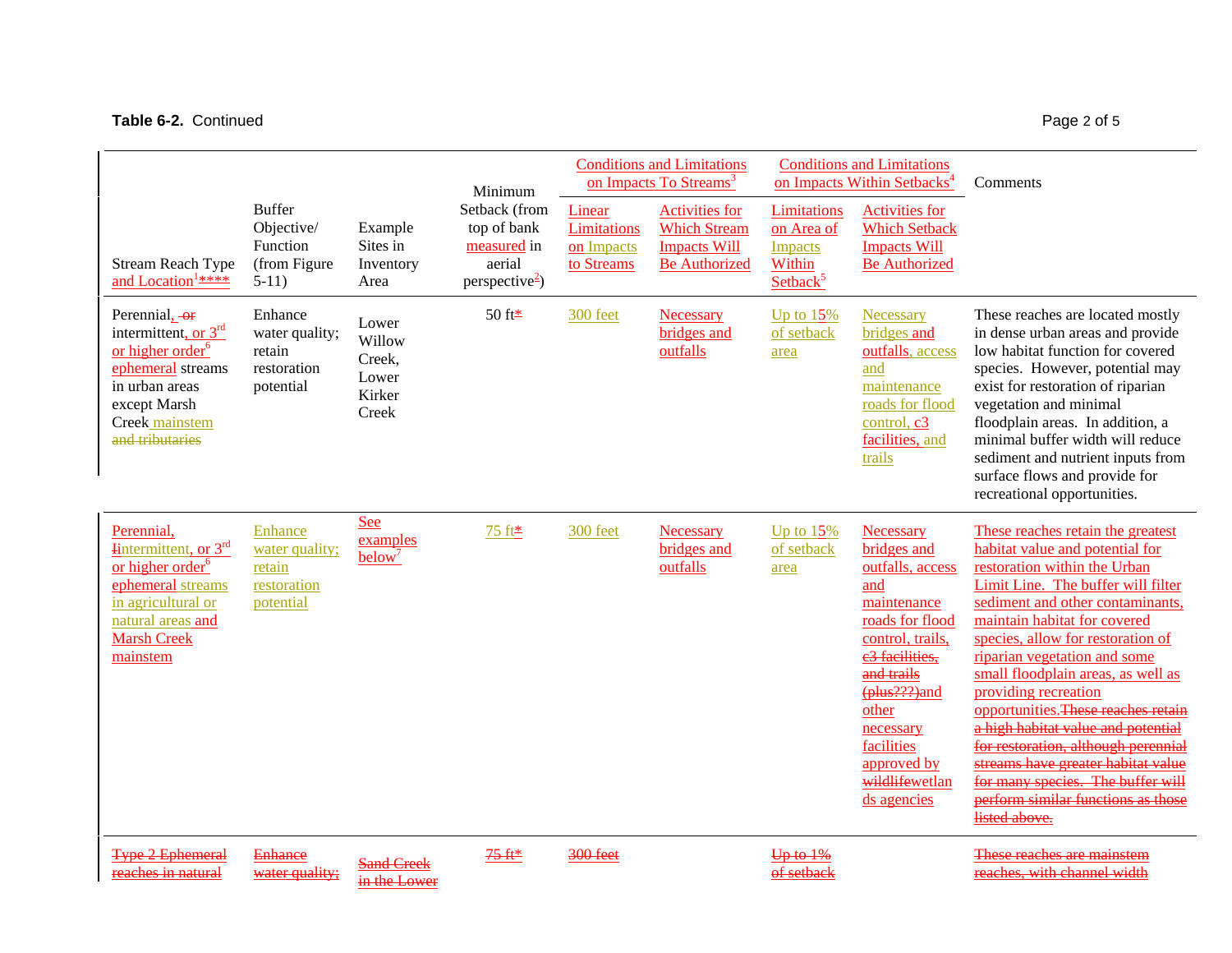**Table 6-2.** Continued

| Stream Reach Type and Location[1]**** | Buffer Objective/ Function (from Figure 5-11) | Example Sites in Inventory Area | Minimum Setback (from top of bank measured in aerial perspective[2]) | Conditions and Limitations on Impacts To Streams[3] | | Conditions and Limitations on Impacts Within Setbacks[4] | | Comments |
|---|---|---|---|---|---|---|---|---|
| | | | | Linear Limitations on Impacts to Streams | Activities for Which Stream Impacts Will Be Authorized | Limitations on Area of Impacts Within Setback[5] | Activities for Which Setback Impacts Will Be Authorized | |
| Perennial, or intermittent, or 3rd or higher order[6] ephemeral streams in urban areas except Marsh Creek mainstem and tributaries | Enhance water quality; retain restoration potential | Lower Willow Creek, Lower Kirker Creek | 50 ft* | 300 feet | Necessary bridges and outfalls | Up to 15% of setback area | Necessary bridges and outfalls, access and maintenance roads for flood control, c3 facilities, and trails | These reaches are located mostly in dense urban areas and provide low habitat function for covered species. However, potential may exist for restoration of riparian vegetation and minimal floodplain areas. In addition, a minimal buffer width will reduce sediment and nutrient inputs from surface flows and provide for recreational opportunities. |
| Perennial, Iintermittent, or 3rd or higher order[6] ephemeral streams in agricultural or natural areas and Marsh Creek mainstem | Enhance water quality; retain restoration potential | See examples below[7] | 75 ft* | 300 feet | Necessary bridges and outfalls | Up to 15% of setback area | Necessary bridges and outfalls, access and maintenance roads for flood control, trails, c3 facilities, and trails (plus???)and other necessary facilities approved by wildlifewetlands agencies | These reaches retain the greatest habitat value and potential for restoration within the Urban Limit Line. The buffer will filter sediment and other contaminants, maintain habitat for covered species, allow for restoration of riparian vegetation and some small floodplain areas, as well as providing recreation opportunities.These reaches retain a high habitat value and potential for restoration, although perennial streams have greater habitat value for many species. The buffer will perform similar functions as those listed above. |
| Type 2 Ephemeral reaches in natural | Enhance water quality; | Sand Creek in the Lower | 75 ft* | 300 feet | | Up to 1% of setback | | These reaches are mainstem reaches, with channel width |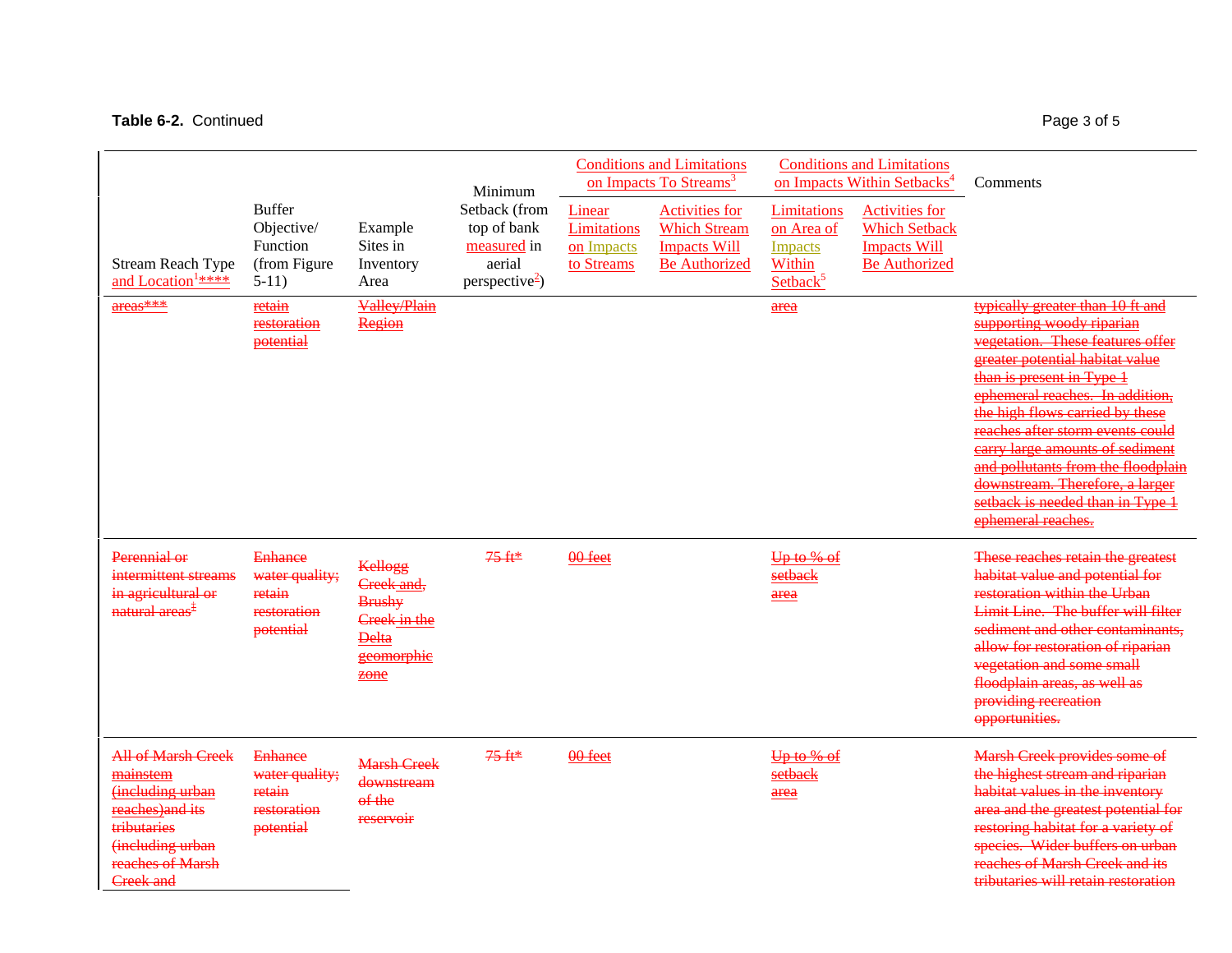**Table 6-2.** Continued

| Stream Reach Type and Location[1]**** | Buffer Objective/ Function (from Figure 5-11) | Example Sites in Inventory Area | Minimum Setback (from top of bank measured in aerial perspective[2]) | Conditions and Limitations on Impacts To Streams[3] | | Conditions and Limitations on Impacts Within Setbacks[4] | | Comments |
|---|---|---|---|---|---|---|---|---|
| | | | | Linear Limitations on Impacts to Streams | Activities for Which Stream Impacts Will Be Authorized | Limitations on Area of Impacts Within Setback[5] | Activities for Which Setback Impacts Will Be Authorized | |
| areas*** | retain restoration potential | Valley/Plain Region | | | | area | | typically greater than 10 ft and supporting woody riparian vegetation. These features offer greater potential habitat value than is present in Type 1 ephemeral reaches. In addition, the high flows carried by these reaches after storm events could carry large amounts of sediment and pollutants from the floodplain downstream. Therefore, a larger setback is needed than in Type 1 ephemeral reaches. |
| Perennial or intermittent streams in agricultural or natural areas[‡] | Enhance water quality; retain restoration potential | Kellogg Creek and, Brushy Creek in the Delta geomorphic zone | 75 ft* | 00 feet | | Up to % of setback area | | These reaches retain the greatest habitat value and potential for restoration within the Urban Limit Line. The buffer will filter sediment and other contaminants, allow for restoration of riparian vegetation and some small floodplain areas, as well as providing recreation opportunities. |
| All of Marsh Creek mainstem (including urban reaches)and its tributaries (including urban reaches of Marsh Creek and | Enhance water quality; retain restoration potential | Marsh Creek downstream of the reservoir | 75 ft* | 00 feet | | Up to % of setback area | | Marsh Creek provides some of the highest stream and riparian habitat values in the inventory area and the greatest potential for restoring habitat for a variety of species. Wider buffers on urban reaches of Marsh Creek and its tributaries will retain restoration |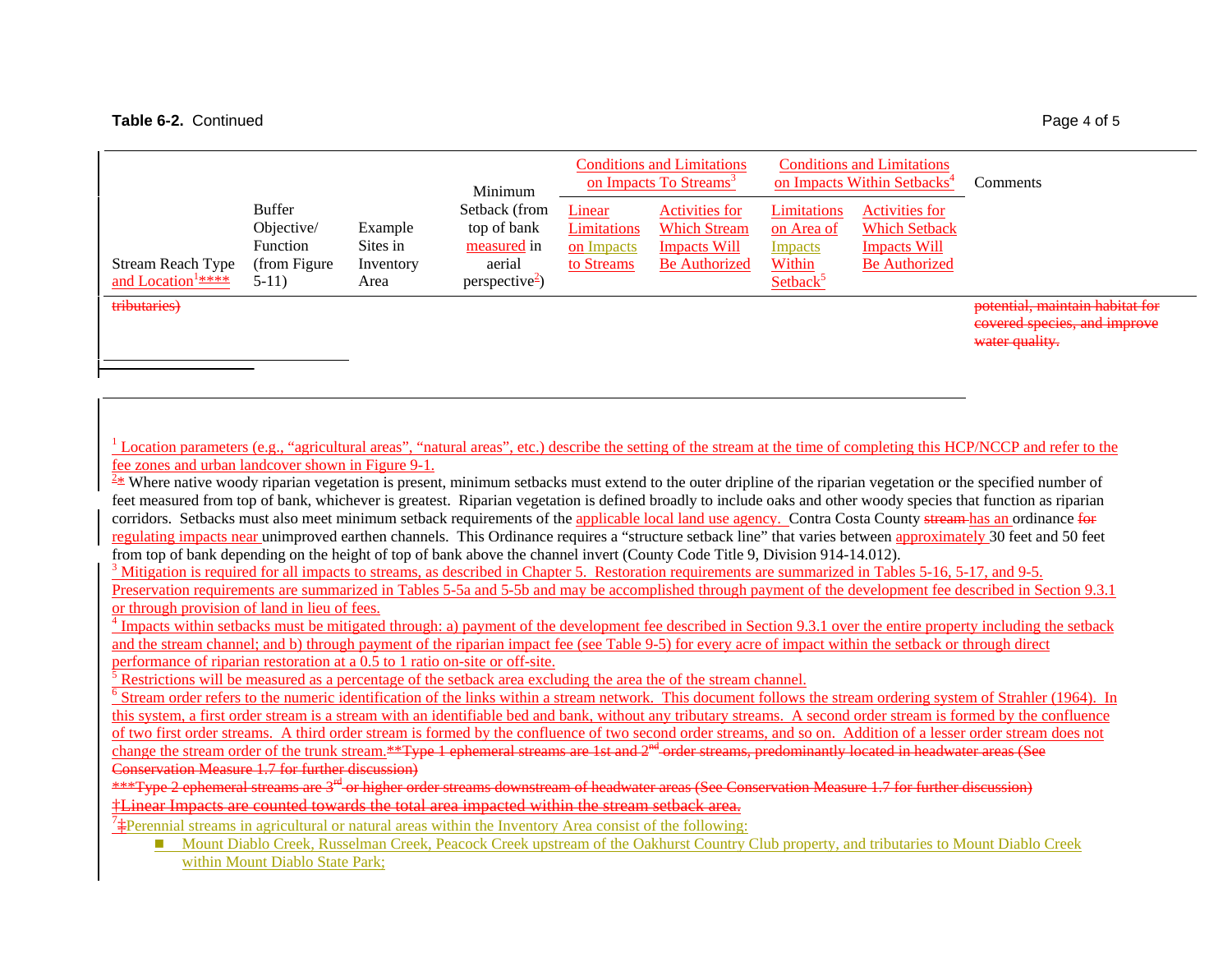**Table 6-2.** Continued

| Stream Reach Type and Location[1]**** | Buffer Objective/ Function (from Figure 5-11) | Example Sites in Inventory Area | Minimum Setback (from top of bank measured in aerial perspective[2]) | Conditions and Limitations on Impacts To Streams[3] | | Conditions and Limitations on Impacts Within Setbacks[4] | | Comments |
|---|---|---|---|---|---|---|---|---|
| | | | | Linear Limitations on Impacts to Streams | Activities for Which Stream Impacts Will Be Authorized | Limitations on Area of Impacts Within Setback[5] | Activities for Which Setback Impacts Will Be Authorized | |
| tributaries) | | | | | | | | potential, maintain habitat for covered species, and improve water quality. |

[1] Location parameters (e.g., "agricultural areas", "natural areas", etc.) describe the setting of the stream at the time of completing this HCP/NCCP and refer to the fee zones and urban landcover shown in Figure 9-1.

[2]* Where native woody riparian vegetation is present, minimum setbacks must extend to the outer dripline of the riparian vegetation or the specified number of feet measured from top of bank, whichever is greatest. Riparian vegetation is defined broadly to include oaks and other woody species that function as riparian corridors. Setbacks must also meet minimum setback requirements of the applicable local land use agency. Contra Costa County stream has an ordinance for regulating impacts near unimproved earthen channels. This Ordinance requires a "structure setback line" that varies between approximately 30 feet and 50 feet from top of bank depending on the height of top of bank above the channel invert (County Code Title 9, Division 914-14.012).

[3] Mitigation is required for all impacts to streams, as described in Chapter 5. Restoration requirements are summarized in Tables 5-16, 5-17, and 9-5. Preservation requirements are summarized in Tables 5-5a and 5-5b and may be accomplished through payment of the development fee described in Section 9.3.1 or through provision of land in lieu of fees.

[4] Impacts within setbacks must be mitigated through: a) payment of the development fee described in Section 9.3.1 over the entire property including the setback and the stream channel; and b) through payment of the riparian impact fee (see Table 9-5) for every acre of impact within the setback or through direct performance of riparian restoration at a 0.5 to 1 ratio on-site or off-site.

[5] Restrictions will be measured as a percentage of the setback area excluding the area the of the stream channel.

[6] Stream order refers to the numeric identification of the links within a stream network. This document follows the stream ordering system of Strahler (1964). In this system, a first order stream is a stream with an identifiable bed and bank, without any tributary streams. A second order stream is formed by the confluence of two first order streams. A third order stream is formed by the confluence of two second order streams, and so on. Addition of a lesser order stream does not change the stream order of the trunk stream.**Type 1 ephemeral streams are 1st and 2nd order streams, predominantly located in headwater areas (See Conservation Measure 1.7 for further discussion)

***Type 2 ephemeral streams are 3rd or higher order streams downstream of headwater areas (See Conservation Measure 1.7 for further discussion)

†Linear Impacts are counted towards the total area impacted within the stream setback area.

[7]‡Perennial streams in agricultural or natural areas within the Inventory Area consist of the following:

- Mount Diablo Creek, Russelman Creek, Peacock Creek upstream of the Oakhurst Country Club property, and tributaries to Mount Diablo Creek within Mount Diablo State Park;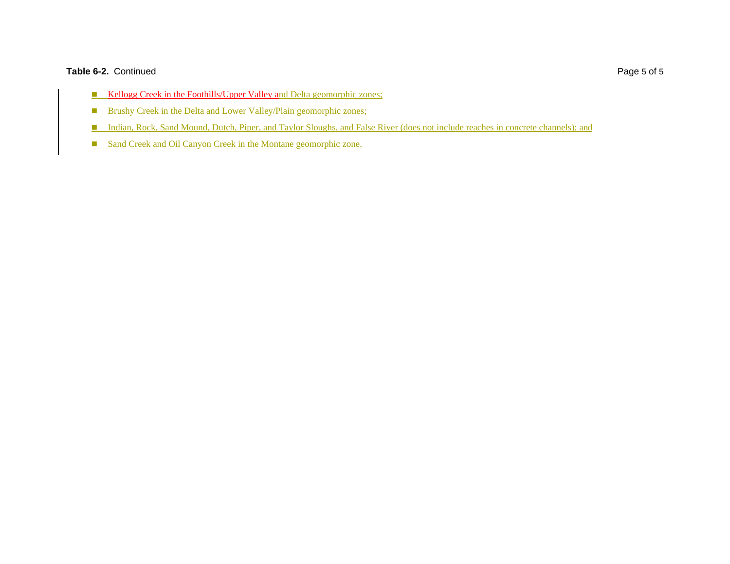**Table 6-2.** Continued

- Kellogg Creek in the Foothills/Upper Valley and Delta geomorphic zones;
- Brushy Creek in the Delta and Lower Valley/Plain geomorphic zones;
- Indian, Rock, Sand Mound, Dutch, Piper, and Taylor Sloughs, and False River (does not include reaches in concrete channels); and
- Sand Creek and Oil Canyon Creek in the Montane geomorphic zone.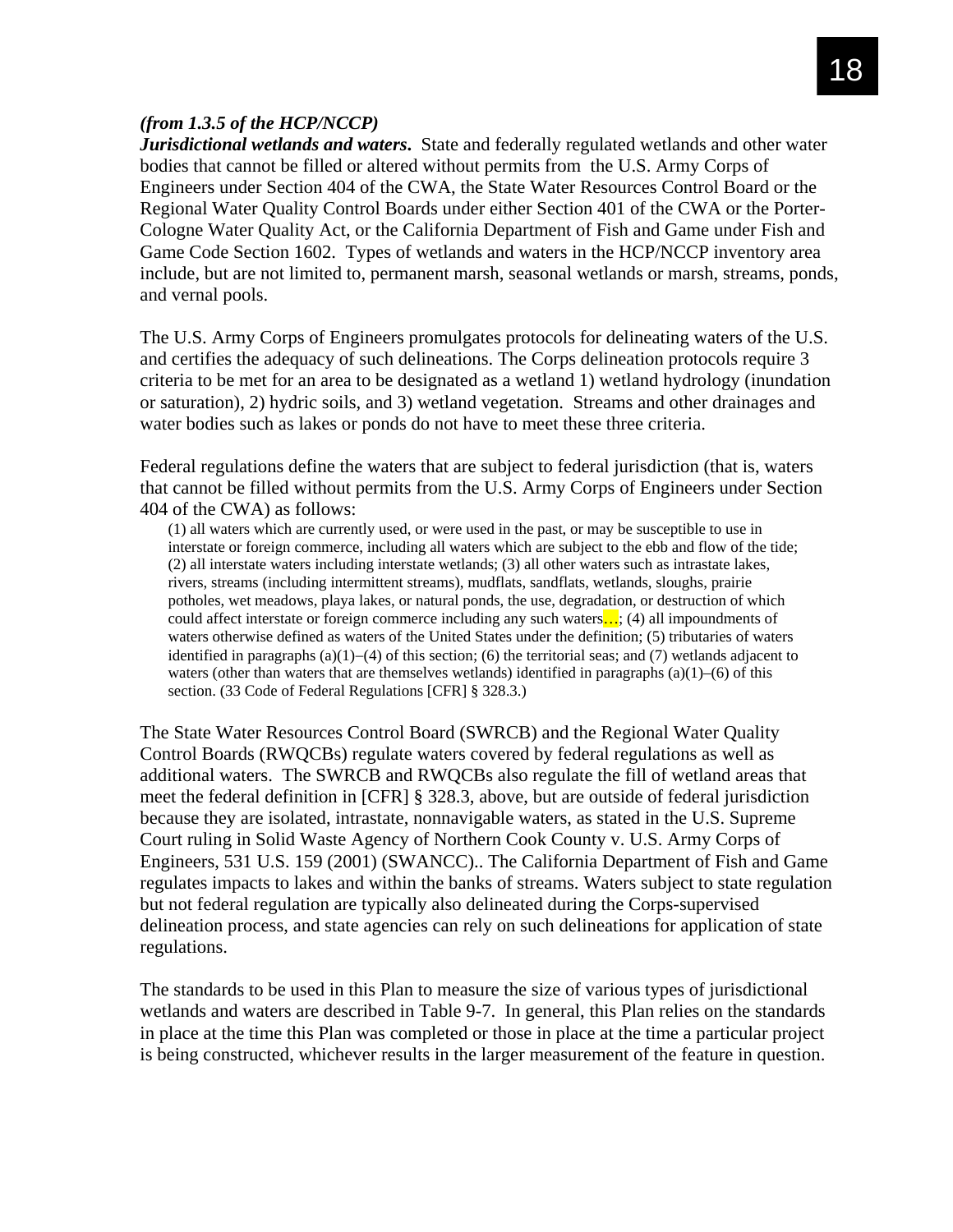*(from 1.3.5 of the HCP/NCCP)*
***Jurisdictional wetlands and waters*.** State and federally regulated wetlands and other water bodies that cannot be filled or altered without permits from the U.S. Army Corps of Engineers under Section 404 of the CWA, the State Water Resources Control Board or the Regional Water Quality Control Boards under either Section 401 of the CWA or the Porter-Cologne Water Quality Act, or the California Department of Fish and Game under Fish and Game Code Section 1602. Types of wetlands and waters in the HCP/NCCP inventory area include, but are not limited to, permanent marsh, seasonal wetlands or marsh, streams, ponds, and vernal pools.

The U.S. Army Corps of Engineers promulgates protocols for delineating waters of the U.S. and certifies the adequacy of such delineations. The Corps delineation protocols require 3 criteria to be met for an area to be designated as a wetland 1) wetland hydrology (inundation or saturation), 2) hydric soils, and 3) wetland vegetation. Streams and other drainages and water bodies such as lakes or ponds do not have to meet these three criteria.

Federal regulations define the waters that are subject to federal jurisdiction (that is, waters that cannot be filled without permits from the U.S. Army Corps of Engineers under Section 404 of the CWA) as follows:

> (1) all waters which are currently used, or were used in the past, or may be susceptible to use in interstate or foreign commerce, including all waters which are subject to the ebb and flow of the tide; (2) all interstate waters including interstate wetlands; (3) all other waters such as intrastate lakes, rivers, streams (including intermittent streams), mudflats, sandflats, wetlands, sloughs, prairie potholes, wet meadows, playa lakes, or natural ponds, the use, degradation, or destruction of which could affect interstate or foreign commerce including any such waters…; (4) all impoundments of waters otherwise defined as waters of the United States under the definition; (5) tributaries of waters identified in paragraphs (a)(1)–(4) of this section; (6) the territorial seas; and (7) wetlands adjacent to waters (other than waters that are themselves wetlands) identified in paragraphs (a)(1)–(6) of this section. (33 Code of Federal Regulations [CFR] § 328.3.)

The State Water Resources Control Board (SWRCB) and the Regional Water Quality Control Boards (RWQCBs) regulate waters covered by federal regulations as well as additional waters. The SWRCB and RWQCBs also regulate the fill of wetland areas that meet the federal definition in [CFR] § 328.3, above, but are outside of federal jurisdiction because they are isolated, intrastate, nonnavigable waters, as stated in the U.S. Supreme Court ruling in Solid Waste Agency of Northern Cook County v. U.S. Army Corps of Engineers, 531 U.S. 159 (2001) (SWANCC).. The California Department of Fish and Game regulates impacts to lakes and within the banks of streams. Waters subject to state regulation but not federal regulation are typically also delineated during the Corps-supervised delineation process, and state agencies can rely on such delineations for application of state regulations.

The standards to be used in this Plan to measure the size of various types of jurisdictional wetlands and waters are described in Table 9-7. In general, this Plan relies on the standards in place at the time this Plan was completed or those in place at the time a particular project is being constructed, whichever results in the larger measurement of the feature in question.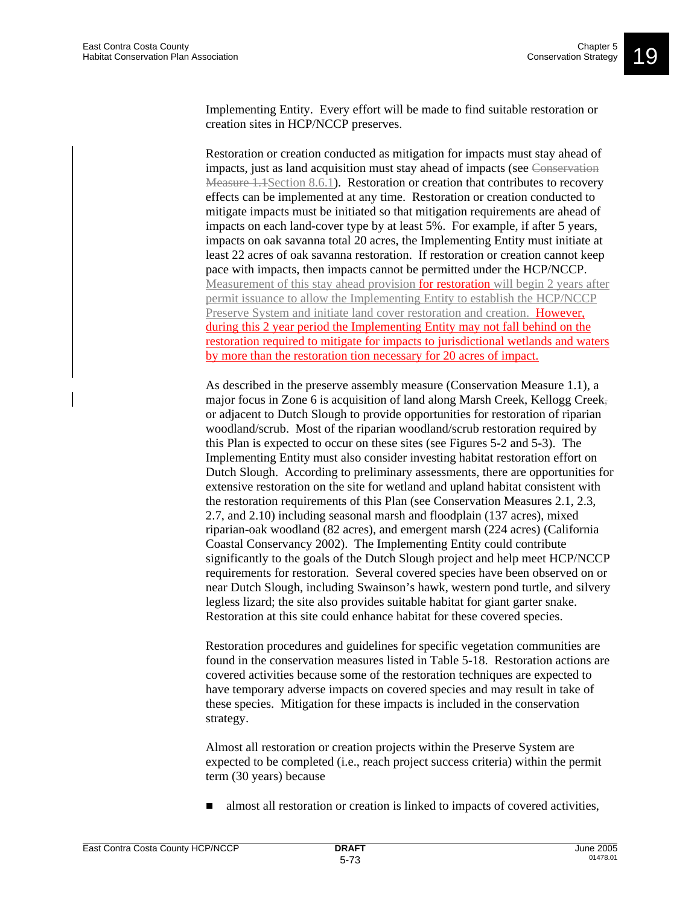Implementing Entity. Every effort will be made to find suitable restoration or creation sites in HCP/NCCP preserves.

Restoration or creation conducted as mitigation for impacts must stay ahead of impacts, just as land acquisition must stay ahead of impacts (see ~~Conservation Measure 1.1~~Section 8.6.1). Restoration or creation that contributes to recovery effects can be implemented at any time. Restoration or creation conducted to mitigate impacts must be initiated so that mitigation requirements are ahead of impacts on each land-cover type by at least 5%. For example, if after 5 years, impacts on oak savanna total 20 acres, the Implementing Entity must initiate at least 22 acres of oak savanna restoration. If restoration or creation cannot keep pace with impacts, then impacts cannot be permitted under the HCP/NCCP. Measurement of this stay ahead provision for restoration will begin 2 years after permit issuance to allow the Implementing Entity to establish the HCP/NCCP Preserve System and initiate land cover restoration and creation. However, during this 2 year period the Implementing Entity may not fall behind on the restoration required to mitigate for impacts to jurisdictional wetlands and waters by more than the restoration tion necessary for 20 acres of impact.

As described in the preserve assembly measure (Conservation Measure 1.1), a major focus in Zone 6 is acquisition of land along Marsh Creek, Kellogg Creek~~,~~ or adjacent to Dutch Slough to provide opportunities for restoration of riparian woodland/scrub. Most of the riparian woodland/scrub restoration required by this Plan is expected to occur on these sites (see Figures 5-2 and 5-3). The Implementing Entity must also consider investing habitat restoration effort on Dutch Slough. According to preliminary assessments, there are opportunities for extensive restoration on the site for wetland and upland habitat consistent with the restoration requirements of this Plan (see Conservation Measures 2.1, 2.3, 2.7, and 2.10) including seasonal marsh and floodplain (137 acres), mixed riparian-oak woodland (82 acres), and emergent marsh (224 acres) (California Coastal Conservancy 2002). The Implementing Entity could contribute significantly to the goals of the Dutch Slough project and help meet HCP/NCCP requirements for restoration. Several covered species have been observed on or near Dutch Slough, including Swainson's hawk, western pond turtle, and silvery legless lizard; the site also provides suitable habitat for giant garter snake. Restoration at this site could enhance habitat for these covered species.

Restoration procedures and guidelines for specific vegetation communities are found in the conservation measures listed in Table 5-18. Restoration actions are covered activities because some of the restoration techniques are expected to have temporary adverse impacts on covered species and may result in take of these species. Mitigation for these impacts is included in the conservation strategy.

Almost all restoration or creation projects within the Preserve System are expected to be completed (i.e., reach project success criteria) within the permit term (30 years) because

- almost all restoration or creation is linked to impacts of covered activities,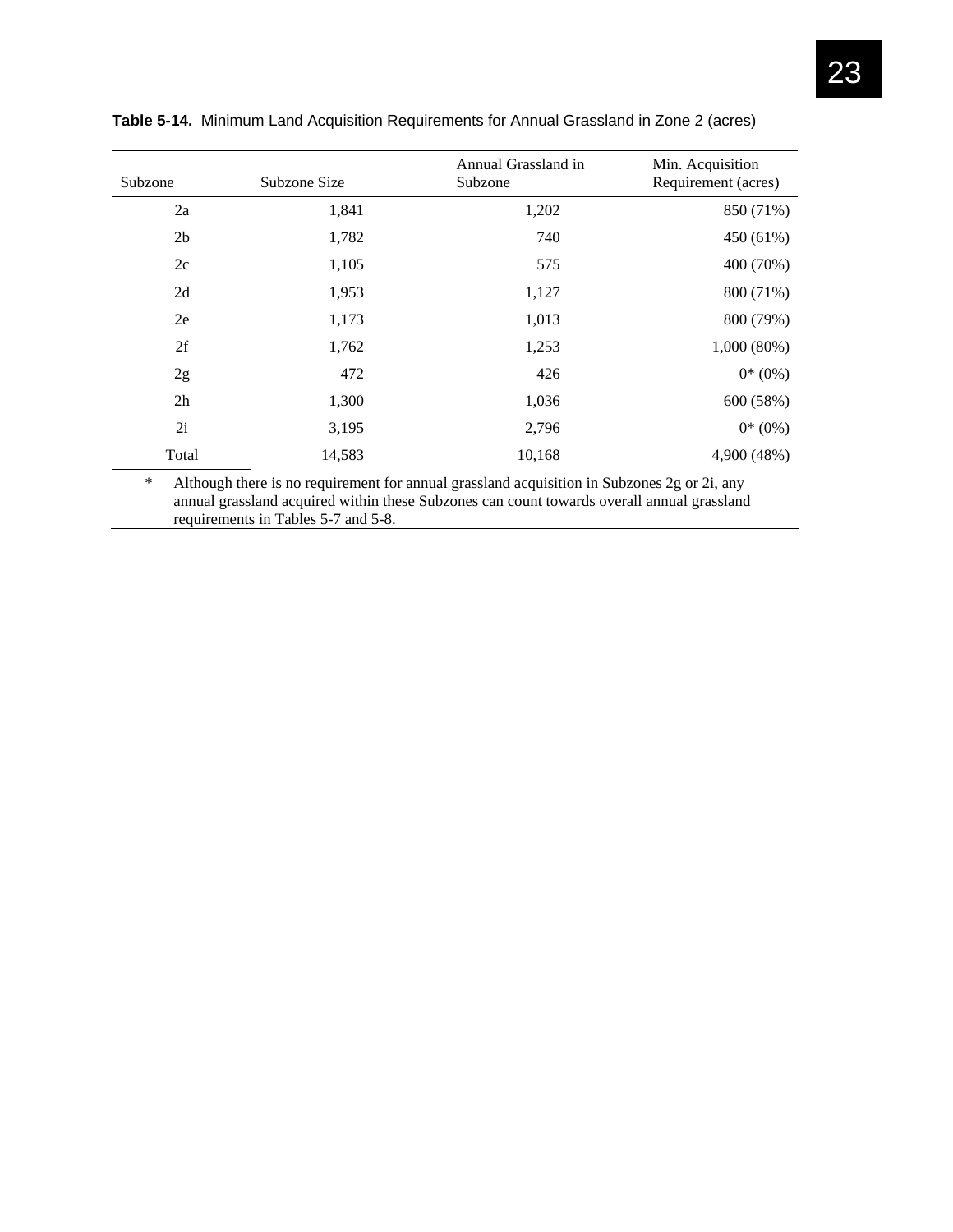**Table 5-14.** Minimum Land Acquisition Requirements for Annual Grassland in Zone 2 (acres)

| Subzone | Subzone Size | Annual Grassland in Subzone | Min. Acquisition Requirement (acres) |
|---|---|---|---|
| 2a | 1,841 | 1,202 | 850 (71%) |
| 2b | 1,782 | 740 | 450 (61%) |
| 2c | 1,105 | 575 | 400 (70%) |
| 2d | 1,953 | 1,127 | 800 (71%) |
| 2e | 1,173 | 1,013 | 800 (79%) |
| 2f | 1,762 | 1,253 | 1,000 (80%) |
| 2g | 472 | 426 | 0* (0%) |
| 2h | 1,300 | 1,036 | 600 (58%) |
| 2i | 3,195 | 2,796 | 0* (0%) |
| Total | 14,583 | 10,168 | 4,900 (48%) |

\* Although there is no requirement for annual grassland acquisition in Subzones 2g or 2i, any annual grassland acquired within these Subzones can count towards overall annual grassland requirements in Tables 5-7 and 5-8.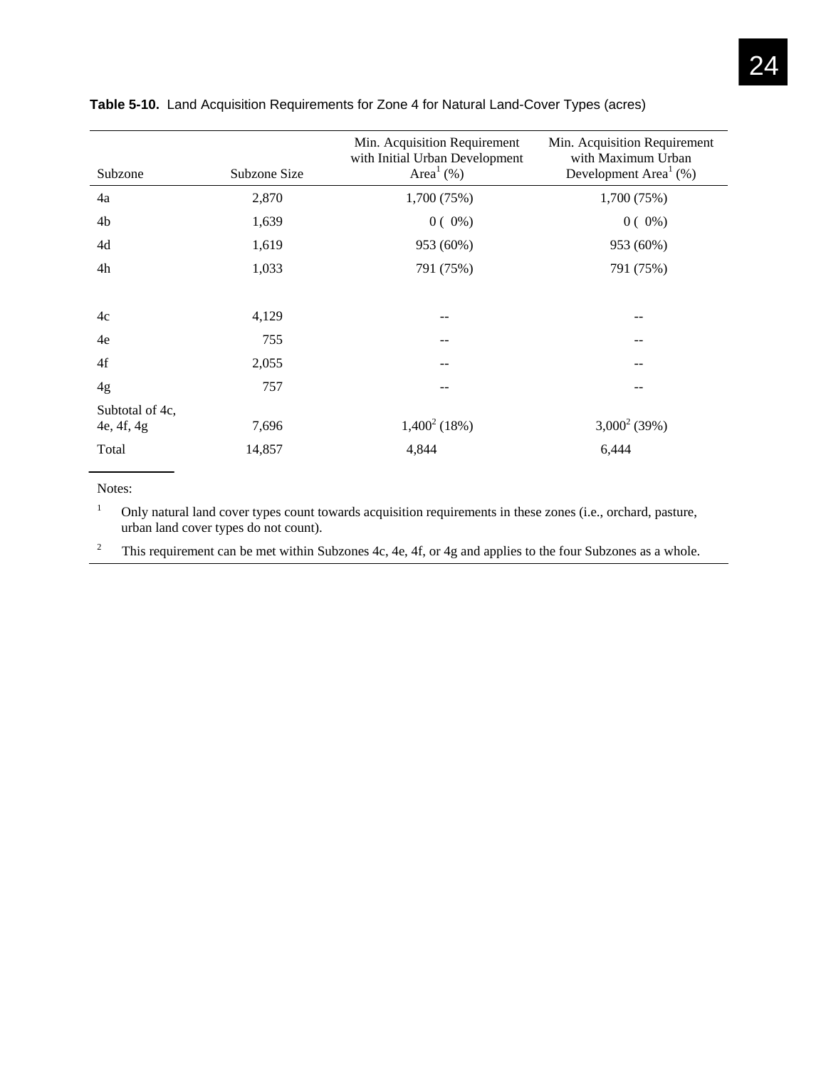**Table 5-10.** Land Acquisition Requirements for Zone 4 for Natural Land-Cover Types (acres)

| Subzone | Subzone Size | Min. Acquisition Requirement with Initial Urban Development Area[1] (%) | Min. Acquisition Requirement with Maximum Urban Development Area[1] (%) |
|---|---|---|---|
| 4a | 2,870 | 1,700 (75%) | 1,700 (75%) |
| 4b | 1,639 | 0 ( 0%) | 0 ( 0%) |
| 4d | 1,619 | 953 (60%) | 953 (60%) |
| 4h | 1,033 | 791 (75%) | 791 (75%) |
| | | | |
| 4c | 4,129 | -- | -- |
| 4e | 755 | -- | -- |
| 4f | 2,055 | -- | -- |
| 4g | 757 | -- | -- |
| Subtotal of 4c, 4e, 4f, 4g | 7,696 | 1,400[2] (18%) | 3,000[2] (39%) |
| Total | 14,857 | 4,844 | 6,444 |

Notes:

[1] Only natural land cover types count towards acquisition requirements in these zones (i.e., orchard, pasture, urban land cover types do not count).

[2] This requirement can be met within Subzones 4c, 4e, 4f, or 4g and applies to the four Subzones as a whole.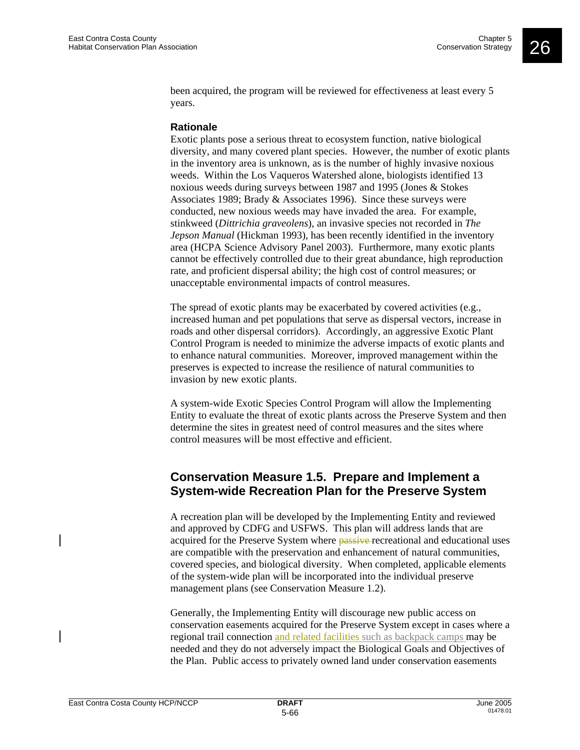been acquired, the program will be reviewed for effectiveness at least every 5 years.

### Rationale

Exotic plants pose a serious threat to ecosystem function, native biological diversity, and many covered plant species. However, the number of exotic plants in the inventory area is unknown, as is the number of highly invasive noxious weeds. Within the Los Vaqueros Watershed alone, biologists identified 13 noxious weeds during surveys between 1987 and 1995 (Jones & Stokes Associates 1989; Brady & Associates 1996). Since these surveys were conducted, new noxious weeds may have invaded the area. For example, stinkweed (*Dittrichia graveolens*), an invasive species not recorded in *The Jepson Manual* (Hickman 1993), has been recently identified in the inventory area (HCPA Science Advisory Panel 2003). Furthermore, many exotic plants cannot be effectively controlled due to their great abundance, high reproduction rate, and proficient dispersal ability; the high cost of control measures; or unacceptable environmental impacts of control measures.

The spread of exotic plants may be exacerbated by covered activities (e.g., increased human and pet populations that serve as dispersal vectors, increase in roads and other dispersal corridors). Accordingly, an aggressive Exotic Plant Control Program is needed to minimize the adverse impacts of exotic plants and to enhance natural communities. Moreover, improved management within the preserves is expected to increase the resilience of natural communities to invasion by new exotic plants.

A system-wide Exotic Species Control Program will allow the Implementing Entity to evaluate the threat of exotic plants across the Preserve System and then determine the sites in greatest need of control measures and the sites where control measures will be most effective and efficient.

## Conservation Measure 1.5. Prepare and Implement a System-wide Recreation Plan for the Preserve System

A recreation plan will be developed by the Implementing Entity and reviewed and approved by CDFG and USFWS. This plan will address lands that are acquired for the Preserve System where ~~passive~~ recreational and educational uses are compatible with the preservation and enhancement of natural communities, covered species, and biological diversity. When completed, applicable elements of the system-wide plan will be incorporated into the individual preserve management plans (see Conservation Measure 1.2).

Generally, the Implementing Entity will discourage new public access on conservation easements acquired for the Preserve System except in cases where a regional trail connection and related facilities such as backpack camps may be needed and they do not adversely impact the Biological Goals and Objectives of the Plan. Public access to privately owned land under conservation easements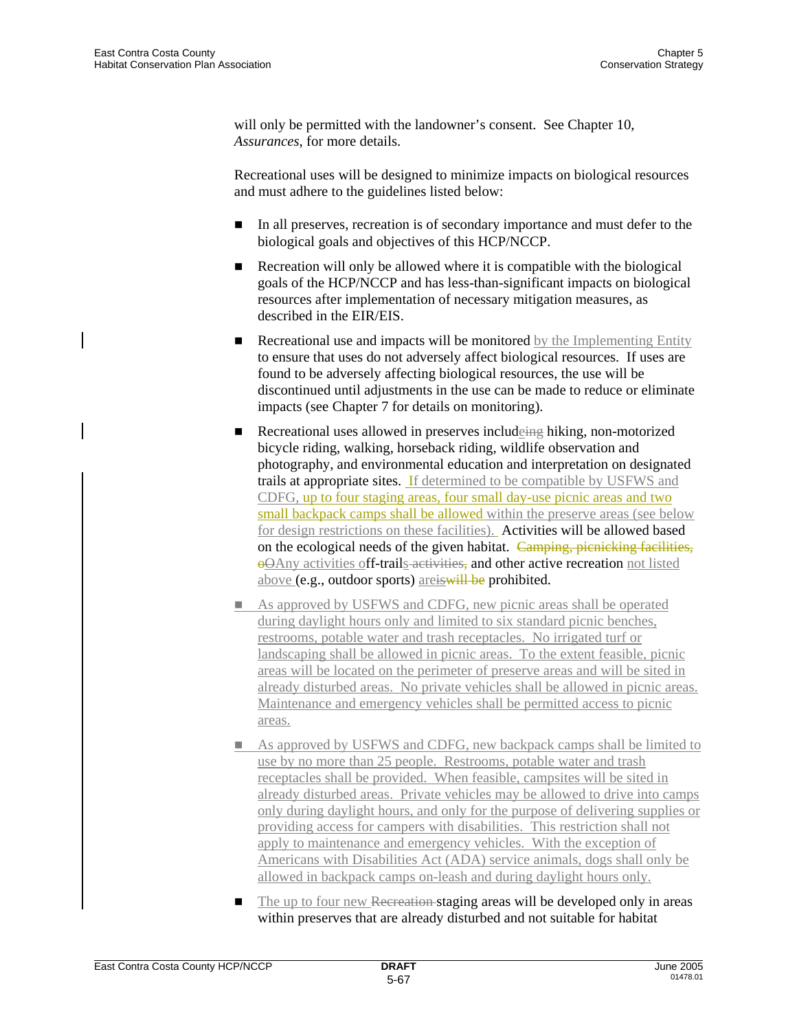will only be permitted with the landowner's consent. See Chapter 10, *Assurances*, for more details.

Recreational uses will be designed to minimize impacts on biological resources and must adhere to the guidelines listed below:

- In all preserves, recreation is of secondary importance and must defer to the biological goals and objectives of this HCP/NCCP.
- Recreation will only be allowed where it is compatible with the biological goals of the HCP/NCCP and has less-than-significant impacts on biological resources after implementation of necessary mitigation measures, as described in the EIR/EIS.
- Recreational use and impacts will be monitored by the Implementing Entity to ensure that uses do not adversely affect biological resources. If uses are found to be adversely affecting biological resources, the use will be discontinued until adjustments in the use can be made to reduce or eliminate impacts (see Chapter 7 for details on monitoring).
- Recreational uses allowed in preserves include~~ing~~ hiking, non-motorized bicycle riding, walking, horseback riding, wildlife observation and photography, and environmental education and interpretation on designated trails at appropriate sites. If determined to be compatible by USFWS and CDFG, up to four staging areas, four small day-use picnic areas and two small backpack camps shall be allowed within the preserve areas (see below for design restrictions on these facilities). Activities will be allowed based on the ecological needs of the given habitat. ~~Camping, picnicking facilities, oO~~Any activities off-trails~~ activities,~~ and other active recreation not listed above (e.g., outdoor sports) are~~is~~~~will be~~ prohibited.
- As approved by USFWS and CDFG, new picnic areas shall be operated during daylight hours only and limited to six standard picnic benches, restrooms, potable water and trash receptacles. No irrigated turf or landscaping shall be allowed in picnic areas. To the extent feasible, picnic areas will be located on the perimeter of preserve areas and will be sited in already disturbed areas. No private vehicles shall be allowed in picnic areas. Maintenance and emergency vehicles shall be permitted access to picnic areas.
- As approved by USFWS and CDFG, new backpack camps shall be limited to use by no more than 25 people. Restrooms, potable water and trash receptacles shall be provided. When feasible, campsites will be sited in already disturbed areas. Private vehicles may be allowed to drive into camps only during daylight hours, and only for the purpose of delivering supplies or providing access for campers with disabilities. This restriction shall not apply to maintenance and emergency vehicles. With the exception of Americans with Disabilities Act (ADA) service animals, dogs shall only be allowed in backpack camps on-leash and during daylight hours only.
- The up to four new ~~Recreation~~ staging areas will be developed only in areas within preserves that are already disturbed and not suitable for habitat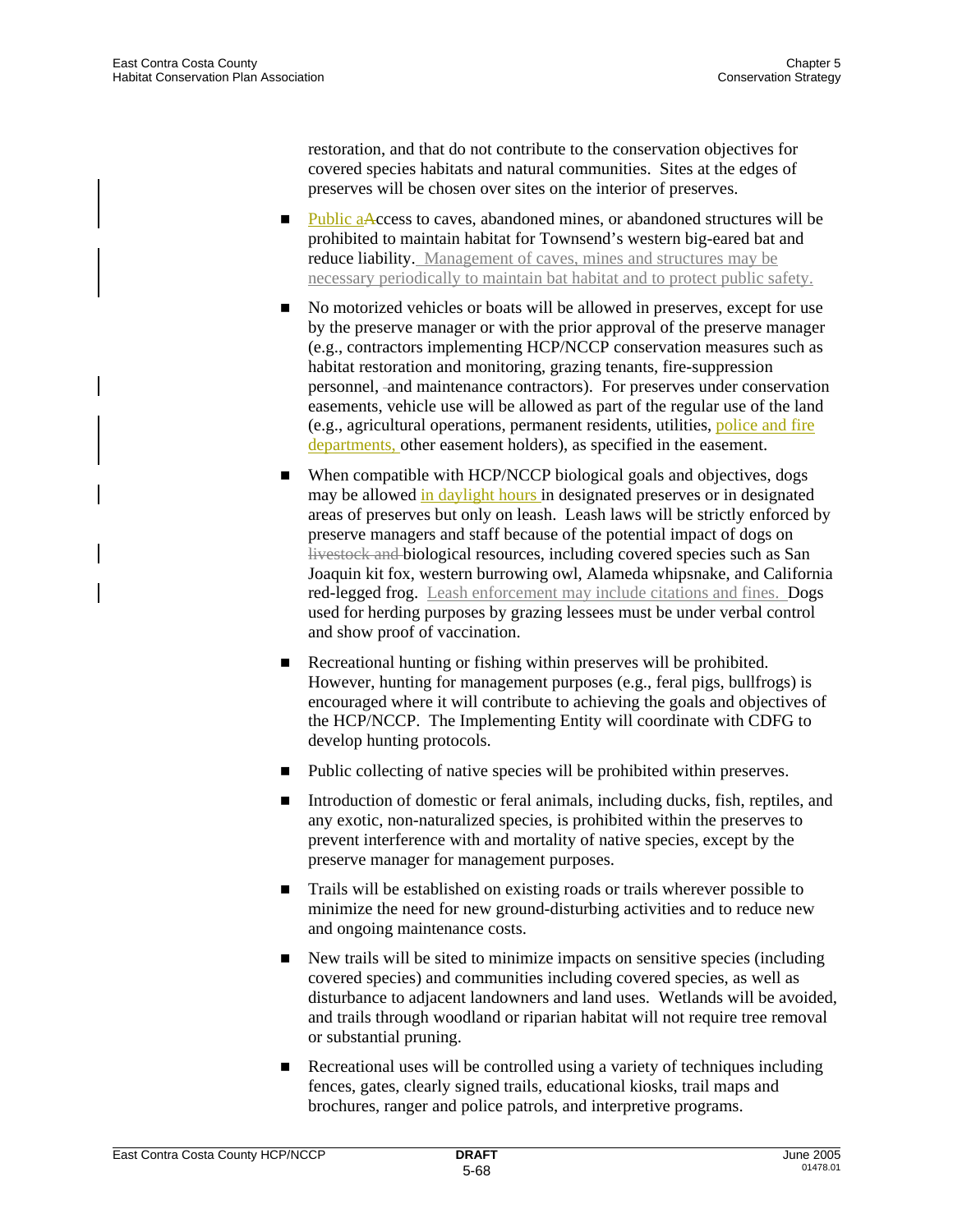restoration, and that do not contribute to the conservation objectives for covered species habitats and natural communities. Sites at the edges of preserves will be chosen over sites on the interior of preserves.

- Public aAccess to caves, abandoned mines, or abandoned structures will be prohibited to maintain habitat for Townsend's western big-eared bat and reduce liability. Management of caves, mines and structures may be necessary periodically to maintain bat habitat and to protect public safety.
- No motorized vehicles or boats will be allowed in preserves, except for use by the preserve manager or with the prior approval of the preserve manager (e.g., contractors implementing HCP/NCCP conservation measures such as habitat restoration and monitoring, grazing tenants, fire-suppression personnel, and maintenance contractors). For preserves under conservation easements, vehicle use will be allowed as part of the regular use of the land (e.g., agricultural operations, permanent residents, utilities, police and fire departments, other easement holders), as specified in the easement.
- When compatible with HCP/NCCP biological goals and objectives, dogs may be allowed in daylight hours in designated preserves or in designated areas of preserves but only on leash. Leash laws will be strictly enforced by preserve managers and staff because of the potential impact of dogs on livestock and biological resources, including covered species such as San Joaquin kit fox, western burrowing owl, Alameda whipsnake, and California red-legged frog. Leash enforcement may include citations and fines. Dogs used for herding purposes by grazing lessees must be under verbal control and show proof of vaccination.
- Recreational hunting or fishing within preserves will be prohibited. However, hunting for management purposes (e.g., feral pigs, bullfrogs) is encouraged where it will contribute to achieving the goals and objectives of the HCP/NCCP. The Implementing Entity will coordinate with CDFG to develop hunting protocols.
- Public collecting of native species will be prohibited within preserves.
- Introduction of domestic or feral animals, including ducks, fish, reptiles, and any exotic, non-naturalized species, is prohibited within the preserves to prevent interference with and mortality of native species, except by the preserve manager for management purposes.
- Trails will be established on existing roads or trails wherever possible to minimize the need for new ground-disturbing activities and to reduce new and ongoing maintenance costs.
- New trails will be sited to minimize impacts on sensitive species (including covered species) and communities including covered species, as well as disturbance to adjacent landowners and land uses. Wetlands will be avoided, and trails through woodland or riparian habitat will not require tree removal or substantial pruning.
- Recreational uses will be controlled using a variety of techniques including fences, gates, clearly signed trails, educational kiosks, trail maps and brochures, ranger and police patrols, and interpretive programs.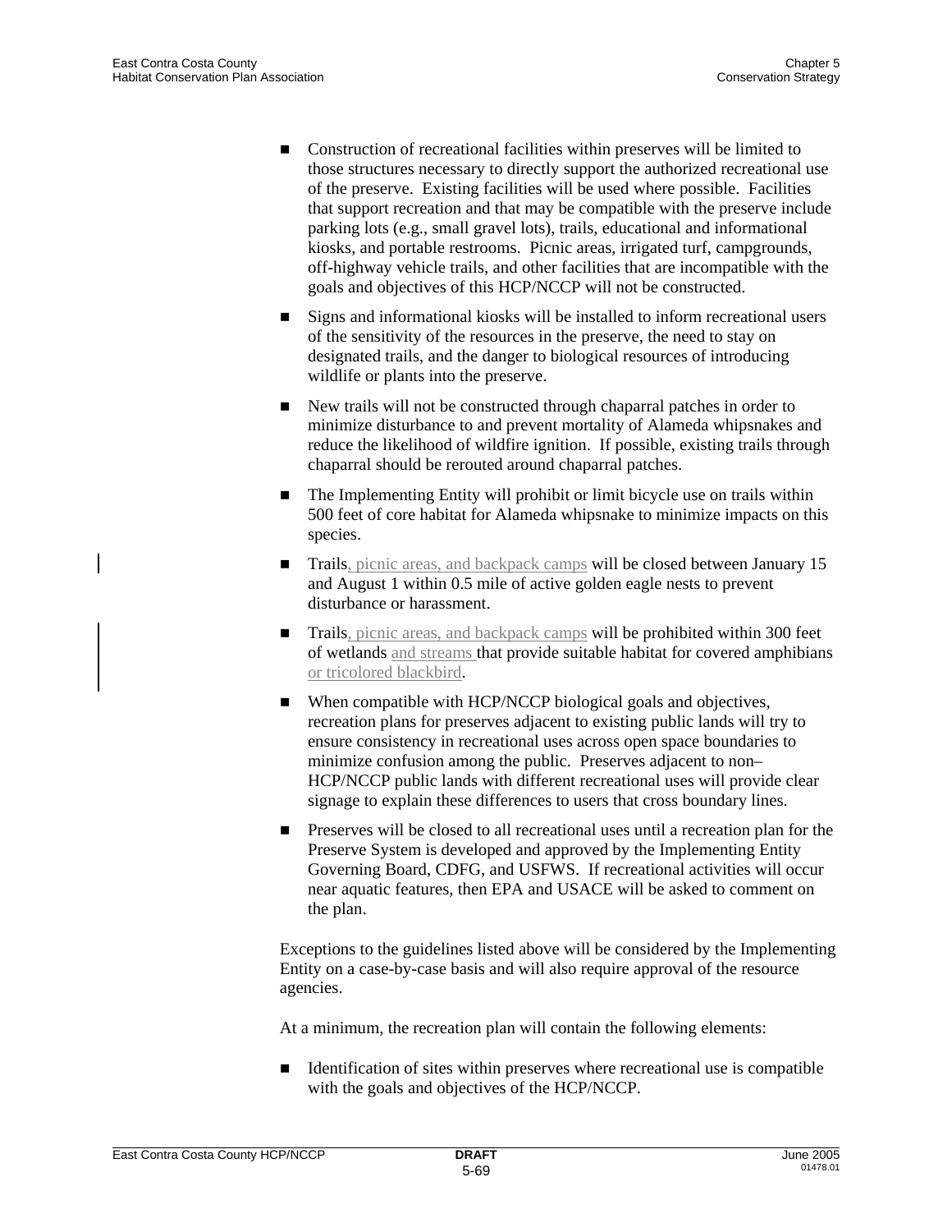- Construction of recreational facilities within preserves will be limited to those structures necessary to directly support the authorized recreational use of the preserve. Existing facilities will be used where possible. Facilities that support recreation and that may be compatible with the preserve include parking lots (e.g., small gravel lots), trails, educational and informational kiosks, and portable restrooms. Picnic areas, irrigated turf, campgrounds, off-highway vehicle trails, and other facilities that are incompatible with the goals and objectives of this HCP/NCCP will not be constructed.
- Signs and informational kiosks will be installed to inform recreational users of the sensitivity of the resources in the preserve, the need to stay on designated trails, and the danger to biological resources of introducing wildlife or plants into the preserve.
- New trails will not be constructed through chaparral patches in order to minimize disturbance to and prevent mortality of Alameda whipsnakes and reduce the likelihood of wildfire ignition. If possible, existing trails through chaparral should be rerouted around chaparral patches.
- The Implementing Entity will prohibit or limit bicycle use on trails within 500 feet of core habitat for Alameda whipsnake to minimize impacts on this species.
- Trails, picnic areas, and backpack camps will be closed between January 15 and August 1 within 0.5 mile of active golden eagle nests to prevent disturbance or harassment.
- Trails, picnic areas, and backpack camps will be prohibited within 300 feet of wetlands and streams that provide suitable habitat for covered amphibians or tricolored blackbird.
- When compatible with HCP/NCCP biological goals and objectives, recreation plans for preserves adjacent to existing public lands will try to ensure consistency in recreational uses across open space boundaries to minimize confusion among the public. Preserves adjacent to non–HCP/NCCP public lands with different recreational uses will provide clear signage to explain these differences to users that cross boundary lines.
- Preserves will be closed to all recreational uses until a recreation plan for the Preserve System is developed and approved by the Implementing Entity Governing Board, CDFG, and USFWS. If recreational activities will occur near aquatic features, then EPA and USACE will be asked to comment on the plan.

Exceptions to the guidelines listed above will be considered by the Implementing Entity on a case-by-case basis and will also require approval of the resource agencies.

At a minimum, the recreation plan will contain the following elements:

- Identification of sites within preserves where recreational use is compatible with the goals and objectives of the HCP/NCCP.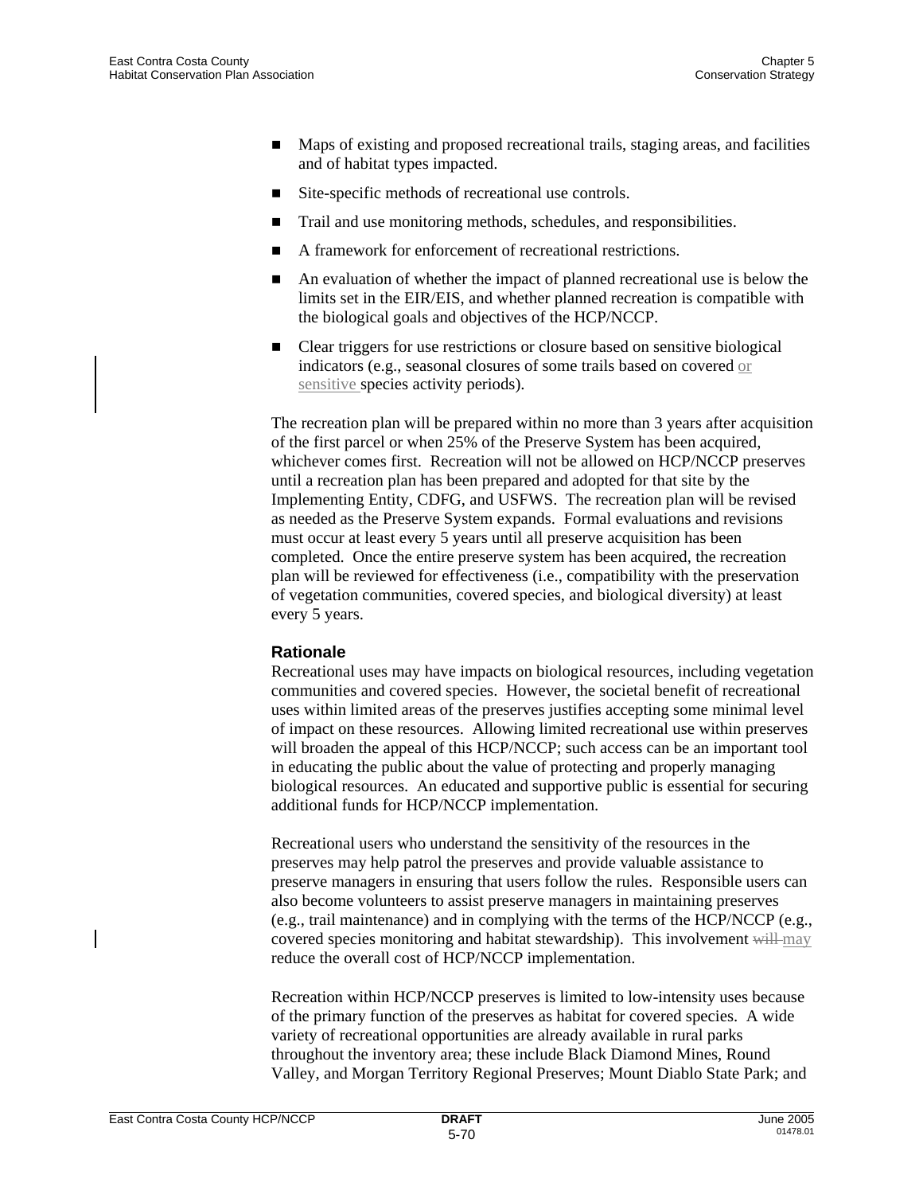- Maps of existing and proposed recreational trails, staging areas, and facilities and of habitat types impacted.
- Site-specific methods of recreational use controls.
- Trail and use monitoring methods, schedules, and responsibilities.
- A framework for enforcement of recreational restrictions.
- An evaluation of whether the impact of planned recreational use is below the limits set in the EIR/EIS, and whether planned recreation is compatible with the biological goals and objectives of the HCP/NCCP.
- Clear triggers for use restrictions or closure based on sensitive biological indicators (e.g., seasonal closures of some trails based on covered or sensitive species activity periods).

The recreation plan will be prepared within no more than 3 years after acquisition of the first parcel or when 25% of the Preserve System has been acquired, whichever comes first. Recreation will not be allowed on HCP/NCCP preserves until a recreation plan has been prepared and adopted for that site by the Implementing Entity, CDFG, and USFWS. The recreation plan will be revised as needed as the Preserve System expands. Formal evaluations and revisions must occur at least every 5 years until all preserve acquisition has been completed. Once the entire preserve system has been acquired, the recreation plan will be reviewed for effectiveness (i.e., compatibility with the preservation of vegetation communities, covered species, and biological diversity) at least every 5 years.

### Rationale

Recreational uses may have impacts on biological resources, including vegetation communities and covered species. However, the societal benefit of recreational uses within limited areas of the preserves justifies accepting some minimal level of impact on these resources. Allowing limited recreational use within preserves will broaden the appeal of this HCP/NCCP; such access can be an important tool in educating the public about the value of protecting and properly managing biological resources. An educated and supportive public is essential for securing additional funds for HCP/NCCP implementation.

Recreational users who understand the sensitivity of the resources in the preserves may help patrol the preserves and provide valuable assistance to preserve managers in ensuring that users follow the rules. Responsible users can also become volunteers to assist preserve managers in maintaining preserves (e.g., trail maintenance) and in complying with the terms of the HCP/NCCP (e.g., covered species monitoring and habitat stewardship). This involvement ~~will~~ may reduce the overall cost of HCP/NCCP implementation.

Recreation within HCP/NCCP preserves is limited to low-intensity uses because of the primary function of the preserves as habitat for covered species. A wide variety of recreational opportunities are already available in rural parks throughout the inventory area; these include Black Diamond Mines, Round Valley, and Morgan Territory Regional Preserves; Mount Diablo State Park; and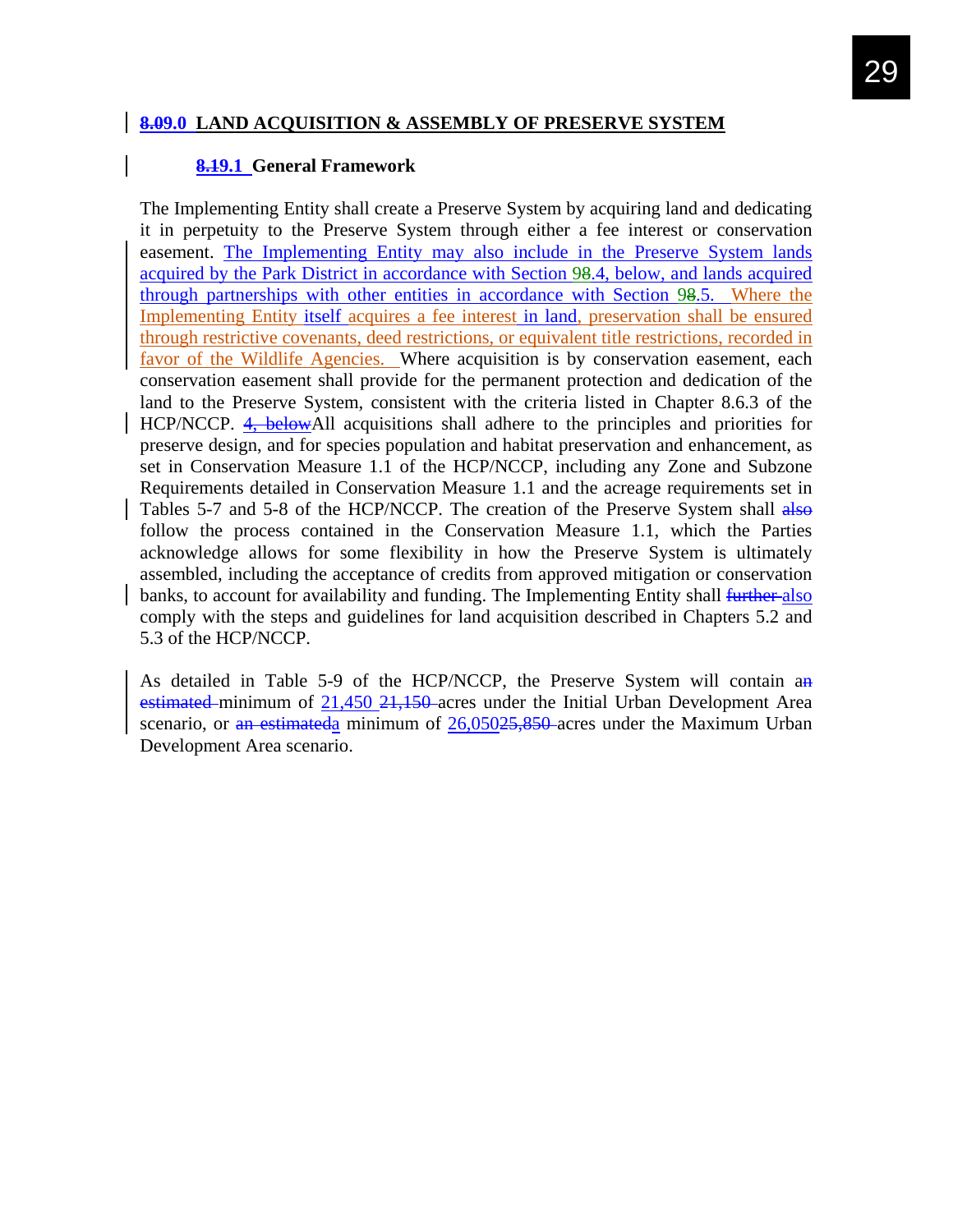## 8.09.0 LAND ACQUISITION & ASSEMBLY OF PRESERVE SYSTEM

### 8.19.1 General Framework

The Implementing Entity shall create a Preserve System by acquiring land and dedicating it in perpetuity to the Preserve System through either a fee interest or conservation easement. The Implementing Entity may also include in the Preserve System lands acquired by the Park District in accordance with Section 98.4, below, and lands acquired through partnerships with other entities in accordance with Section 98.5. Where the Implementing Entity itself acquires a fee interest in land, preservation shall be ensured through restrictive covenants, deed restrictions, or equivalent title restrictions, recorded in favor of the Wildlife Agencies. Where acquisition is by conservation easement, each conservation easement shall provide for the permanent protection and dedication of the land to the Preserve System, consistent with the criteria listed in Chapter 8.6.3 of the HCP/NCCP. 4, belowAll acquisitions shall adhere to the principles and priorities for preserve design, and for species population and habitat preservation and enhancement, as set in Conservation Measure 1.1 of the HCP/NCCP, including any Zone and Subzone Requirements detailed in Conservation Measure 1.1 and the acreage requirements set in Tables 5-7 and 5-8 of the HCP/NCCP. The creation of the Preserve System shall also follow the process contained in the Conservation Measure 1.1, which the Parties acknowledge allows for some flexibility in how the Preserve System is ultimately assembled, including the acceptance of credits from approved mitigation or conservation banks, to account for availability and funding. The Implementing Entity shall further also comply with the steps and guidelines for land acquisition described in Chapters 5.2 and 5.3 of the HCP/NCCP.

As detailed in Table 5-9 of the HCP/NCCP, the Preserve System will contain an estimated minimum of 21,450 21,150 acres under the Initial Urban Development Area scenario, or an estimateda minimum of 26,05025,850 acres under the Maximum Urban Development Area scenario.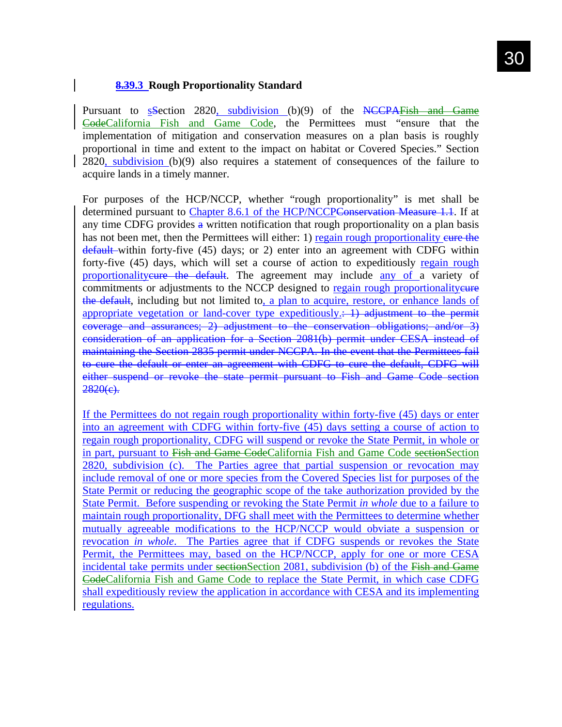### 8.39.3 Rough Proportionality Standard

Pursuant to s~~S~~ection 2820, subdivision (b)(9) of the ~~NCCPA~~~~Fish and Game Code~~California Fish and Game Code, the Permittees must "ensure that the implementation of mitigation and conservation measures on a plan basis is roughly proportional in time and extent to the impact on habitat or Covered Species." Section 2820, subdivision (b)(9) also requires a statement of consequences of the failure to acquire lands in a timely manner.

For purposes of the HCP/NCCP, whether "rough proportionality" is met shall be determined pursuant to Chapter 8.6.1 of the HCP/NCCP~~Conservation Measure 1.1~~. If at any time CDFG provides ~~a~~ written notification that rough proportionality on a plan basis has not been met, then the Permittees will either: 1) regain rough proportionality ~~cure the default~~ within forty-five (45) days; or 2) enter into an agreement with CDFG within forty-five (45) days, which will set a course of action to expeditiously regain rough proportionality~~cure the default~~. The agreement may include any of a variety of commitments or adjustments to the NCCP designed to regain rough proportionality~~cure the default~~, including but not limited to, a plan to acquire, restore, or enhance lands of appropriate vegetation or land-cover type expeditiously.~~: 1) adjustment to the permit coverage and assurances; 2) adjustment to the conservation obligations; and/or 3) consideration of an application for a Section 2081(b) permit under CESA instead of maintaining the Section 2835 permit under NCCPA. In the event that the Permittees fail to cure the default or enter an agreement with CDFG to cure the default, CDFG will either suspend or revoke the state permit pursuant to Fish and Game Code section 2820(c).~~

If the Permittees do not regain rough proportionality within forty-five (45) days or enter into an agreement with CDFG within forty-five (45) days setting a course of action to regain rough proportionality, CDFG will suspend or revoke the State Permit, in whole or in part, pursuant to ~~Fish and Game Code~~California Fish and Game Code ~~section~~Section 2820, subdivision (c). The Parties agree that partial suspension or revocation may include removal of one or more species from the Covered Species list for purposes of the State Permit or reducing the geographic scope of the take authorization provided by the State Permit. Before suspending or revoking the State Permit *in whole* due to a failure to maintain rough proportionality, DFG shall meet with the Permittees to determine whether mutually agreeable modifications to the HCP/NCCP would obviate a suspension or revocation *in whole*. The Parties agree that if CDFG suspends or revokes the State Permit, the Permittees may, based on the HCP/NCCP, apply for one or more CESA incidental take permits under ~~section~~Section 2081, subdivision (b) of the ~~Fish and Game Code~~California Fish and Game Code to replace the State Permit, in which case CDFG shall expeditiously review the application in accordance with CESA and its implementing regulations.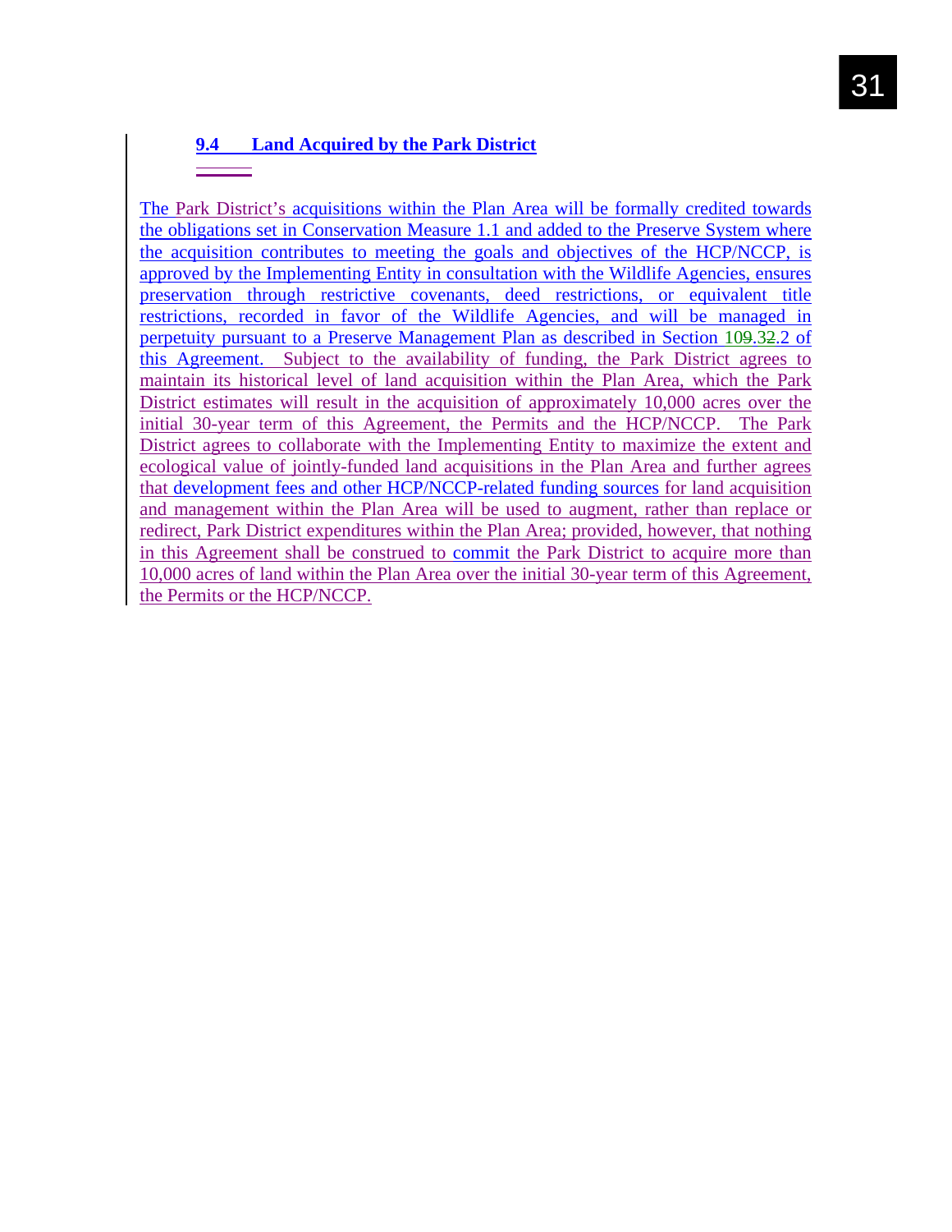### 9.4 Land Acquired by the Park District

The Park District's acquisitions within the Plan Area will be formally credited towards the obligations set in Conservation Measure 1.1 and added to the Preserve System where the acquisition contributes to meeting the goals and objectives of the HCP/NCCP, is approved by the Implementing Entity in consultation with the Wildlife Agencies, ensures preservation through restrictive covenants, deed restrictions, or equivalent title restrictions, recorded in favor of the Wildlife Agencies, and will be managed in perpetuity pursuant to a Preserve Management Plan as described in Section 10~~9~~.3~~2~~.2 of this Agreement. Subject to the availability of funding, the Park District agrees to maintain its historical level of land acquisition within the Plan Area, which the Park District estimates will result in the acquisition of approximately 10,000 acres over the initial 30-year term of this Agreement, the Permits and the HCP/NCCP. The Park District agrees to collaborate with the Implementing Entity to maximize the extent and ecological value of jointly-funded land acquisitions in the Plan Area and further agrees that development fees and other HCP/NCCP-related funding sources for land acquisition and management within the Plan Area will be used to augment, rather than replace or redirect, Park District expenditures within the Plan Area; provided, however, that nothing in this Agreement shall be construed to commit the Park District to acquire more than 10,000 acres of land within the Plan Area over the initial 30-year term of this Agreement, the Permits or the HCP/NCCP.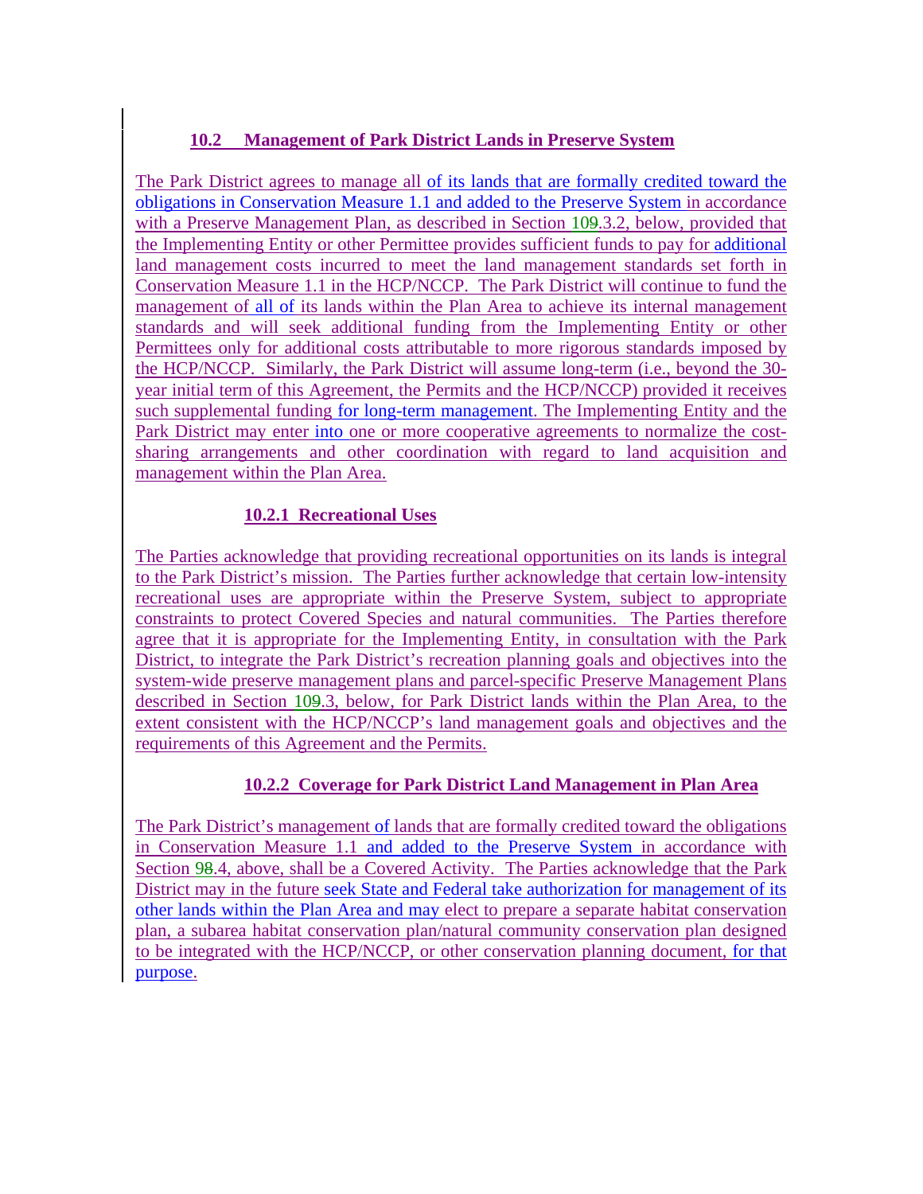## 10.2 Management of Park District Lands in Preserve System

The Park District agrees to manage all of its lands that are formally credited toward the obligations in Conservation Measure 1.1 and added to the Preserve System in accordance with a Preserve Management Plan, as described in Section 10~~9~~.3.2, below, provided that the Implementing Entity or other Permittee provides sufficient funds to pay for additional land management costs incurred to meet the land management standards set forth in Conservation Measure 1.1 in the HCP/NCCP. The Park District will continue to fund the management of all of its lands within the Plan Area to achieve its internal management standards and will seek additional funding from the Implementing Entity or other Permittees only for additional costs attributable to more rigorous standards imposed by the HCP/NCCP. Similarly, the Park District will assume long-term (i.e., beyond the 30-year initial term of this Agreement, the Permits and the HCP/NCCP) provided it receives such supplemental funding for long-term management. The Implementing Entity and the Park District may enter into one or more cooperative agreements to normalize the cost-sharing arrangements and other coordination with regard to land acquisition and management within the Plan Area.

### 10.2.1 Recreational Uses

The Parties acknowledge that providing recreational opportunities on its lands is integral to the Park District's mission. The Parties further acknowledge that certain low-intensity recreational uses are appropriate within the Preserve System, subject to appropriate constraints to protect Covered Species and natural communities. The Parties therefore agree that it is appropriate for the Implementing Entity, in consultation with the Park District, to integrate the Park District's recreation planning goals and objectives into the system-wide preserve management plans and parcel-specific Preserve Management Plans described in Section 10~~9~~.3, below, for Park District lands within the Plan Area, to the extent consistent with the HCP/NCCP's land management goals and objectives and the requirements of this Agreement and the Permits.

### 10.2.2 Coverage for Park District Land Management in Plan Area

The Park District's management of lands that are formally credited toward the obligations in Conservation Measure 1.1 and added to the Preserve System in accordance with Section 9~~8~~.4, above, shall be a Covered Activity. The Parties acknowledge that the Park District may in the future seek State and Federal take authorization for management of its other lands within the Plan Area and may elect to prepare a separate habitat conservation plan, a subarea habitat conservation plan/natural community conservation plan designed to be integrated with the HCP/NCCP, or other conservation planning document, for that purpose.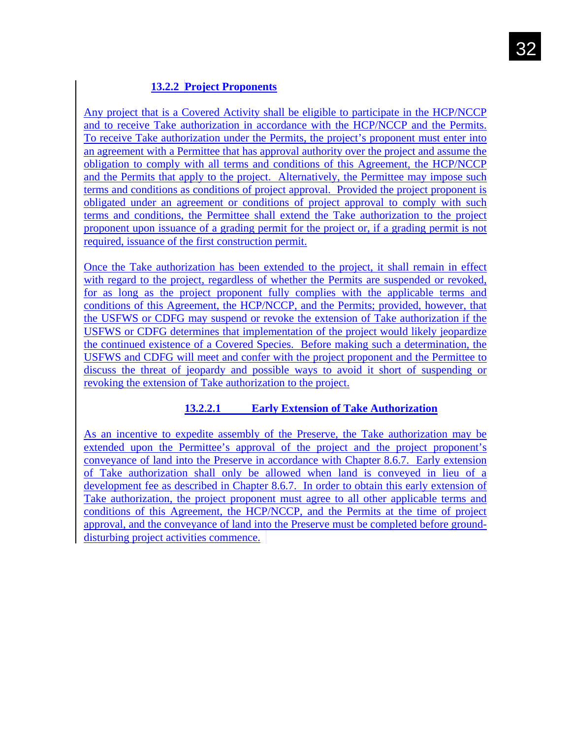#### 13.2.2 Project Proponents

Any project that is a Covered Activity shall be eligible to participate in the HCP/NCCP and to receive Take authorization in accordance with the HCP/NCCP and the Permits. To receive Take authorization under the Permits, the project's proponent must enter into an agreement with a Permittee that has approval authority over the project and assume the obligation to comply with all terms and conditions of this Agreement, the HCP/NCCP and the Permits that apply to the project. Alternatively, the Permittee may impose such terms and conditions as conditions of project approval. Provided the project proponent is obligated under an agreement or conditions of project approval to comply with such terms and conditions, the Permittee shall extend the Take authorization to the project proponent upon issuance of a grading permit for the project or, if a grading permit is not required, issuance of the first construction permit.

Once the Take authorization has been extended to the project, it shall remain in effect with regard to the project, regardless of whether the Permits are suspended or revoked, for as long as the project proponent fully complies with the applicable terms and conditions of this Agreement, the HCP/NCCP, and the Permits; provided, however, that the USFWS or CDFG may suspend or revoke the extension of Take authorization if the USFWS or CDFG determines that implementation of the project would likely jeopardize the continued existence of a Covered Species. Before making such a determination, the USFWS and CDFG will meet and confer with the project proponent and the Permittee to discuss the threat of jeopardy and possible ways to avoid it short of suspending or revoking the extension of Take authorization to the project.

##### 13.2.2.1 Early Extension of Take Authorization

As an incentive to expedite assembly of the Preserve, the Take authorization may be extended upon the Permittee's approval of the project and the project proponent's conveyance of land into the Preserve in accordance with Chapter 8.6.7. Early extension of Take authorization shall only be allowed when land is conveyed in lieu of a development fee as described in Chapter 8.6.7. In order to obtain this early extension of Take authorization, the project proponent must agree to all other applicable terms and conditions of this Agreement, the HCP/NCCP, and the Permits at the time of project approval, and the conveyance of land into the Preserve must be completed before ground-disturbing project activities commence.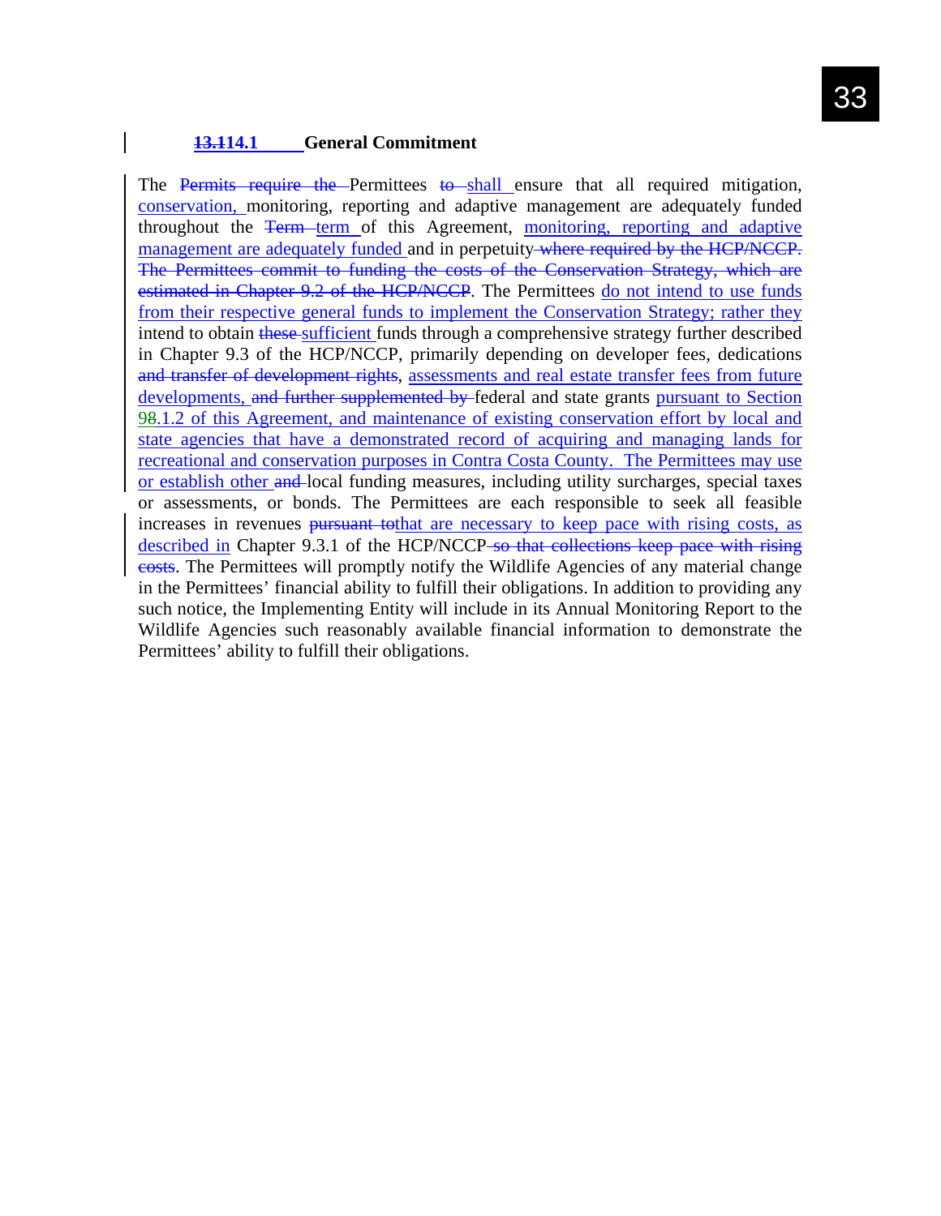### ~~13.1~~14.1 General Commitment

The ~~Permits require the~~ Permittees ~~to~~ shall ensure that all required mitigation, conservation, monitoring, reporting and adaptive management are adequately funded throughout the ~~Term~~ term of this Agreement, monitoring, reporting and adaptive management are adequately funded and in perpetuity ~~where required by the HCP/NCCP. The Permittees commit to funding the costs of the Conservation Strategy, which are estimated in Chapter 9.2 of the HCP/NCCP~~. The Permittees do not intend to use funds from their respective general funds to implement the Conservation Strategy; rather they intend to obtain ~~these~~ sufficient funds through a comprehensive strategy further described in Chapter 9.3 of the HCP/NCCP, primarily depending on developer fees, dedications ~~and transfer of development rights~~, assessments and real estate transfer fees from future developments, ~~and further supplemented by~~ federal and state grants pursuant to Section 9~~8~~.1.2 of this Agreement, and maintenance of existing conservation effort by local and state agencies that have a demonstrated record of acquiring and managing lands for recreational and conservation purposes in Contra Costa County. The Permittees may use or establish other ~~and~~ local funding measures, including utility surcharges, special taxes or assessments, or bonds. The Permittees are each responsible to seek all feasible increases in revenues ~~pursuant to~~that are necessary to keep pace with rising costs, as described in Chapter 9.3.1 of the HCP/NCCP ~~so that collections keep pace with rising costs~~. The Permittees will promptly notify the Wildlife Agencies of any material change in the Permittees' financial ability to fulfill their obligations. In addition to providing any such notice, the Implementing Entity will include in its Annual Monitoring Report to the Wildlife Agencies such reasonably available financial information to demonstrate the Permittees' ability to fulfill their obligations.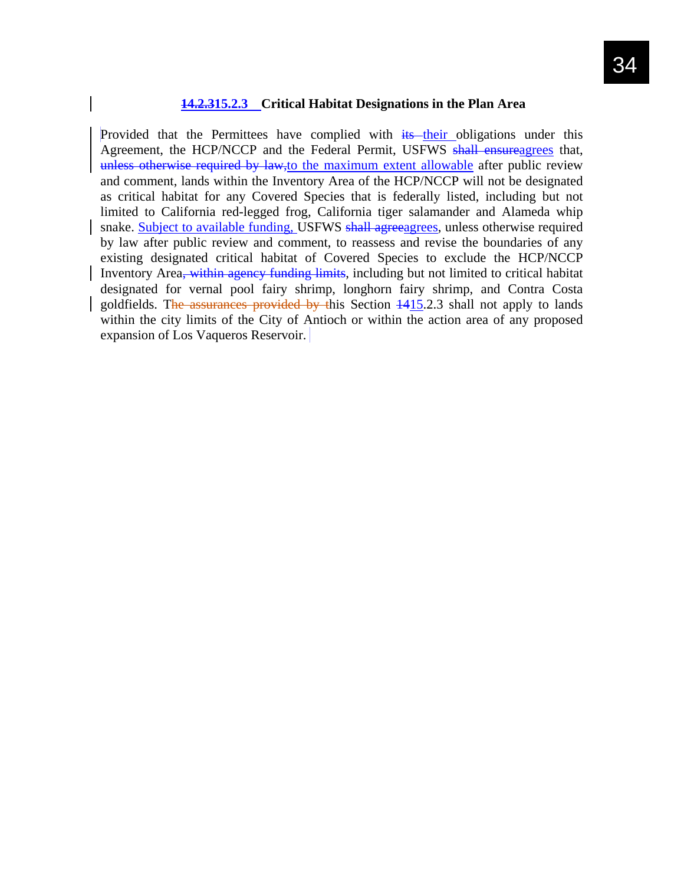### ~~14.2.3~~15.2.3 Critical Habitat Designations in the Plan Area

Provided that the Permittees have complied with ~~its~~ their obligations under this Agreement, the HCP/NCCP and the Federal Permit, USFWS ~~shall ensure~~agrees that, ~~unless otherwise required by law,~~to the maximum extent allowable after public review and comment, lands within the Inventory Area of the HCP/NCCP will not be designated as critical habitat for any Covered Species that is federally listed, including but not limited to California red-legged frog, California tiger salamander and Alameda whip snake. Subject to available funding, USFWS ~~shall agree~~agrees, unless otherwise required by law after public review and comment, to reassess and revise the boundaries of any existing designated critical habitat of Covered Species to exclude the HCP/NCCP Inventory Area~~, within agency funding limits~~, including but not limited to critical habitat designated for vernal pool fairy shrimp, longhorn fairy shrimp, and Contra Costa goldfields. T~~he assurances provided by t~~his Section ~~14~~15.2.3 shall not apply to lands within the city limits of the City of Antioch or within the action area of any proposed expansion of Los Vaqueros Reservoir.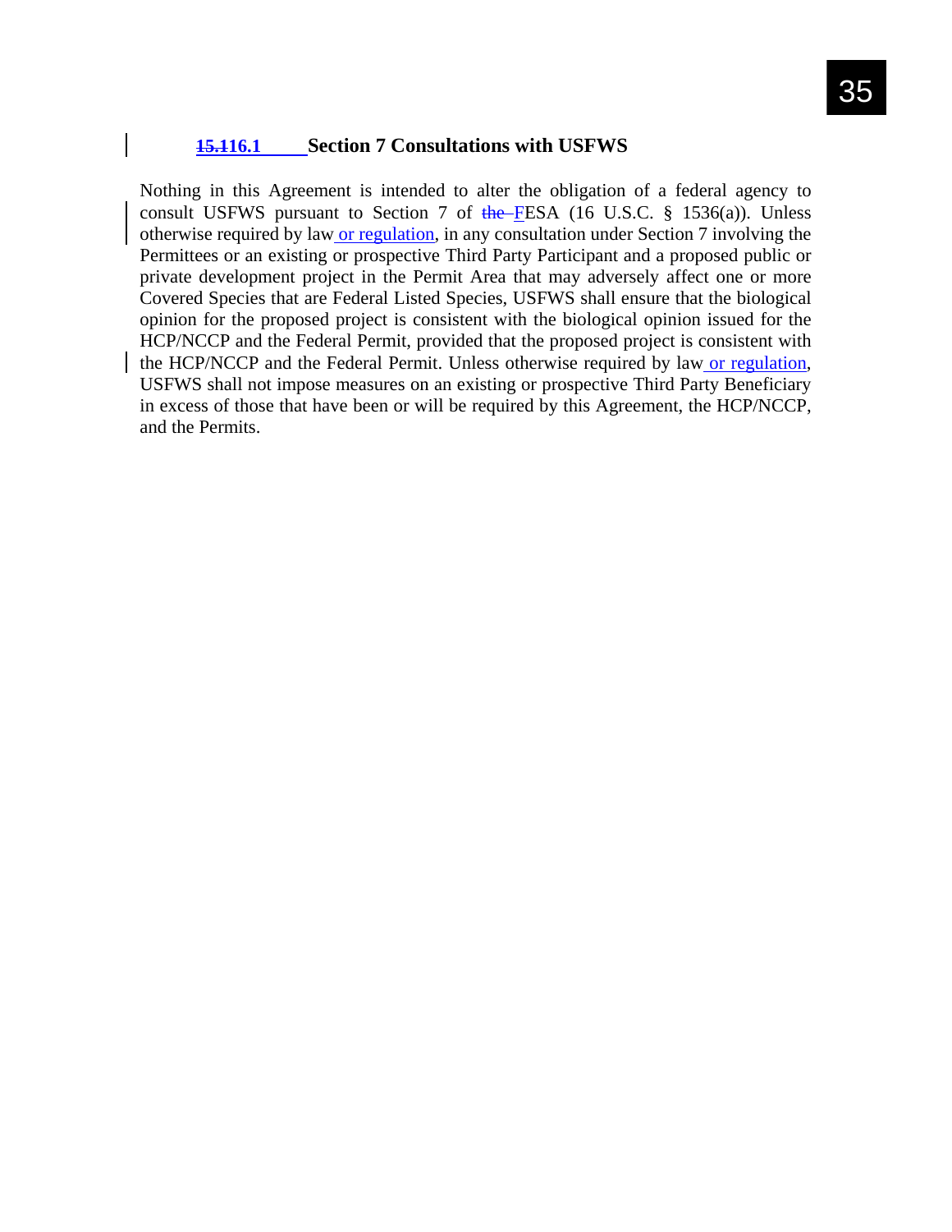### ~~15.1~~16.1 Section 7 Consultations with USFWS

Nothing in this Agreement is intended to alter the obligation of a federal agency to consult USFWS pursuant to Section 7 of ~~the~~ FESA (16 U.S.C. § 1536(a)). Unless otherwise required by law or regulation, in any consultation under Section 7 involving the Permittees or an existing or prospective Third Party Participant and a proposed public or private development project in the Permit Area that may adversely affect one or more Covered Species that are Federal Listed Species, USFWS shall ensure that the biological opinion for the proposed project is consistent with the biological opinion issued for the HCP/NCCP and the Federal Permit, provided that the proposed project is consistent with the HCP/NCCP and the Federal Permit. Unless otherwise required by law or regulation, USFWS shall not impose measures on an existing or prospective Third Party Beneficiary in excess of those that have been or will be required by this Agreement, the HCP/NCCP, and the Permits.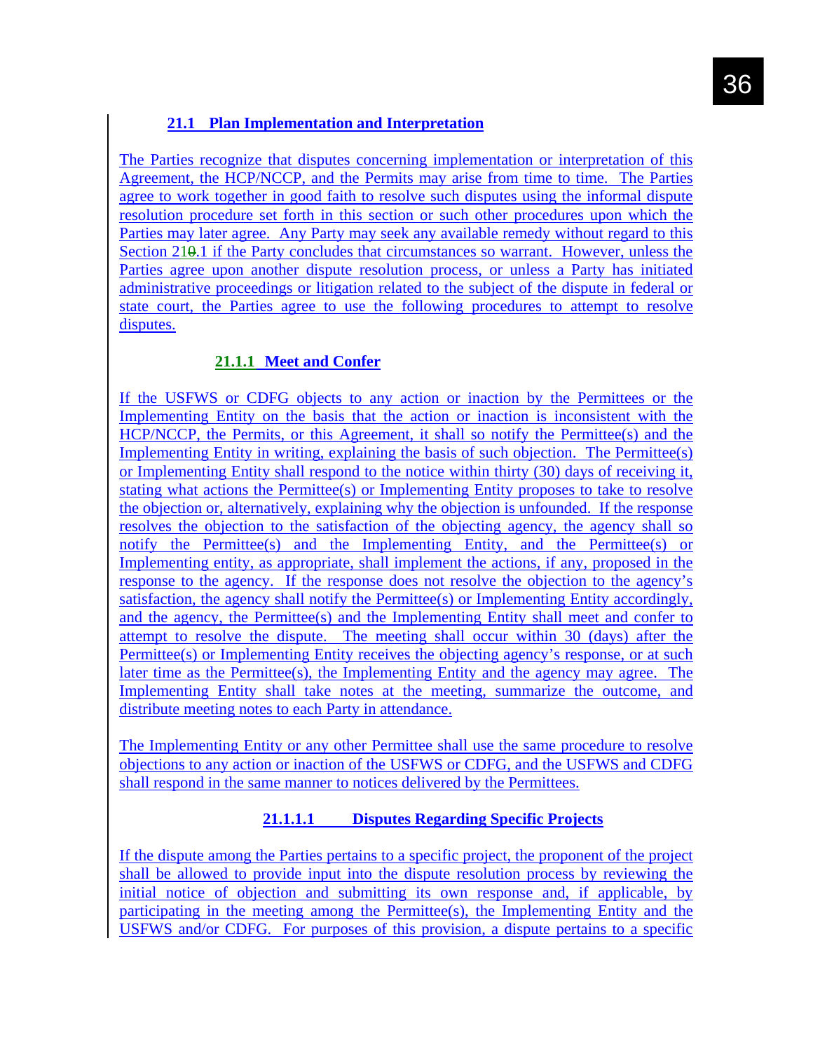### 21.1 Plan Implementation and Interpretation

The Parties recognize that disputes concerning implementation or interpretation of this Agreement, the HCP/NCCP, and the Permits may arise from time to time. The Parties agree to work together in good faith to resolve such disputes using the informal dispute resolution procedure set forth in this section or such other procedures upon which the Parties may later agree. Any Party may seek any available remedy without regard to this Section 210.1 if the Party concludes that circumstances so warrant. However, unless the Parties agree upon another dispute resolution process, or unless a Party has initiated administrative proceedings or litigation related to the subject of the dispute in federal or state court, the Parties agree to use the following procedures to attempt to resolve disputes.

#### 21.1.1 Meet and Confer

If the USFWS or CDFG objects to any action or inaction by the Permittees or the Implementing Entity on the basis that the action or inaction is inconsistent with the HCP/NCCP, the Permits, or this Agreement, it shall so notify the Permittee(s) and the Implementing Entity in writing, explaining the basis of such objection. The Permittee(s) or Implementing Entity shall respond to the notice within thirty (30) days of receiving it, stating what actions the Permittee(s) or Implementing Entity proposes to take to resolve the objection or, alternatively, explaining why the objection is unfounded. If the response resolves the objection to the satisfaction of the objecting agency, the agency shall so notify the Permittee(s) and the Implementing Entity, and the Permittee(s) or Implementing entity, as appropriate, shall implement the actions, if any, proposed in the response to the agency. If the response does not resolve the objection to the agency's satisfaction, the agency shall notify the Permittee(s) or Implementing Entity accordingly, and the agency, the Permittee(s) and the Implementing Entity shall meet and confer to attempt to resolve the dispute. The meeting shall occur within 30 (days) after the Permittee(s) or Implementing Entity receives the objecting agency's response, or at such later time as the Permittee(s), the Implementing Entity and the agency may agree. The Implementing Entity shall take notes at the meeting, summarize the outcome, and distribute meeting notes to each Party in attendance.

The Implementing Entity or any other Permittee shall use the same procedure to resolve objections to any action or inaction of the USFWS or CDFG, and the USFWS and CDFG shall respond in the same manner to notices delivered by the Permittees.

##### 21.1.1.1 Disputes Regarding Specific Projects

If the dispute among the Parties pertains to a specific project, the proponent of the project shall be allowed to provide input into the dispute resolution process by reviewing the initial notice of objection and submitting its own response and, if applicable, by participating in the meeting among the Permittee(s), the Implementing Entity and the USFWS and/or CDFG. For purposes of this provision, a dispute pertains to a specific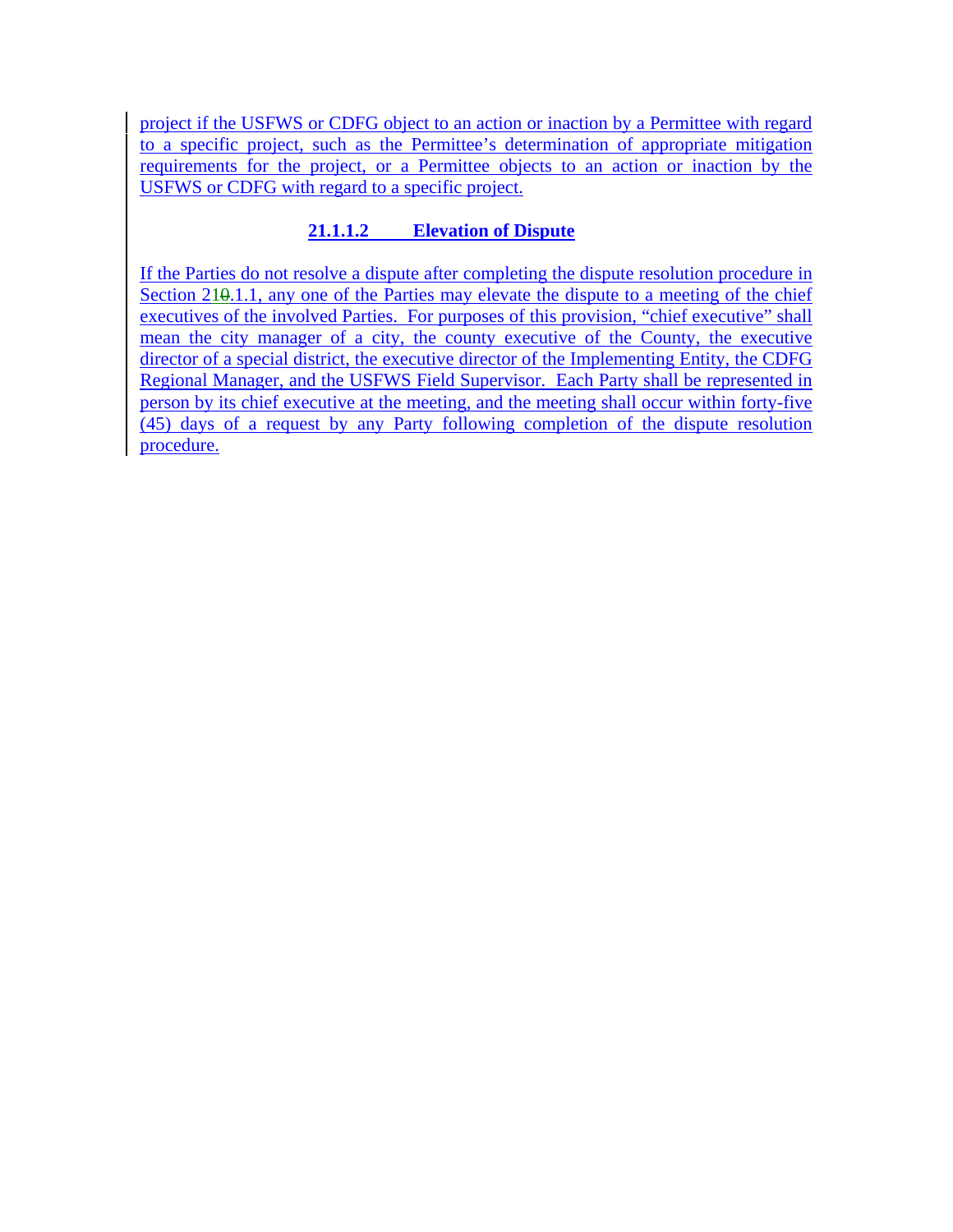project if the USFWS or CDFG object to an action or inaction by a Permittee with regard to a specific project, such as the Permittee's determination of appropriate mitigation requirements for the project, or a Permittee objects to an action or inaction by the USFWS or CDFG with regard to a specific project.

**21.1.1.2 Elevation of Dispute**

If the Parties do not resolve a dispute after completing the dispute resolution procedure in Section 210.1.1, any one of the Parties may elevate the dispute to a meeting of the chief executives of the involved Parties. For purposes of this provision, "chief executive" shall mean the city manager of a city, the county executive of the County, the executive director of a special district, the executive director of the Implementing Entity, the CDFG Regional Manager, and the USFWS Field Supervisor. Each Party shall be represented in person by its chief executive at the meeting, and the meeting shall occur within forty-five (45) days of a request by any Party following completion of the dispute resolution procedure.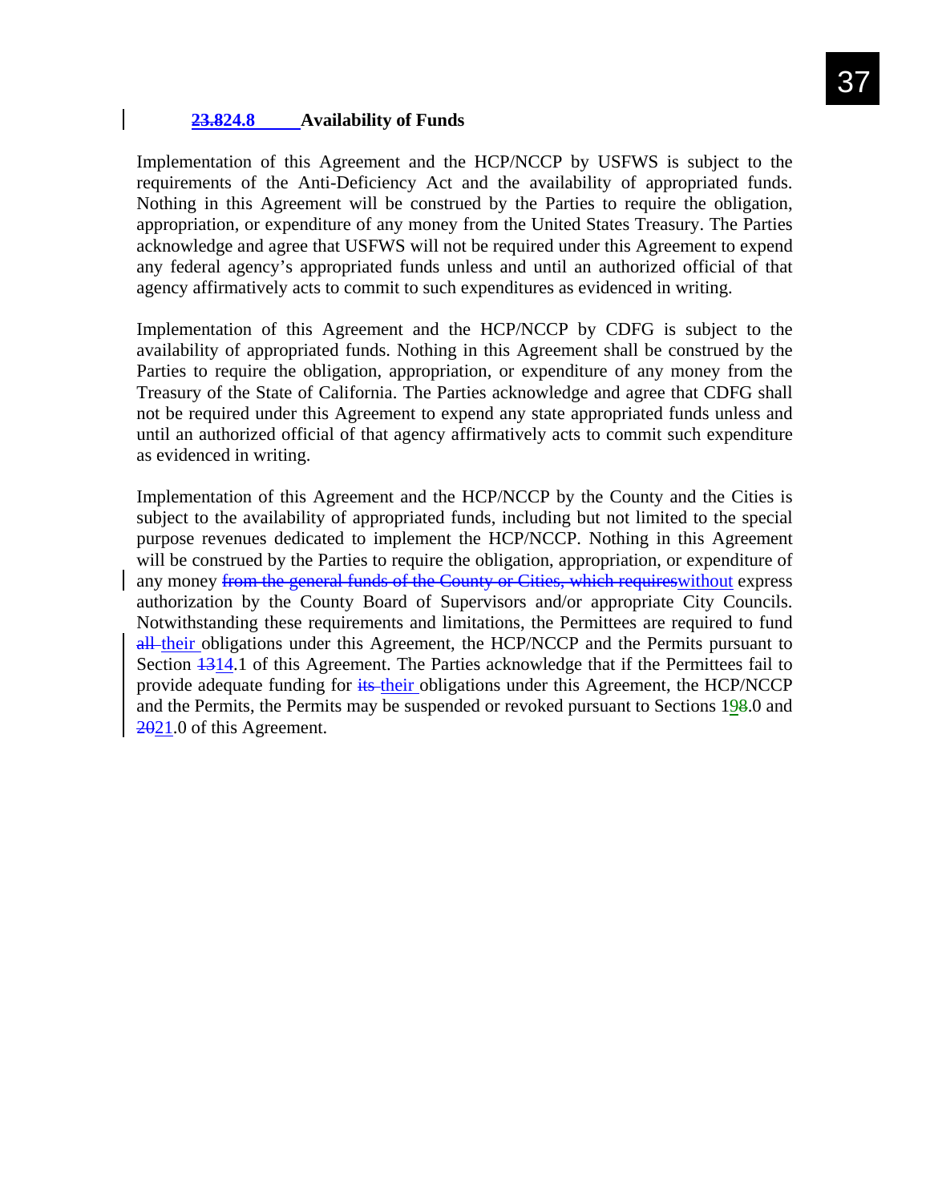### ~~23.8~~24.8 Availability of Funds

Implementation of this Agreement and the HCP/NCCP by USFWS is subject to the requirements of the Anti-Deficiency Act and the availability of appropriated funds. Nothing in this Agreement will be construed by the Parties to require the obligation, appropriation, or expenditure of any money from the United States Treasury. The Parties acknowledge and agree that USFWS will not be required under this Agreement to expend any federal agency's appropriated funds unless and until an authorized official of that agency affirmatively acts to commit to such expenditures as evidenced in writing.

Implementation of this Agreement and the HCP/NCCP by CDFG is subject to the availability of appropriated funds. Nothing in this Agreement shall be construed by the Parties to require the obligation, appropriation, or expenditure of any money from the Treasury of the State of California. The Parties acknowledge and agree that CDFG shall not be required under this Agreement to expend any state appropriated funds unless and until an authorized official of that agency affirmatively acts to commit such expenditure as evidenced in writing.

Implementation of this Agreement and the HCP/NCCP by the County and the Cities is subject to the availability of appropriated funds, including but not limited to the special purpose revenues dedicated to implement the HCP/NCCP. Nothing in this Agreement will be construed by the Parties to require the obligation, appropriation, or expenditure of any money ~~from the general funds of the County or Cities, which requires~~without express authorization by the County Board of Supervisors and/or appropriate City Councils. Notwithstanding these requirements and limitations, the Permittees are required to fund ~~all~~ their obligations under this Agreement, the HCP/NCCP and the Permits pursuant to Section ~~13~~14.1 of this Agreement. The Parties acknowledge that if the Permittees fail to provide adequate funding for ~~its~~ their obligations under this Agreement, the HCP/NCCP and the Permits, the Permits may be suspended or revoked pursuant to Sections 19~~8~~.0 and ~~20~~21.0 of this Agreement.